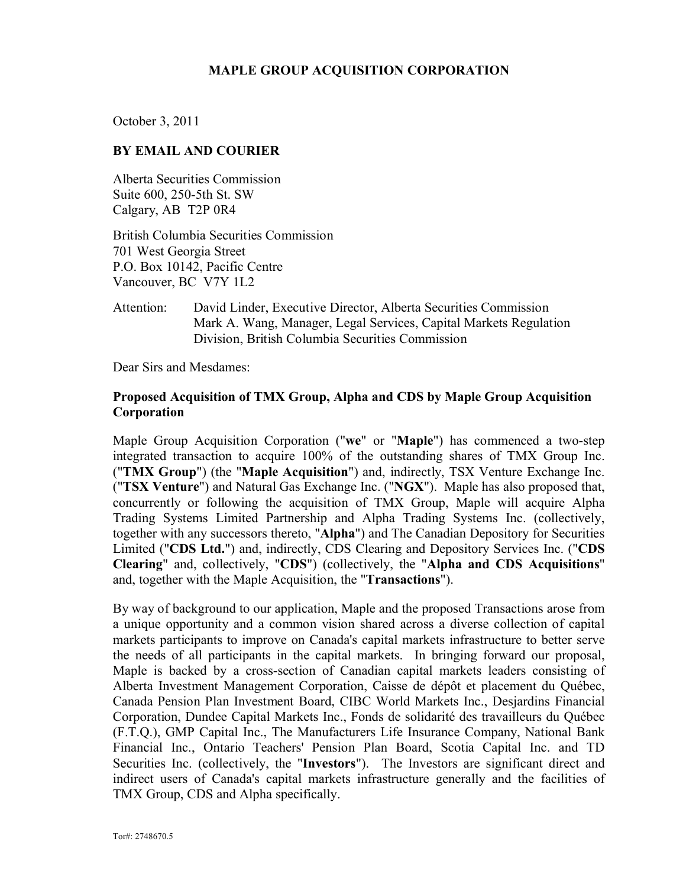# MAPLE GROUP ACQUISITION CORPORATION

October 3, 2011

**BY EMAIL AND COURIER**

Alberta Securities Commission
Suite 600, 250-5th St. SW
Calgary, AB T2P 0R4

British Columbia Securities Commission
701 West Georgia Street
P.O. Box 10142, Pacific Centre
Vancouver, BC V7Y 1L2

Attention: David Linder, Executive Director, Alberta Securities Commission
Mark A. Wang, Manager, Legal Services, Capital Markets Regulation Division, British Columbia Securities Commission

Dear Sirs and Mesdames:

**Proposed Acquisition of TMX Group, Alpha and CDS by Maple Group Acquisition Corporation**

Maple Group Acquisition Corporation ("**we**" or "**Maple**") has commenced a two-step integrated transaction to acquire 100% of the outstanding shares of TMX Group Inc. ("**TMX Group**") (the "**Maple Acquisition**") and, indirectly, TSX Venture Exchange Inc. ("**TSX Venture**") and Natural Gas Exchange Inc. ("**NGX**"). Maple has also proposed that, concurrently or following the acquisition of TMX Group, Maple will acquire Alpha Trading Systems Limited Partnership and Alpha Trading Systems Inc. (collectively, together with any successors thereto, "**Alpha**") and The Canadian Depository for Securities Limited ("**CDS Ltd.**") and, indirectly, CDS Clearing and Depository Services Inc. ("**CDS Clearing**" and, collectively, "**CDS**") (collectively, the "**Alpha and CDS Acquisitions**" and, together with the Maple Acquisition, the "**Transactions**").

By way of background to our application, Maple and the proposed Transactions arose from a unique opportunity and a common vision shared across a diverse collection of capital markets participants to improve on Canada's capital markets infrastructure to better serve the needs of all participants in the capital markets. In bringing forward our proposal, Maple is backed by a cross-section of Canadian capital markets leaders consisting of Alberta Investment Management Corporation, Caisse de dépôt et placement du Québec, Canada Pension Plan Investment Board, CIBC World Markets Inc., Desjardins Financial Corporation, Dundee Capital Markets Inc., Fonds de solidarité des travailleurs du Québec (F.T.Q.), GMP Capital Inc., The Manufacturers Life Insurance Company, National Bank Financial Inc., Ontario Teachers' Pension Plan Board, Scotia Capital Inc. and TD Securities Inc. (collectively, the "**Investors**"). The Investors are significant direct and indirect users of Canada's capital markets infrastructure generally and the facilities of TMX Group, CDS and Alpha specifically.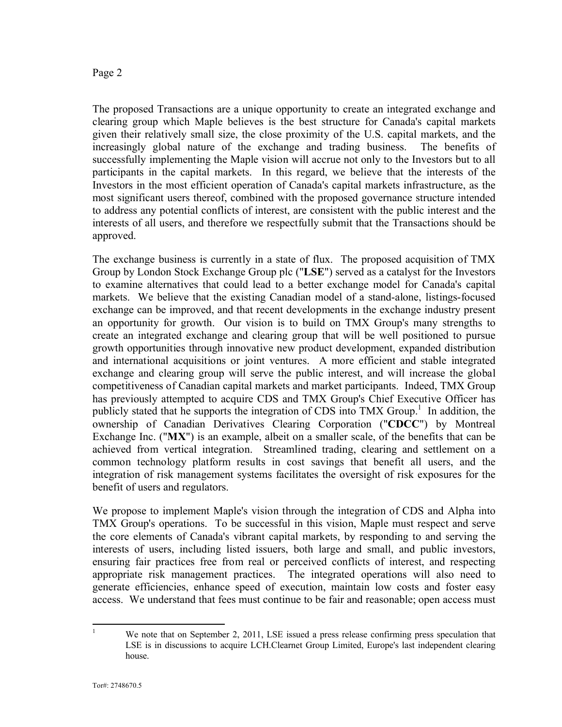The proposed Transactions are a unique opportunity to create an integrated exchange and clearing group which Maple believes is the best structure for Canada's capital markets given their relatively small size, the close proximity of the U.S. capital markets, and the increasingly global nature of the exchange and trading business. The benefits of successfully implementing the Maple vision will accrue not only to the Investors but to all participants in the capital markets. In this regard, we believe that the interests of the Investors in the most efficient operation of Canada's capital markets infrastructure, as the most significant users thereof, combined with the proposed governance structure intended to address any potential conflicts of interest, are consistent with the public interest and the interests of all users, and therefore we respectfully submit that the Transactions should be approved.

The exchange business is currently in a state of flux. The proposed acquisition of TMX Group by London Stock Exchange Group plc ("**LSE**") served as a catalyst for the Investors to examine alternatives that could lead to a better exchange model for Canada's capital markets. We believe that the existing Canadian model of a stand-alone, listings-focused exchange can be improved, and that recent developments in the exchange industry present an opportunity for growth. Our vision is to build on TMX Group's many strengths to create an integrated exchange and clearing group that will be well positioned to pursue growth opportunities through innovative new product development, expanded distribution and international acquisitions or joint ventures. A more efficient and stable integrated exchange and clearing group will serve the public interest, and will increase the global competitiveness of Canadian capital markets and market participants. Indeed, TMX Group has previously attempted to acquire CDS and TMX Group's Chief Executive Officer has publicly stated that he supports the integration of CDS into TMX Group.[1] In addition, the ownership of Canadian Derivatives Clearing Corporation ("**CDCC**") by Montreal Exchange Inc. ("**MX**") is an example, albeit on a smaller scale, of the benefits that can be achieved from vertical integration. Streamlined trading, clearing and settlement on a common technology platform results in cost savings that benefit all users, and the integration of risk management systems facilitates the oversight of risk exposures for the benefit of users and regulators.

We propose to implement Maple's vision through the integration of CDS and Alpha into TMX Group's operations. To be successful in this vision, Maple must respect and serve the core elements of Canada's vibrant capital markets, by responding to and serving the interests of users, including listed issuers, both large and small, and public investors, ensuring fair practices free from real or perceived conflicts of interest, and respecting appropriate risk management practices. The integrated operations will also need to generate efficiencies, enhance speed of execution, maintain low costs and foster easy access. We understand that fees must continue to be fair and reasonable; open access must

---

[1] We note that on September 2, 2011, LSE issued a press release confirming press speculation that LSE is in discussions to acquire LCH.Clearnet Group Limited, Europe's last independent clearing house.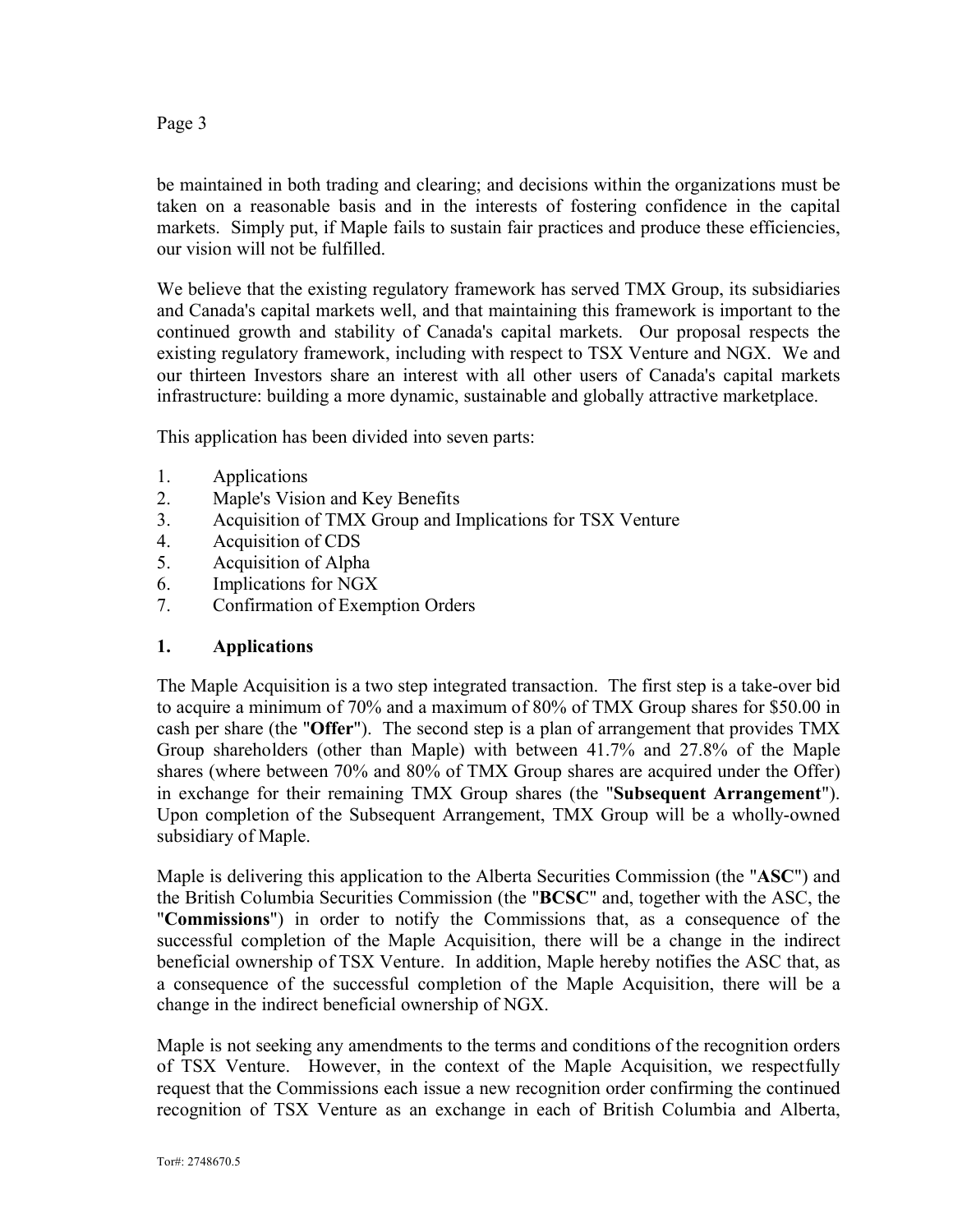be maintained in both trading and clearing; and decisions within the organizations must be taken on a reasonable basis and in the interests of fostering confidence in the capital markets. Simply put, if Maple fails to sustain fair practices and produce these efficiencies, our vision will not be fulfilled.

We believe that the existing regulatory framework has served TMX Group, its subsidiaries and Canada's capital markets well, and that maintaining this framework is important to the continued growth and stability of Canada's capital markets. Our proposal respects the existing regulatory framework, including with respect to TSX Venture and NGX. We and our thirteen Investors share an interest with all other users of Canada's capital markets infrastructure: building a more dynamic, sustainable and globally attractive marketplace.

This application has been divided into seven parts:

1. Applications
2. Maple's Vision and Key Benefits
3. Acquisition of TMX Group and Implications for TSX Venture
4. Acquisition of CDS
5. Acquisition of Alpha
6. Implications for NGX
7. Confirmation of Exemption Orders

## 1. Applications

The Maple Acquisition is a two step integrated transaction. The first step is a take-over bid to acquire a minimum of 70% and a maximum of 80% of TMX Group shares for $50.00 in cash per share (the "**Offer**"). The second step is a plan of arrangement that provides TMX Group shareholders (other than Maple) with between 41.7% and 27.8% of the Maple shares (where between 70% and 80% of TMX Group shares are acquired under the Offer) in exchange for their remaining TMX Group shares (the "**Subsequent Arrangement**"). Upon completion of the Subsequent Arrangement, TMX Group will be a wholly-owned subsidiary of Maple.

Maple is delivering this application to the Alberta Securities Commission (the "**ASC**") and the British Columbia Securities Commission (the "**BCSC**" and, together with the ASC, the "**Commissions**") in order to notify the Commissions that, as a consequence of the successful completion of the Maple Acquisition, there will be a change in the indirect beneficial ownership of TSX Venture. In addition, Maple hereby notifies the ASC that, as a consequence of the successful completion of the Maple Acquisition, there will be a change in the indirect beneficial ownership of NGX.

Maple is not seeking any amendments to the terms and conditions of the recognition orders of TSX Venture. However, in the context of the Maple Acquisition, we respectfully request that the Commissions each issue a new recognition order confirming the continued recognition of TSX Venture as an exchange in each of British Columbia and Alberta,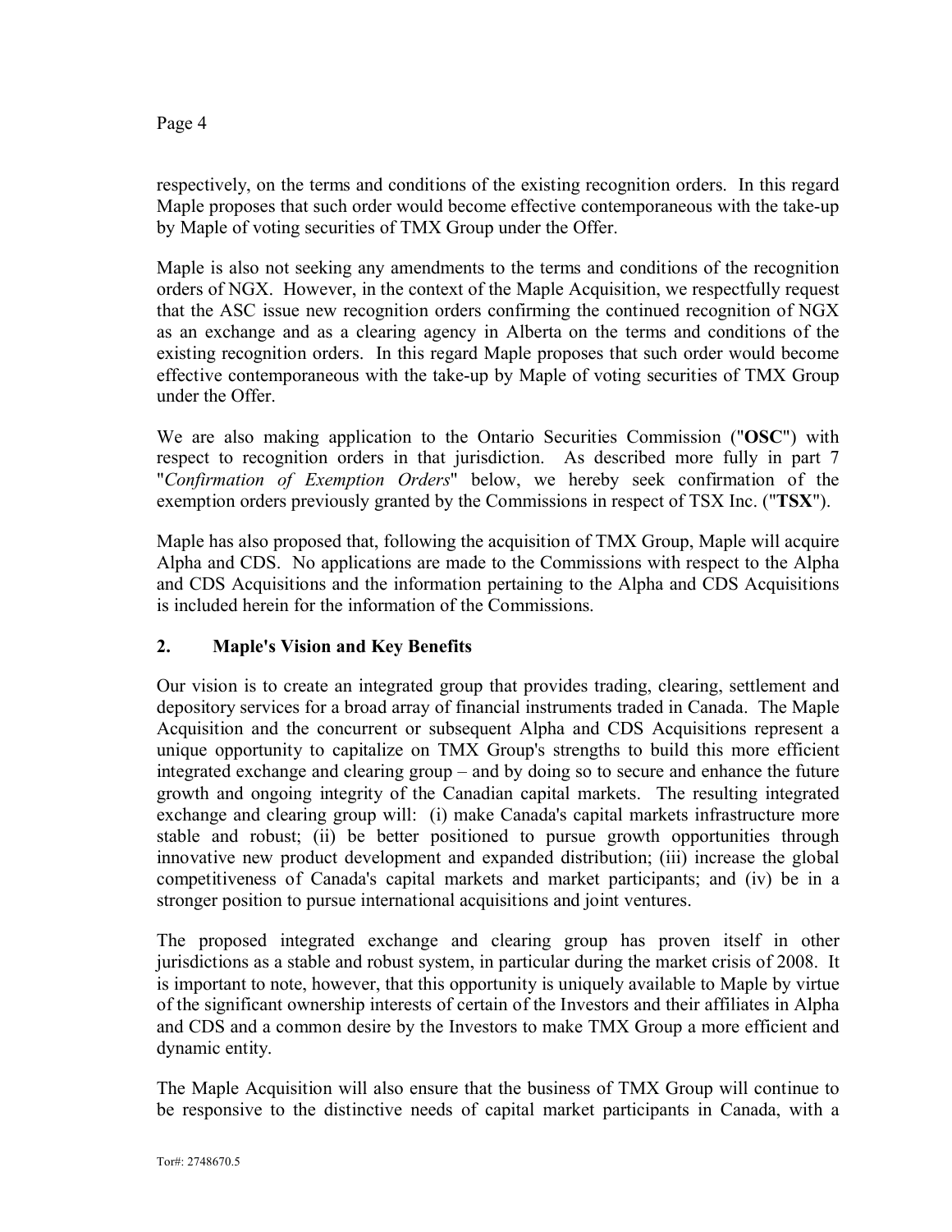respectively, on the terms and conditions of the existing recognition orders. In this regard Maple proposes that such order would become effective contemporaneous with the take-up by Maple of voting securities of TMX Group under the Offer.

Maple is also not seeking any amendments to the terms and conditions of the recognition orders of NGX. However, in the context of the Maple Acquisition, we respectfully request that the ASC issue new recognition orders confirming the continued recognition of NGX as an exchange and as a clearing agency in Alberta on the terms and conditions of the existing recognition orders. In this regard Maple proposes that such order would become effective contemporaneous with the take-up by Maple of voting securities of TMX Group under the Offer.

We are also making application to the Ontario Securities Commission ("**OSC**") with respect to recognition orders in that jurisdiction. As described more fully in part 7 "*Confirmation of Exemption Orders*" below, we hereby seek confirmation of the exemption orders previously granted by the Commissions in respect of TSX Inc. ("**TSX**").

Maple has also proposed that, following the acquisition of TMX Group, Maple will acquire Alpha and CDS. No applications are made to the Commissions with respect to the Alpha and CDS Acquisitions and the information pertaining to the Alpha and CDS Acquisitions is included herein for the information of the Commissions.

## 2. Maple's Vision and Key Benefits

Our vision is to create an integrated group that provides trading, clearing, settlement and depository services for a broad array of financial instruments traded in Canada. The Maple Acquisition and the concurrent or subsequent Alpha and CDS Acquisitions represent a unique opportunity to capitalize on TMX Group's strengths to build this more efficient integrated exchange and clearing group – and by doing so to secure and enhance the future growth and ongoing integrity of the Canadian capital markets. The resulting integrated exchange and clearing group will: (i) make Canada's capital markets infrastructure more stable and robust; (ii) be better positioned to pursue growth opportunities through innovative new product development and expanded distribution; (iii) increase the global competitiveness of Canada's capital markets and market participants; and (iv) be in a stronger position to pursue international acquisitions and joint ventures.

The proposed integrated exchange and clearing group has proven itself in other jurisdictions as a stable and robust system, in particular during the market crisis of 2008. It is important to note, however, that this opportunity is uniquely available to Maple by virtue of the significant ownership interests of certain of the Investors and their affiliates in Alpha and CDS and a common desire by the Investors to make TMX Group a more efficient and dynamic entity.

The Maple Acquisition will also ensure that the business of TMX Group will continue to be responsive to the distinctive needs of capital market participants in Canada, with a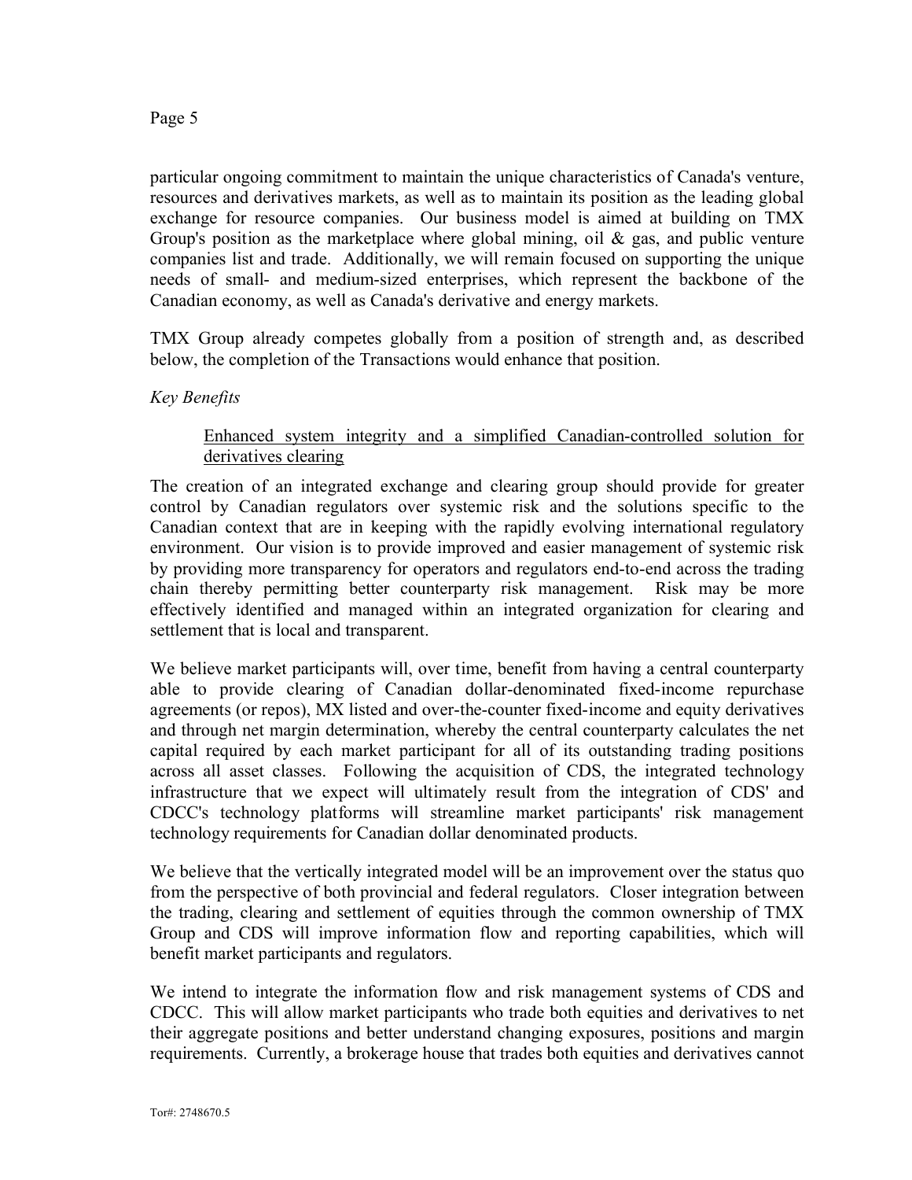particular ongoing commitment to maintain the unique characteristics of Canada's venture, resources and derivatives markets, as well as to maintain its position as the leading global exchange for resource companies. Our business model is aimed at building on TMX Group's position as the marketplace where global mining, oil & gas, and public venture companies list and trade. Additionally, we will remain focused on supporting the unique needs of small- and medium-sized enterprises, which represent the backbone of the Canadian economy, as well as Canada's derivative and energy markets.

TMX Group already competes globally from a position of strength and, as described below, the completion of the Transactions would enhance that position.

*Key Benefits*

<u>Enhanced system integrity and a simplified Canadian-controlled solution for derivatives clearing</u>

The creation of an integrated exchange and clearing group should provide for greater control by Canadian regulators over systemic risk and the solutions specific to the Canadian context that are in keeping with the rapidly evolving international regulatory environment. Our vision is to provide improved and easier management of systemic risk by providing more transparency for operators and regulators end-to-end across the trading chain thereby permitting better counterparty risk management. Risk may be more effectively identified and managed within an integrated organization for clearing and settlement that is local and transparent.

We believe market participants will, over time, benefit from having a central counterparty able to provide clearing of Canadian dollar-denominated fixed-income repurchase agreements (or repos), MX listed and over-the-counter fixed-income and equity derivatives and through net margin determination, whereby the central counterparty calculates the net capital required by each market participant for all of its outstanding trading positions across all asset classes. Following the acquisition of CDS, the integrated technology infrastructure that we expect will ultimately result from the integration of CDS' and CDCC's technology platforms will streamline market participants' risk management technology requirements for Canadian dollar denominated products.

We believe that the vertically integrated model will be an improvement over the status quo from the perspective of both provincial and federal regulators. Closer integration between the trading, clearing and settlement of equities through the common ownership of TMX Group and CDS will improve information flow and reporting capabilities, which will benefit market participants and regulators.

We intend to integrate the information flow and risk management systems of CDS and CDCC. This will allow market participants who trade both equities and derivatives to net their aggregate positions and better understand changing exposures, positions and margin requirements. Currently, a brokerage house that trades both equities and derivatives cannot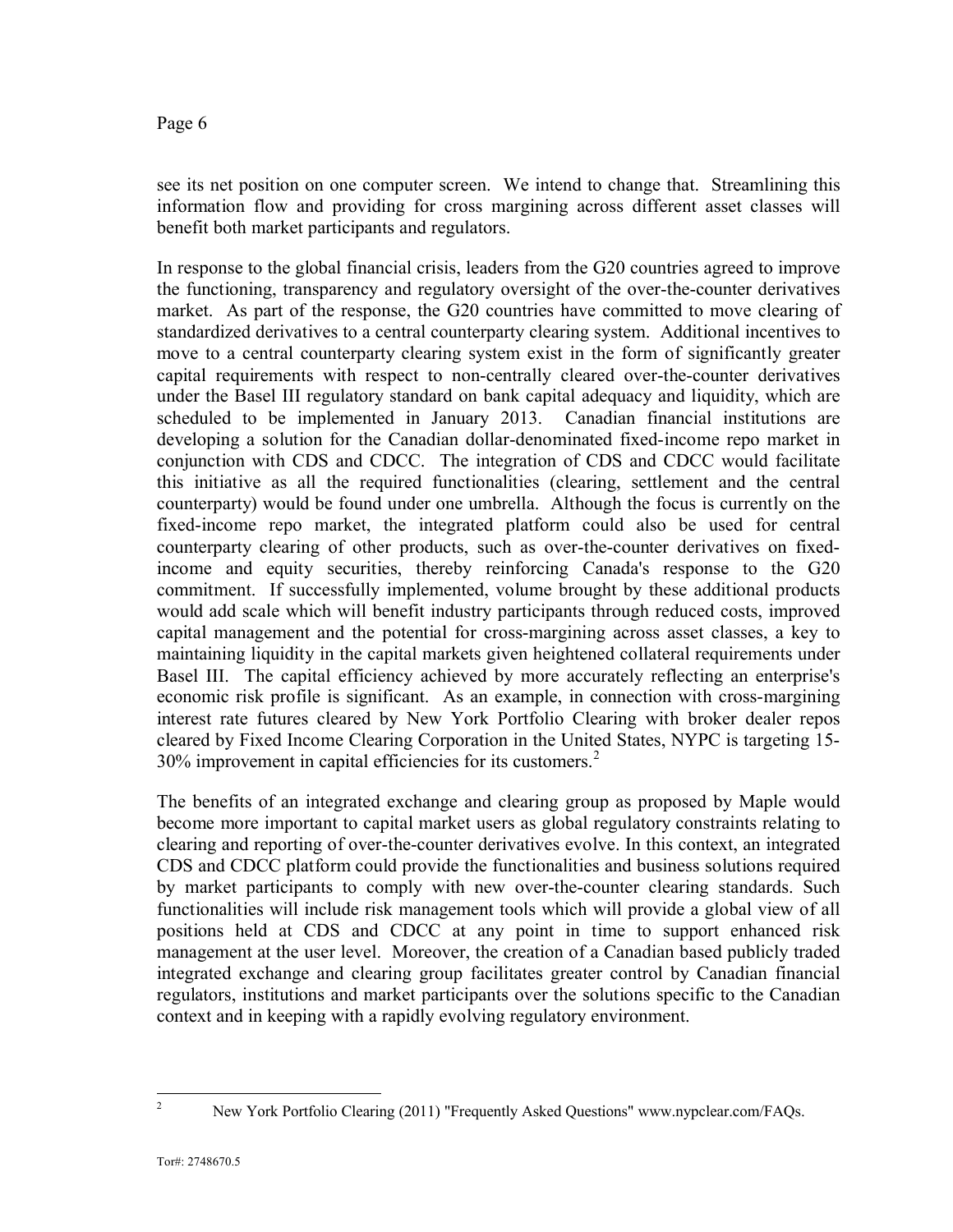see its net position on one computer screen. We intend to change that. Streamlining this information flow and providing for cross margining across different asset classes will benefit both market participants and regulators.

In response to the global financial crisis, leaders from the G20 countries agreed to improve the functioning, transparency and regulatory oversight of the over-the-counter derivatives market. As part of the response, the G20 countries have committed to move clearing of standardized derivatives to a central counterparty clearing system. Additional incentives to move to a central counterparty clearing system exist in the form of significantly greater capital requirements with respect to non-centrally cleared over-the-counter derivatives under the Basel III regulatory standard on bank capital adequacy and liquidity, which are scheduled to be implemented in January 2013. Canadian financial institutions are developing a solution for the Canadian dollar-denominated fixed-income repo market in conjunction with CDS and CDCC. The integration of CDS and CDCC would facilitate this initiative as all the required functionalities (clearing, settlement and the central counterparty) would be found under one umbrella. Although the focus is currently on the fixed-income repo market, the integrated platform could also be used for central counterparty clearing of other products, such as over-the-counter derivatives on fixed-income and equity securities, thereby reinforcing Canada's response to the G20 commitment. If successfully implemented, volume brought by these additional products would add scale which will benefit industry participants through reduced costs, improved capital management and the potential for cross-margining across asset classes, a key to maintaining liquidity in the capital markets given heightened collateral requirements under Basel III. The capital efficiency achieved by more accurately reflecting an enterprise's economic risk profile is significant. As an example, in connection with cross-margining interest rate futures cleared by New York Portfolio Clearing with broker dealer repos cleared by Fixed Income Clearing Corporation in the United States, NYPC is targeting 15-30% improvement in capital efficiencies for its customers.[2]

The benefits of an integrated exchange and clearing group as proposed by Maple would become more important to capital market users as global regulatory constraints relating to clearing and reporting of over-the-counter derivatives evolve. In this context, an integrated CDS and CDCC platform could provide the functionalities and business solutions required by market participants to comply with new over-the-counter clearing standards. Such functionalities will include risk management tools which will provide a global view of all positions held at CDS and CDCC at any point in time to support enhanced risk management at the user level. Moreover, the creation of a Canadian based publicly traded integrated exchange and clearing group facilitates greater control by Canadian financial regulators, institutions and market participants over the solutions specific to the Canadian context and in keeping with a rapidly evolving regulatory environment.

[2] New York Portfolio Clearing (2011) "Frequently Asked Questions" www.nypclear.com/FAQs.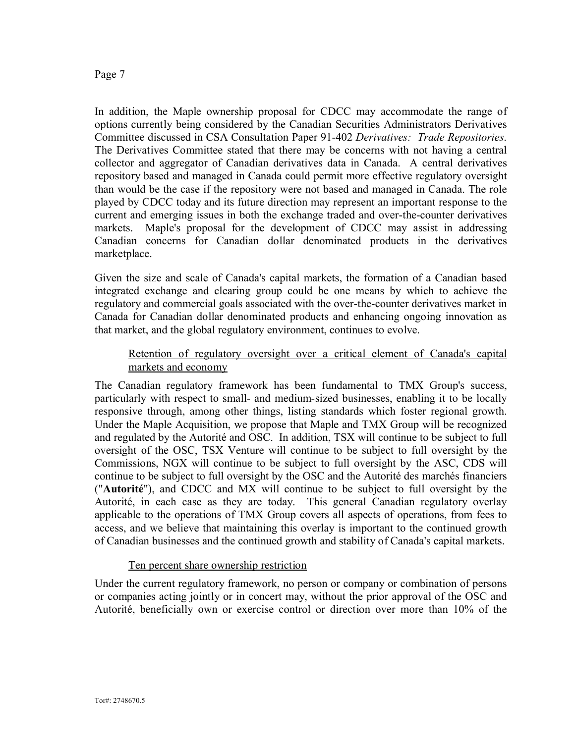In addition, the Maple ownership proposal for CDCC may accommodate the range of options currently being considered by the Canadian Securities Administrators Derivatives Committee discussed in CSA Consultation Paper 91-402 *Derivatives: Trade Repositories*. The Derivatives Committee stated that there may be concerns with not having a central collector and aggregator of Canadian derivatives data in Canada. A central derivatives repository based and managed in Canada could permit more effective regulatory oversight than would be the case if the repository were not based and managed in Canada. The role played by CDCC today and its future direction may represent an important response to the current and emerging issues in both the exchange traded and over-the-counter derivatives markets. Maple's proposal for the development of CDCC may assist in addressing Canadian concerns for Canadian dollar denominated products in the derivatives marketplace.

Given the size and scale of Canada's capital markets, the formation of a Canadian based integrated exchange and clearing group could be one means by which to achieve the regulatory and commercial goals associated with the over-the-counter derivatives market in Canada for Canadian dollar denominated products and enhancing ongoing innovation as that market, and the global regulatory environment, continues to evolve.

<u>Retention of regulatory oversight over a critical element of Canada's capital markets and economy</u>

The Canadian regulatory framework has been fundamental to TMX Group's success, particularly with respect to small- and medium-sized businesses, enabling it to be locally responsive through, among other things, listing standards which foster regional growth. Under the Maple Acquisition, we propose that Maple and TMX Group will be recognized and regulated by the Autorité and OSC. In addition, TSX will continue to be subject to full oversight of the OSC, TSX Venture will continue to be subject to full oversight by the Commissions, NGX will continue to be subject to full oversight by the ASC, CDS will continue to be subject to full oversight by the OSC and the Autorité des marchés financiers ("**Autorité**"), and CDCC and MX will continue to be subject to full oversight by the Autorité, in each case as they are today. This general Canadian regulatory overlay applicable to the operations of TMX Group covers all aspects of operations, from fees to access, and we believe that maintaining this overlay is important to the continued growth of Canadian businesses and the continued growth and stability of Canada's capital markets.

<u>Ten percent share ownership restriction</u>

Under the current regulatory framework, no person or company or combination of persons or companies acting jointly or in concert may, without the prior approval of the OSC and Autorité, beneficially own or exercise control or direction over more than 10% of the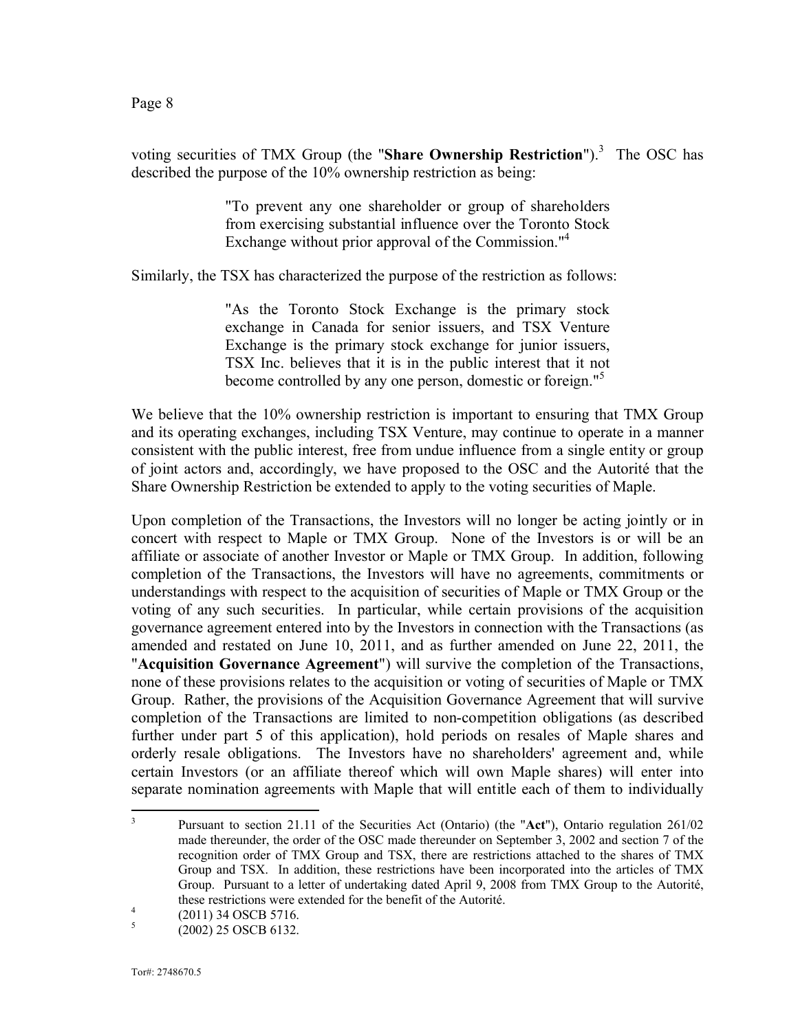voting securities of TMX Group (the "**Share Ownership Restriction**").[3] The OSC has described the purpose of the 10% ownership restriction as being:

> "To prevent any one shareholder or group of shareholders from exercising substantial influence over the Toronto Stock Exchange without prior approval of the Commission."[4]

Similarly, the TSX has characterized the purpose of the restriction as follows:

> "As the Toronto Stock Exchange is the primary stock exchange in Canada for senior issuers, and TSX Venture Exchange is the primary stock exchange for junior issuers, TSX Inc. believes that it is in the public interest that it not become controlled by any one person, domestic or foreign."[5]

We believe that the 10% ownership restriction is important to ensuring that TMX Group and its operating exchanges, including TSX Venture, may continue to operate in a manner consistent with the public interest, free from undue influence from a single entity or group of joint actors and, accordingly, we have proposed to the OSC and the Autorité that the Share Ownership Restriction be extended to apply to the voting securities of Maple.

Upon completion of the Transactions, the Investors will no longer be acting jointly or in concert with respect to Maple or TMX Group. None of the Investors is or will be an affiliate or associate of another Investor or Maple or TMX Group. In addition, following completion of the Transactions, the Investors will have no agreements, commitments or understandings with respect to the acquisition of securities of Maple or TMX Group or the voting of any such securities. In particular, while certain provisions of the acquisition governance agreement entered into by the Investors in connection with the Transactions (as amended and restated on June 10, 2011, and as further amended on June 22, 2011, the "**Acquisition Governance Agreement**") will survive the completion of the Transactions, none of these provisions relates to the acquisition or voting of securities of Maple or TMX Group. Rather, the provisions of the Acquisition Governance Agreement that will survive completion of the Transactions are limited to non-competition obligations (as described further under part 5 of this application), hold periods on resales of Maple shares and orderly resale obligations. The Investors have no shareholders' agreement and, while certain Investors (or an affiliate thereof which will own Maple shares) will enter into separate nomination agreements with Maple that will entitle each of them to individually

---

[3] Pursuant to section 21.11 of the Securities Act (Ontario) (the "**Act**"), Ontario regulation 261/02 made thereunder, the order of the OSC made thereunder on September 3, 2002 and section 7 of the recognition order of TMX Group and TSX, there are restrictions attached to the shares of TMX Group and TSX. In addition, these restrictions have been incorporated into the articles of TMX Group. Pursuant to a letter of undertaking dated April 9, 2008 from TMX Group to the Autorité, these restrictions were extended for the benefit of the Autorité.

[4] (2011) 34 OSCB 5716.

[5] (2002) 25 OSCB 6132.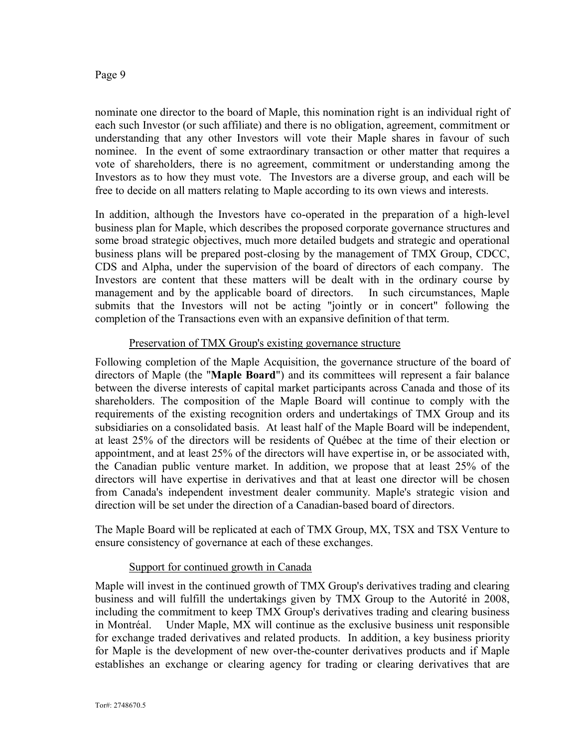nominate one director to the board of Maple, this nomination right is an individual right of each such Investor (or such affiliate) and there is no obligation, agreement, commitment or understanding that any other Investors will vote their Maple shares in favour of such nominee. In the event of some extraordinary transaction or other matter that requires a vote of shareholders, there is no agreement, commitment or understanding among the Investors as to how they must vote. The Investors are a diverse group, and each will be free to decide on all matters relating to Maple according to its own views and interests.

In addition, although the Investors have co-operated in the preparation of a high-level business plan for Maple, which describes the proposed corporate governance structures and some broad strategic objectives, much more detailed budgets and strategic and operational business plans will be prepared post-closing by the management of TMX Group, CDCC, CDS and Alpha, under the supervision of the board of directors of each company. The Investors are content that these matters will be dealt with in the ordinary course by management and by the applicable board of directors. In such circumstances, Maple submits that the Investors will not be acting "jointly or in concert" following the completion of the Transactions even with an expansive definition of that term.

Preservation of TMX Group's existing governance structure

Following completion of the Maple Acquisition, the governance structure of the board of directors of Maple (the "**Maple Board**") and its committees will represent a fair balance between the diverse interests of capital market participants across Canada and those of its shareholders. The composition of the Maple Board will continue to comply with the requirements of the existing recognition orders and undertakings of TMX Group and its subsidiaries on a consolidated basis. At least half of the Maple Board will be independent, at least 25% of the directors will be residents of Québec at the time of their election or appointment, and at least 25% of the directors will have expertise in, or be associated with, the Canadian public venture market. In addition, we propose that at least 25% of the directors will have expertise in derivatives and that at least one director will be chosen from Canada's independent investment dealer community. Maple's strategic vision and direction will be set under the direction of a Canadian-based board of directors.

The Maple Board will be replicated at each of TMX Group, MX, TSX and TSX Venture to ensure consistency of governance at each of these exchanges.

Support for continued growth in Canada

Maple will invest in the continued growth of TMX Group's derivatives trading and clearing business and will fulfill the undertakings given by TMX Group to the Autorité in 2008, including the commitment to keep TMX Group's derivatives trading and clearing business in Montréal. Under Maple, MX will continue as the exclusive business unit responsible for exchange traded derivatives and related products. In addition, a key business priority for Maple is the development of new over-the-counter derivatives products and if Maple establishes an exchange or clearing agency for trading or clearing derivatives that are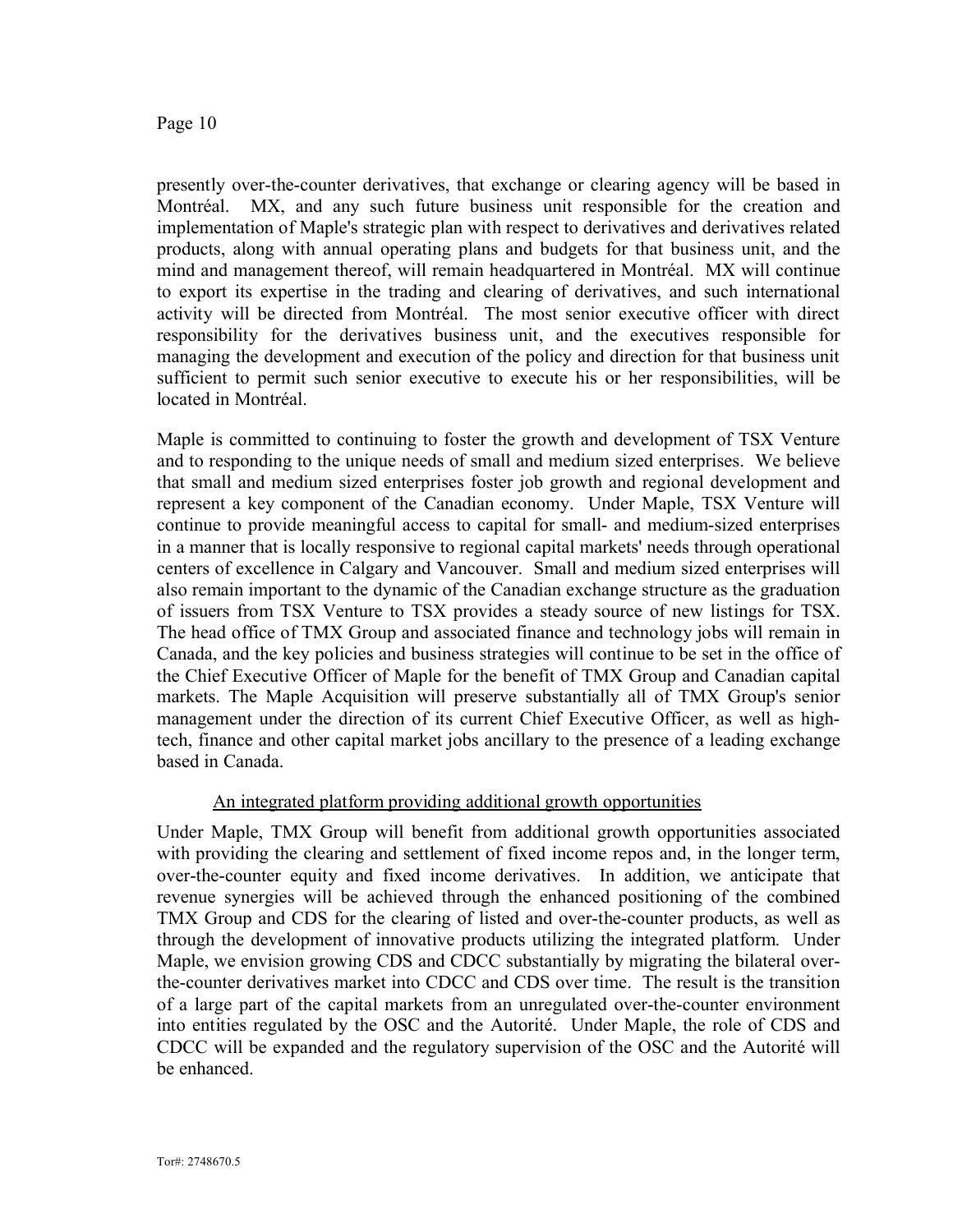presently over-the-counter derivatives, that exchange or clearing agency will be based in Montréal. MX, and any such future business unit responsible for the creation and implementation of Maple's strategic plan with respect to derivatives and derivatives related products, along with annual operating plans and budgets for that business unit, and the mind and management thereof, will remain headquartered in Montréal. MX will continue to export its expertise in the trading and clearing of derivatives, and such international activity will be directed from Montréal. The most senior executive officer with direct responsibility for the derivatives business unit, and the executives responsible for managing the development and execution of the policy and direction for that business unit sufficient to permit such senior executive to execute his or her responsibilities, will be located in Montréal.

Maple is committed to continuing to foster the growth and development of TSX Venture and to responding to the unique needs of small and medium sized enterprises. We believe that small and medium sized enterprises foster job growth and regional development and represent a key component of the Canadian economy. Under Maple, TSX Venture will continue to provide meaningful access to capital for small- and medium-sized enterprises in a manner that is locally responsive to regional capital markets' needs through operational centers of excellence in Calgary and Vancouver. Small and medium sized enterprises will also remain important to the dynamic of the Canadian exchange structure as the graduation of issuers from TSX Venture to TSX provides a steady source of new listings for TSX. The head office of TMX Group and associated finance and technology jobs will remain in Canada, and the key policies and business strategies will continue to be set in the office of the Chief Executive Officer of Maple for the benefit of TMX Group and Canadian capital markets. The Maple Acquisition will preserve substantially all of TMX Group's senior management under the direction of its current Chief Executive Officer, as well as high-tech, finance and other capital market jobs ancillary to the presence of a leading exchange based in Canada.

An integrated platform providing additional growth opportunities

Under Maple, TMX Group will benefit from additional growth opportunities associated with providing the clearing and settlement of fixed income repos and, in the longer term, over-the-counter equity and fixed income derivatives. In addition, we anticipate that revenue synergies will be achieved through the enhanced positioning of the combined TMX Group and CDS for the clearing of listed and over-the-counter products, as well as through the development of innovative products utilizing the integrated platform. Under Maple, we envision growing CDS and CDCC substantially by migrating the bilateral over-the-counter derivatives market into CDCC and CDS over time. The result is the transition of a large part of the capital markets from an unregulated over-the-counter environment into entities regulated by the OSC and the Autorité. Under Maple, the role of CDS and CDCC will be expanded and the regulatory supervision of the OSC and the Autorité will be enhanced.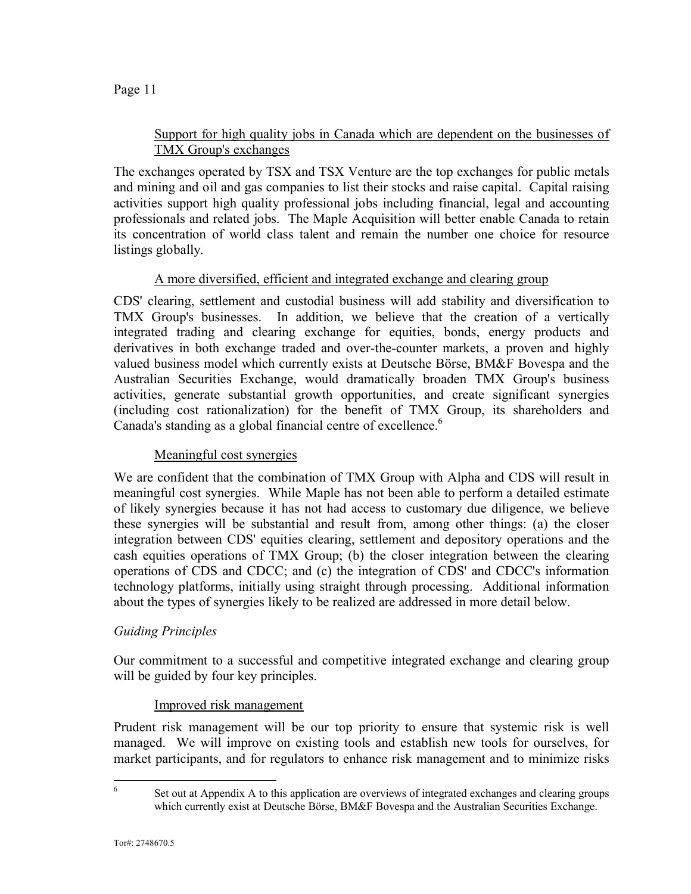Support for high quality jobs in Canada which are dependent on the businesses of TMX Group's exchanges

The exchanges operated by TSX and TSX Venture are the top exchanges for public metals and mining and oil and gas companies to list their stocks and raise capital. Capital raising activities support high quality professional jobs including financial, legal and accounting professionals and related jobs. The Maple Acquisition will better enable Canada to retain its concentration of world class talent and remain the number one choice for resource listings globally.

A more diversified, efficient and integrated exchange and clearing group

CDS' clearing, settlement and custodial business will add stability and diversification to TMX Group's businesses. In addition, we believe that the creation of a vertically integrated trading and clearing exchange for equities, bonds, energy products and derivatives in both exchange traded and over-the-counter markets, a proven and highly valued business model which currently exists at Deutsche Börse, BM&F Bovespa and the Australian Securities Exchange, would dramatically broaden TMX Group's business activities, generate substantial growth opportunities, and create significant synergies (including cost rationalization) for the benefit of TMX Group, its shareholders and Canada's standing as a global financial centre of excellence.[6]

Meaningful cost synergies

We are confident that the combination of TMX Group with Alpha and CDS will result in meaningful cost synergies. While Maple has not been able to perform a detailed estimate of likely synergies because it has not had access to customary due diligence, we believe these synergies will be substantial and result from, among other things: (a) the closer integration between CDS' equities clearing, settlement and depository operations and the cash equities operations of TMX Group; (b) the closer integration between the clearing operations of CDS and CDCC; and (c) the integration of CDS' and CDCC's information technology platforms, initially using straight through processing. Additional information about the types of synergies likely to be realized are addressed in more detail below.

*Guiding Principles*

Our commitment to a successful and competitive integrated exchange and clearing group will be guided by four key principles.

Improved risk management

Prudent risk management will be our top priority to ensure that systemic risk is well managed. We will improve on existing tools and establish new tools for ourselves, for market participants, and for regulators to enhance risk management and to minimize risks

---

[6] Set out at Appendix A to this application are overviews of integrated exchanges and clearing groups which currently exist at Deutsche Börse, BM&F Bovespa and the Australian Securities Exchange.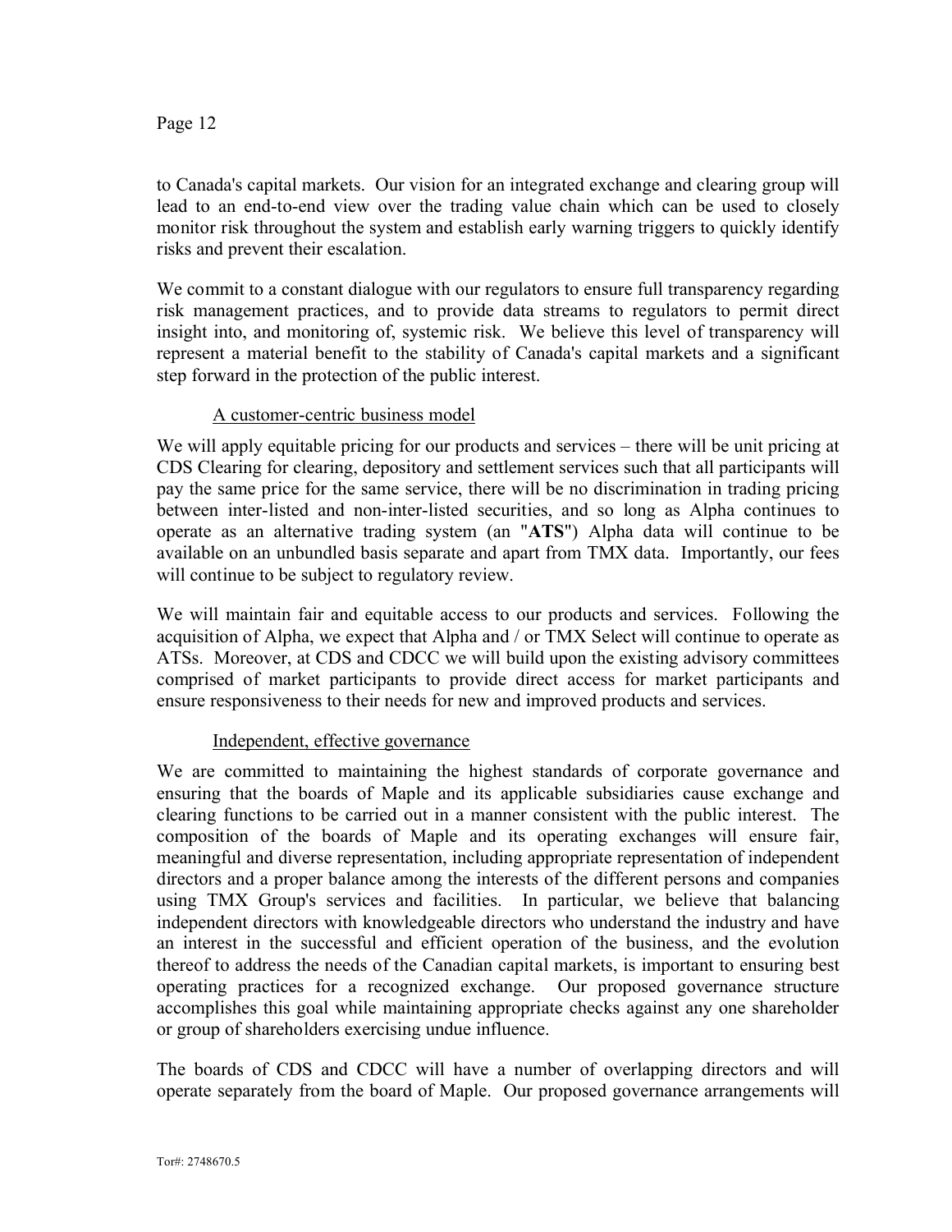to Canada's capital markets. Our vision for an integrated exchange and clearing group will lead to an end-to-end view over the trading value chain which can be used to closely monitor risk throughout the system and establish early warning triggers to quickly identify risks and prevent their escalation.

We commit to a constant dialogue with our regulators to ensure full transparency regarding risk management practices, and to provide data streams to regulators to permit direct insight into, and monitoring of, systemic risk. We believe this level of transparency will represent a material benefit to the stability of Canada's capital markets and a significant step forward in the protection of the public interest.

<u>A customer-centric business model</u>

We will apply equitable pricing for our products and services – there will be unit pricing at CDS Clearing for clearing, depository and settlement services such that all participants will pay the same price for the same service, there will be no discrimination in trading pricing between inter-listed and non-inter-listed securities, and so long as Alpha continues to operate as an alternative trading system (an "**ATS**") Alpha data will continue to be available on an unbundled basis separate and apart from TMX data. Importantly, our fees will continue to be subject to regulatory review.

We will maintain fair and equitable access to our products and services. Following the acquisition of Alpha, we expect that Alpha and / or TMX Select will continue to operate as ATSs. Moreover, at CDS and CDCC we will build upon the existing advisory committees comprised of market participants to provide direct access for market participants and ensure responsiveness to their needs for new and improved products and services.

<u>Independent, effective governance</u>

We are committed to maintaining the highest standards of corporate governance and ensuring that the boards of Maple and its applicable subsidiaries cause exchange and clearing functions to be carried out in a manner consistent with the public interest. The composition of the boards of Maple and its operating exchanges will ensure fair, meaningful and diverse representation, including appropriate representation of independent directors and a proper balance among the interests of the different persons and companies using TMX Group's services and facilities. In particular, we believe that balancing independent directors with knowledgeable directors who understand the industry and have an interest in the successful and efficient operation of the business, and the evolution thereof to address the needs of the Canadian capital markets, is important to ensuring best operating practices for a recognized exchange. Our proposed governance structure accomplishes this goal while maintaining appropriate checks against any one shareholder or group of shareholders exercising undue influence.

The boards of CDS and CDCC will have a number of overlapping directors and will operate separately from the board of Maple. Our proposed governance arrangements will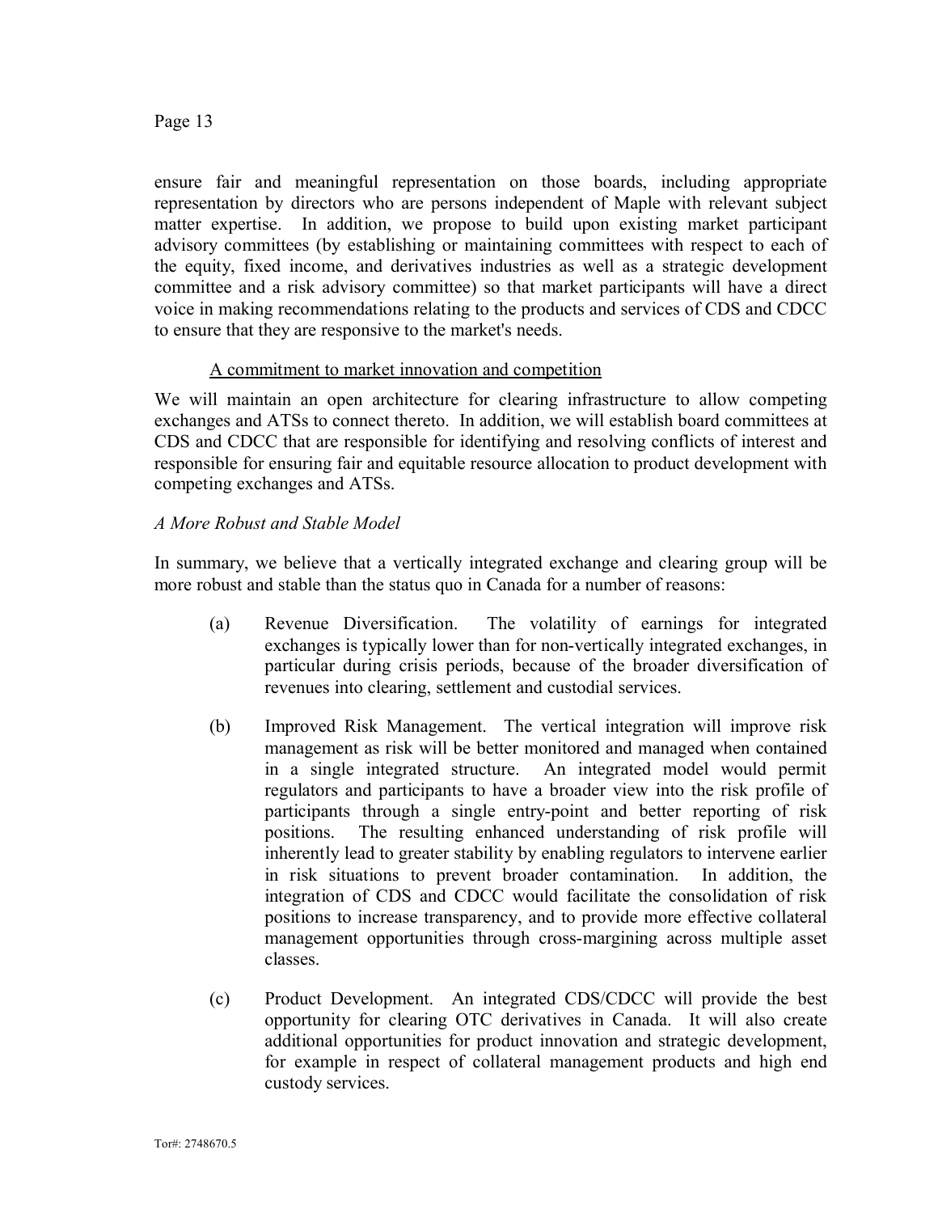ensure fair and meaningful representation on those boards, including appropriate representation by directors who are persons independent of Maple with relevant subject matter expertise. In addition, we propose to build upon existing market participant advisory committees (by establishing or maintaining committees with respect to each of the equity, fixed income, and derivatives industries as well as a strategic development committee and a risk advisory committee) so that market participants will have a direct voice in making recommendations relating to the products and services of CDS and CDCC to ensure that they are responsive to the market's needs.

<u>A commitment to market innovation and competition</u>

We will maintain an open architecture for clearing infrastructure to allow competing exchanges and ATSs to connect thereto. In addition, we will establish board committees at CDS and CDCC that are responsible for identifying and resolving conflicts of interest and responsible for ensuring fair and equitable resource allocation to product development with competing exchanges and ATSs.

*A More Robust and Stable Model*

In summary, we believe that a vertically integrated exchange and clearing group will be more robust and stable than the status quo in Canada for a number of reasons:

(a) Revenue Diversification. The volatility of earnings for integrated exchanges is typically lower than for non-vertically integrated exchanges, in particular during crisis periods, because of the broader diversification of revenues into clearing, settlement and custodial services.

(b) Improved Risk Management. The vertical integration will improve risk management as risk will be better monitored and managed when contained in a single integrated structure. An integrated model would permit regulators and participants to have a broader view into the risk profile of participants through a single entry-point and better reporting of risk positions. The resulting enhanced understanding of risk profile will inherently lead to greater stability by enabling regulators to intervene earlier in risk situations to prevent broader contamination. In addition, the integration of CDS and CDCC would facilitate the consolidation of risk positions to increase transparency, and to provide more effective collateral management opportunities through cross-margining across multiple asset classes.

(c) Product Development. An integrated CDS/CDCC will provide the best opportunity for clearing OTC derivatives in Canada. It will also create additional opportunities for product innovation and strategic development, for example in respect of collateral management products and high end custody services.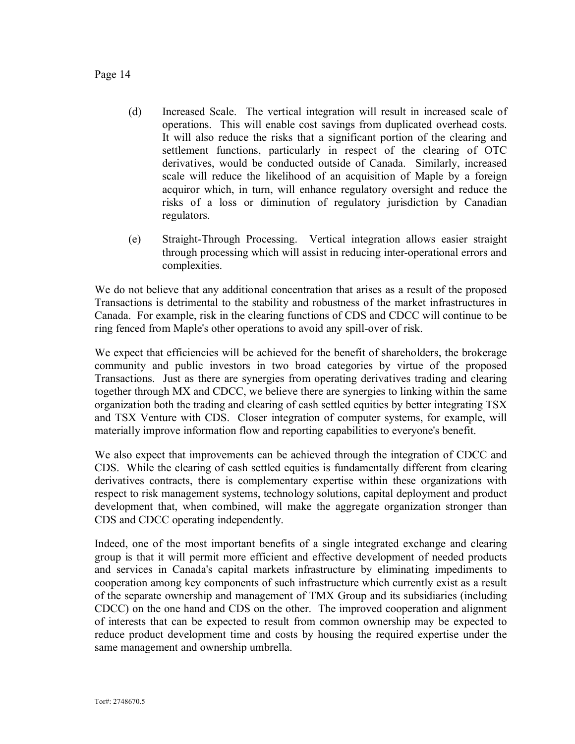(d) Increased Scale. The vertical integration will result in increased scale of operations. This will enable cost savings from duplicated overhead costs. It will also reduce the risks that a significant portion of the clearing and settlement functions, particularly in respect of the clearing of OTC derivatives, would be conducted outside of Canada. Similarly, increased scale will reduce the likelihood of an acquisition of Maple by a foreign acquiror which, in turn, will enhance regulatory oversight and reduce the risks of a loss or diminution of regulatory jurisdiction by Canadian regulators.

(e) Straight-Through Processing. Vertical integration allows easier straight through processing which will assist in reducing inter-operational errors and complexities.

We do not believe that any additional concentration that arises as a result of the proposed Transactions is detrimental to the stability and robustness of the market infrastructures in Canada. For example, risk in the clearing functions of CDS and CDCC will continue to be ring fenced from Maple's other operations to avoid any spill-over of risk.

We expect that efficiencies will be achieved for the benefit of shareholders, the brokerage community and public investors in two broad categories by virtue of the proposed Transactions. Just as there are synergies from operating derivatives trading and clearing together through MX and CDCC, we believe there are synergies to linking within the same organization both the trading and clearing of cash settled equities by better integrating TSX and TSX Venture with CDS. Closer integration of computer systems, for example, will materially improve information flow and reporting capabilities to everyone's benefit.

We also expect that improvements can be achieved through the integration of CDCC and CDS. While the clearing of cash settled equities is fundamentally different from clearing derivatives contracts, there is complementary expertise within these organizations with respect to risk management systems, technology solutions, capital deployment and product development that, when combined, will make the aggregate organization stronger than CDS and CDCC operating independently.

Indeed, one of the most important benefits of a single integrated exchange and clearing group is that it will permit more efficient and effective development of needed products and services in Canada's capital markets infrastructure by eliminating impediments to cooperation among key components of such infrastructure which currently exist as a result of the separate ownership and management of TMX Group and its subsidiaries (including CDCC) on the one hand and CDS on the other. The improved cooperation and alignment of interests that can be expected to result from common ownership may be expected to reduce product development time and costs by housing the required expertise under the same management and ownership umbrella.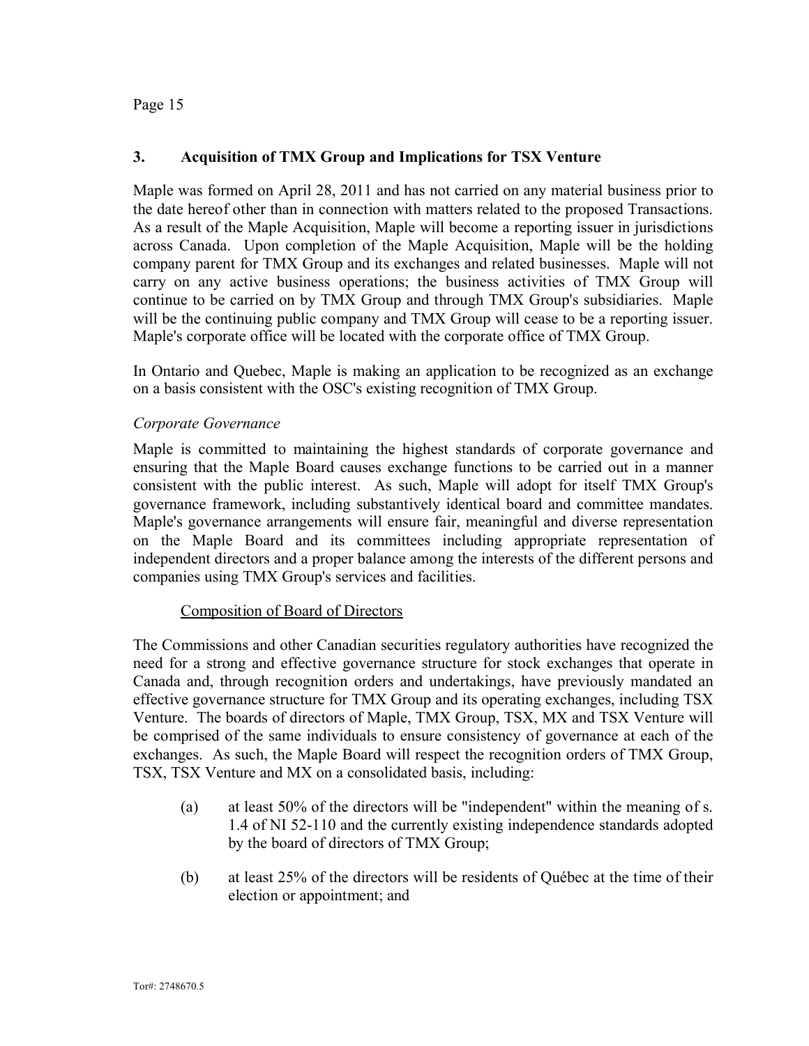## 3. Acquisition of TMX Group and Implications for TSX Venture

Maple was formed on April 28, 2011 and has not carried on any material business prior to the date hereof other than in connection with matters related to the proposed Transactions. As a result of the Maple Acquisition, Maple will become a reporting issuer in jurisdictions across Canada. Upon completion of the Maple Acquisition, Maple will be the holding company parent for TMX Group and its exchanges and related businesses. Maple will not carry on any active business operations; the business activities of TMX Group will continue to be carried on by TMX Group and through TMX Group's subsidiaries. Maple will be the continuing public company and TMX Group will cease to be a reporting issuer. Maple's corporate office will be located with the corporate office of TMX Group.

In Ontario and Quebec, Maple is making an application to be recognized as an exchange on a basis consistent with the OSC's existing recognition of TMX Group.

### *Corporate Governance*

Maple is committed to maintaining the highest standards of corporate governance and ensuring that the Maple Board causes exchange functions to be carried out in a manner consistent with the public interest. As such, Maple will adopt for itself TMX Group's governance framework, including substantively identical board and committee mandates. Maple's governance arrangements will ensure fair, meaningful and diverse representation on the Maple Board and its committees including appropriate representation of independent directors and a proper balance among the interests of the different persons and companies using TMX Group's services and facilities.

#### Composition of Board of Directors

The Commissions and other Canadian securities regulatory authorities have recognized the need for a strong and effective governance structure for stock exchanges that operate in Canada and, through recognition orders and undertakings, have previously mandated an effective governance structure for TMX Group and its operating exchanges, including TSX Venture. The boards of directors of Maple, TMX Group, TSX, MX and TSX Venture will be comprised of the same individuals to ensure consistency of governance at each of the exchanges. As such, the Maple Board will respect the recognition orders of TMX Group, TSX, TSX Venture and MX on a consolidated basis, including:

(a) at least 50% of the directors will be "independent" within the meaning of s. 1.4 of NI 52-110 and the currently existing independence standards adopted by the board of directors of TMX Group;

(b) at least 25% of the directors will be residents of Québec at the time of their election or appointment; and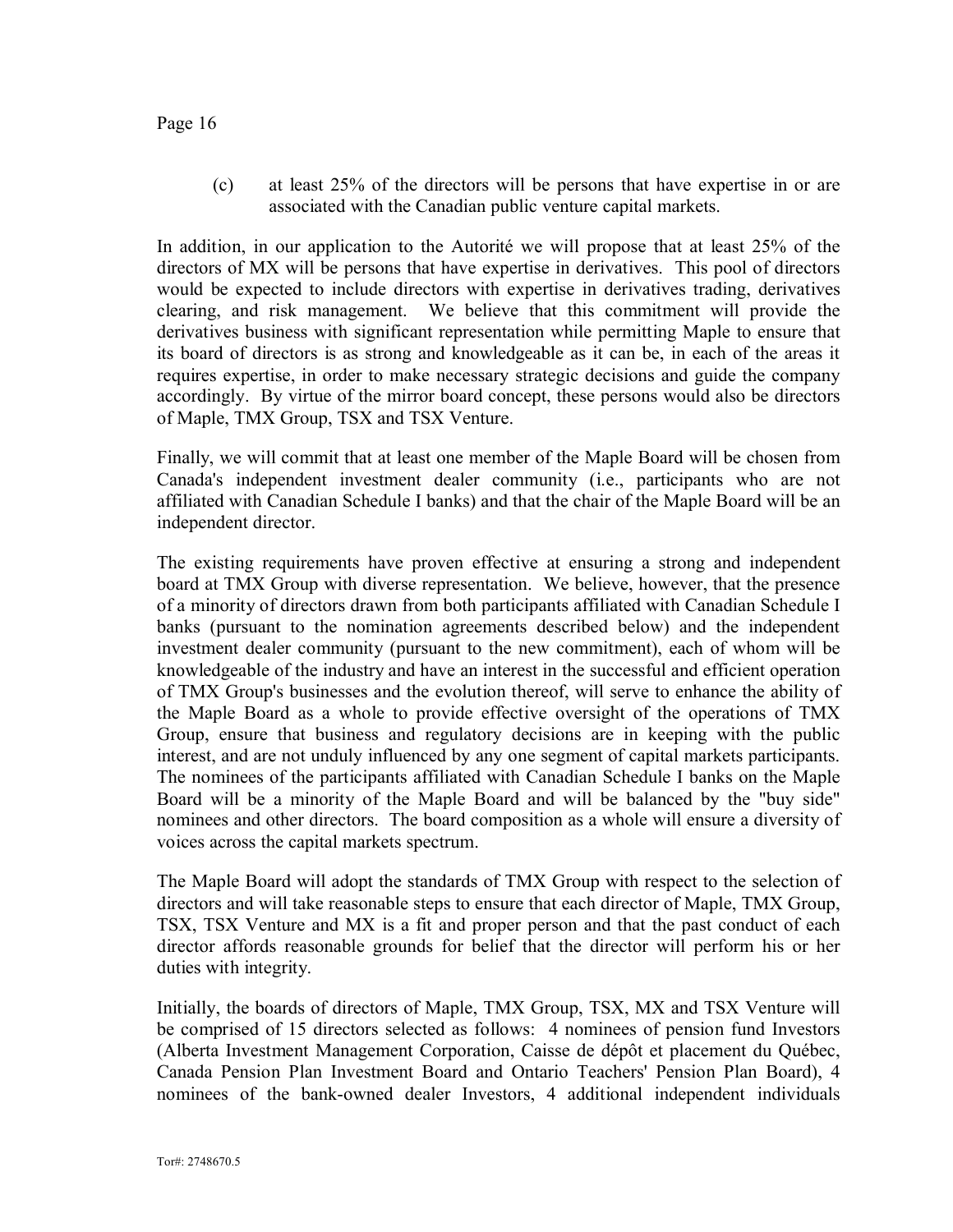(c) at least 25% of the directors will be persons that have expertise in or are associated with the Canadian public venture capital markets.

In addition, in our application to the Autorité we will propose that at least 25% of the directors of MX will be persons that have expertise in derivatives. This pool of directors would be expected to include directors with expertise in derivatives trading, derivatives clearing, and risk management. We believe that this commitment will provide the derivatives business with significant representation while permitting Maple to ensure that its board of directors is as strong and knowledgeable as it can be, in each of the areas it requires expertise, in order to make necessary strategic decisions and guide the company accordingly. By virtue of the mirror board concept, these persons would also be directors of Maple, TMX Group, TSX and TSX Venture.

Finally, we will commit that at least one member of the Maple Board will be chosen from Canada's independent investment dealer community (i.e., participants who are not affiliated with Canadian Schedule I banks) and that the chair of the Maple Board will be an independent director.

The existing requirements have proven effective at ensuring a strong and independent board at TMX Group with diverse representation. We believe, however, that the presence of a minority of directors drawn from both participants affiliated with Canadian Schedule I banks (pursuant to the nomination agreements described below) and the independent investment dealer community (pursuant to the new commitment), each of whom will be knowledgeable of the industry and have an interest in the successful and efficient operation of TMX Group's businesses and the evolution thereof, will serve to enhance the ability of the Maple Board as a whole to provide effective oversight of the operations of TMX Group, ensure that business and regulatory decisions are in keeping with the public interest, and are not unduly influenced by any one segment of capital markets participants. The nominees of the participants affiliated with Canadian Schedule I banks on the Maple Board will be a minority of the Maple Board and will be balanced by the "buy side" nominees and other directors. The board composition as a whole will ensure a diversity of voices across the capital markets spectrum.

The Maple Board will adopt the standards of TMX Group with respect to the selection of directors and will take reasonable steps to ensure that each director of Maple, TMX Group, TSX, TSX Venture and MX is a fit and proper person and that the past conduct of each director affords reasonable grounds for belief that the director will perform his or her duties with integrity.

Initially, the boards of directors of Maple, TMX Group, TSX, MX and TSX Venture will be comprised of 15 directors selected as follows: 4 nominees of pension fund Investors (Alberta Investment Management Corporation, Caisse de dépôt et placement du Québec, Canada Pension Plan Investment Board and Ontario Teachers' Pension Plan Board), 4 nominees of the bank-owned dealer Investors, 4 additional independent individuals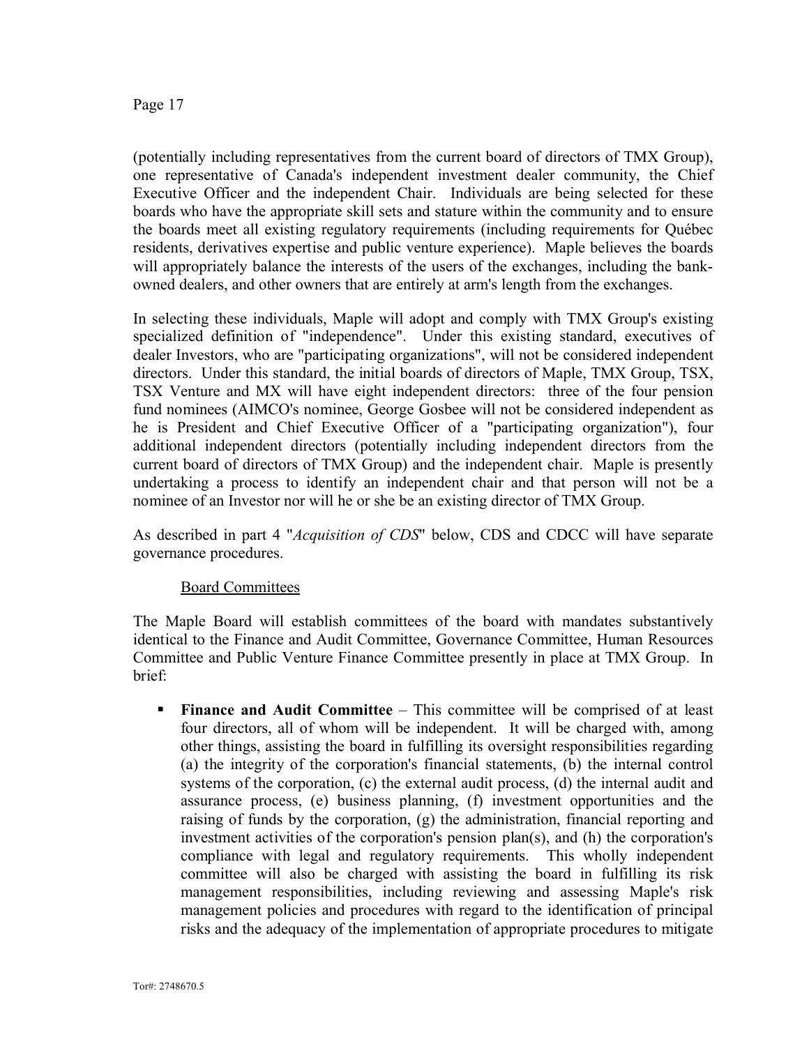(potentially including representatives from the current board of directors of TMX Group), one representative of Canada's independent investment dealer community, the Chief Executive Officer and the independent Chair. Individuals are being selected for these boards who have the appropriate skill sets and stature within the community and to ensure the boards meet all existing regulatory requirements (including requirements for Québec residents, derivatives expertise and public venture experience). Maple believes the boards will appropriately balance the interests of the users of the exchanges, including the bank-owned dealers, and other owners that are entirely at arm's length from the exchanges.

In selecting these individuals, Maple will adopt and comply with TMX Group's existing specialized definition of "independence". Under this existing standard, executives of dealer Investors, who are "participating organizations", will not be considered independent directors. Under this standard, the initial boards of directors of Maple, TMX Group, TSX, TSX Venture and MX will have eight independent directors: three of the four pension fund nominees (AIMCO's nominee, George Gosbee will not be considered independent as he is President and Chief Executive Officer of a "participating organization"), four additional independent directors (potentially including independent directors from the current board of directors of TMX Group) and the independent chair. Maple is presently undertaking a process to identify an independent chair and that person will not be a nominee of an Investor nor will he or she be an existing director of TMX Group.

As described in part 4 "*Acquisition of CDS*" below, CDS and CDCC will have separate governance procedures.

Board Committees

The Maple Board will establish committees of the board with mandates substantively identical to the Finance and Audit Committee, Governance Committee, Human Resources Committee and Public Venture Finance Committee presently in place at TMX Group. In brief:

- **Finance and Audit Committee** – This committee will be comprised of at least four directors, all of whom will be independent. It will be charged with, among other things, assisting the board in fulfilling its oversight responsibilities regarding (a) the integrity of the corporation's financial statements, (b) the internal control systems of the corporation, (c) the external audit process, (d) the internal audit and assurance process, (e) business planning, (f) investment opportunities and the raising of funds by the corporation, (g) the administration, financial reporting and investment activities of the corporation's pension plan(s), and (h) the corporation's compliance with legal and regulatory requirements. This wholly independent committee will also be charged with assisting the board in fulfilling its risk management responsibilities, including reviewing and assessing Maple's risk management policies and procedures with regard to the identification of principal risks and the adequacy of the implementation of appropriate procedures to mitigate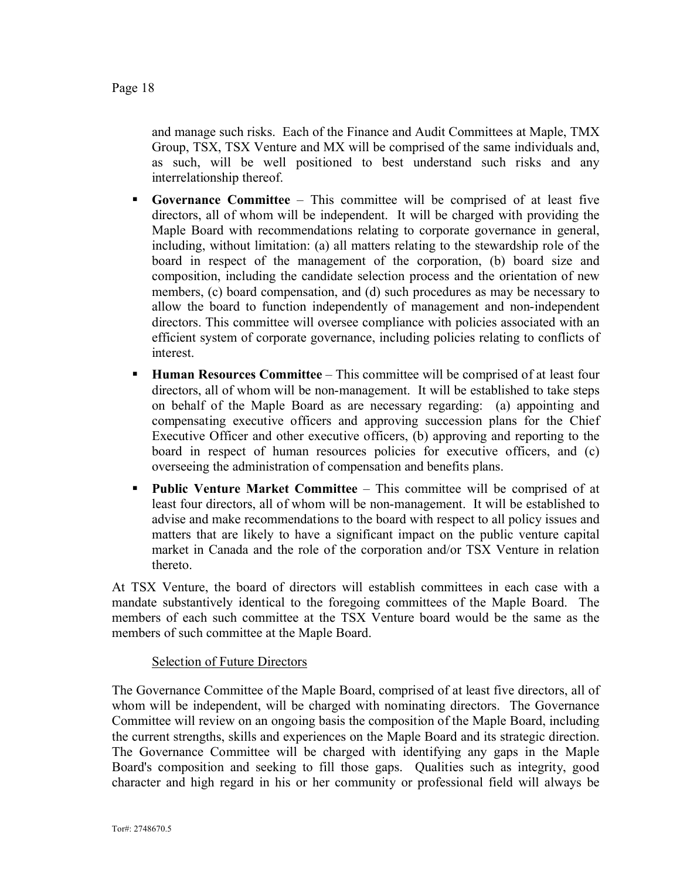and manage such risks. Each of the Finance and Audit Committees at Maple, TMX Group, TSX, TSX Venture and MX will be comprised of the same individuals and, as such, will be well positioned to best understand such risks and any interrelationship thereof.

- **Governance Committee** – This committee will be comprised of at least five directors, all of whom will be independent. It will be charged with providing the Maple Board with recommendations relating to corporate governance in general, including, without limitation: (a) all matters relating to the stewardship role of the board in respect of the management of the corporation, (b) board size and composition, including the candidate selection process and the orientation of new members, (c) board compensation, and (d) such procedures as may be necessary to allow the board to function independently of management and non-independent directors. This committee will oversee compliance with policies associated with an efficient system of corporate governance, including policies relating to conflicts of interest.
- **Human Resources Committee** – This committee will be comprised of at least four directors, all of whom will be non-management. It will be established to take steps on behalf of the Maple Board as are necessary regarding: (a) appointing and compensating executive officers and approving succession plans for the Chief Executive Officer and other executive officers, (b) approving and reporting to the board in respect of human resources policies for executive officers, and (c) overseeing the administration of compensation and benefits plans.
- **Public Venture Market Committee** – This committee will be comprised of at least four directors, all of whom will be non-management. It will be established to advise and make recommendations to the board with respect to all policy issues and matters that are likely to have a significant impact on the public venture capital market in Canada and the role of the corporation and/or TSX Venture in relation thereto.

At TSX Venture, the board of directors will establish committees in each case with a mandate substantively identical to the foregoing committees of the Maple Board. The members of each such committee at the TSX Venture board would be the same as the members of such committee at the Maple Board.

Selection of Future Directors

The Governance Committee of the Maple Board, comprised of at least five directors, all of whom will be independent, will be charged with nominating directors. The Governance Committee will review on an ongoing basis the composition of the Maple Board, including the current strengths, skills and experiences on the Maple Board and its strategic direction. The Governance Committee will be charged with identifying any gaps in the Maple Board's composition and seeking to fill those gaps. Qualities such as integrity, good character and high regard in his or her community or professional field will always be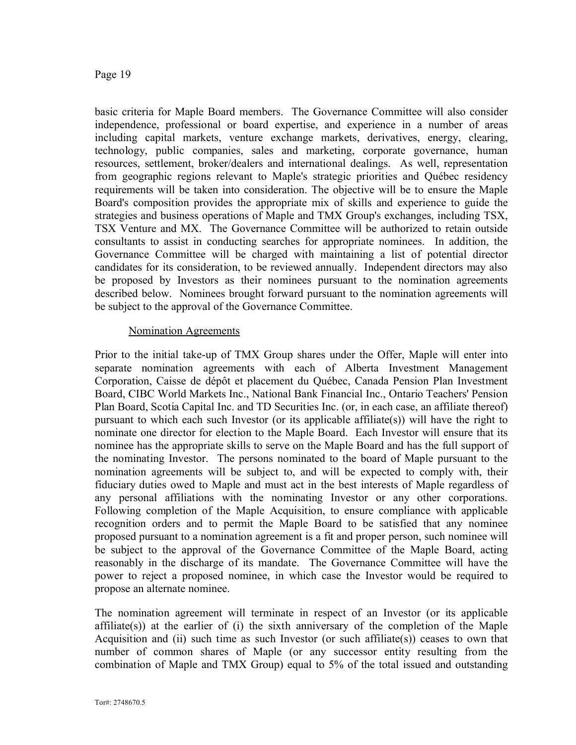basic criteria for Maple Board members. The Governance Committee will also consider independence, professional or board expertise, and experience in a number of areas including capital markets, venture exchange markets, derivatives, energy, clearing, technology, public companies, sales and marketing, corporate governance, human resources, settlement, broker/dealers and international dealings. As well, representation from geographic regions relevant to Maple's strategic priorities and Québec residency requirements will be taken into consideration. The objective will be to ensure the Maple Board's composition provides the appropriate mix of skills and experience to guide the strategies and business operations of Maple and TMX Group's exchanges, including TSX, TSX Venture and MX. The Governance Committee will be authorized to retain outside consultants to assist in conducting searches for appropriate nominees. In addition, the Governance Committee will be charged with maintaining a list of potential director candidates for its consideration, to be reviewed annually. Independent directors may also be proposed by Investors as their nominees pursuant to the nomination agreements described below. Nominees brought forward pursuant to the nomination agreements will be subject to the approval of the Governance Committee.

Nomination Agreements

Prior to the initial take-up of TMX Group shares under the Offer, Maple will enter into separate nomination agreements with each of Alberta Investment Management Corporation, Caisse de dépôt et placement du Québec, Canada Pension Plan Investment Board, CIBC World Markets Inc., National Bank Financial Inc., Ontario Teachers' Pension Plan Board, Scotia Capital Inc. and TD Securities Inc. (or, in each case, an affiliate thereof) pursuant to which each such Investor (or its applicable affiliate(s)) will have the right to nominate one director for election to the Maple Board. Each Investor will ensure that its nominee has the appropriate skills to serve on the Maple Board and has the full support of the nominating Investor. The persons nominated to the board of Maple pursuant to the nomination agreements will be subject to, and will be expected to comply with, their fiduciary duties owed to Maple and must act in the best interests of Maple regardless of any personal affiliations with the nominating Investor or any other corporations. Following completion of the Maple Acquisition, to ensure compliance with applicable recognition orders and to permit the Maple Board to be satisfied that any nominee proposed pursuant to a nomination agreement is a fit and proper person, such nominee will be subject to the approval of the Governance Committee of the Maple Board, acting reasonably in the discharge of its mandate. The Governance Committee will have the power to reject a proposed nominee, in which case the Investor would be required to propose an alternate nominee.

The nomination agreement will terminate in respect of an Investor (or its applicable affiliate(s)) at the earlier of (i) the sixth anniversary of the completion of the Maple Acquisition and (ii) such time as such Investor (or such affiliate(s)) ceases to own that number of common shares of Maple (or any successor entity resulting from the combination of Maple and TMX Group) equal to 5% of the total issued and outstanding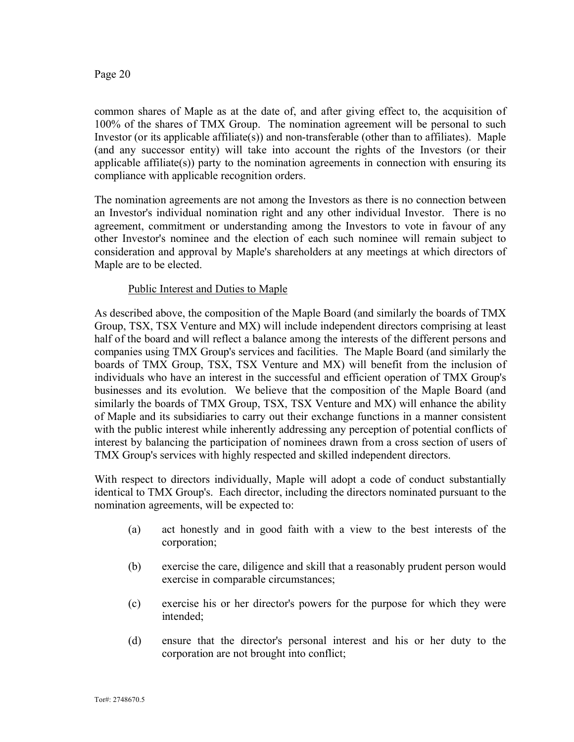common shares of Maple as at the date of, and after giving effect to, the acquisition of 100% of the shares of TMX Group. The nomination agreement will be personal to such Investor (or its applicable affiliate(s)) and non-transferable (other than to affiliates). Maple (and any successor entity) will take into account the rights of the Investors (or their applicable affiliate(s)) party to the nomination agreements in connection with ensuring its compliance with applicable recognition orders.

The nomination agreements are not among the Investors as there is no connection between an Investor's individual nomination right and any other individual Investor. There is no agreement, commitment or understanding among the Investors to vote in favour of any other Investor's nominee and the election of each such nominee will remain subject to consideration and approval by Maple's shareholders at any meetings at which directors of Maple are to be elected.

Public Interest and Duties to Maple

As described above, the composition of the Maple Board (and similarly the boards of TMX Group, TSX, TSX Venture and MX) will include independent directors comprising at least half of the board and will reflect a balance among the interests of the different persons and companies using TMX Group's services and facilities. The Maple Board (and similarly the boards of TMX Group, TSX, TSX Venture and MX) will benefit from the inclusion of individuals who have an interest in the successful and efficient operation of TMX Group's businesses and its evolution. We believe that the composition of the Maple Board (and similarly the boards of TMX Group, TSX, TSX Venture and MX) will enhance the ability of Maple and its subsidiaries to carry out their exchange functions in a manner consistent with the public interest while inherently addressing any perception of potential conflicts of interest by balancing the participation of nominees drawn from a cross section of users of TMX Group's services with highly respected and skilled independent directors.

With respect to directors individually, Maple will adopt a code of conduct substantially identical to TMX Group's. Each director, including the directors nominated pursuant to the nomination agreements, will be expected to:

(a) act honestly and in good faith with a view to the best interests of the corporation;

(b) exercise the care, diligence and skill that a reasonably prudent person would exercise in comparable circumstances;

(c) exercise his or her director's powers for the purpose for which they were intended;

(d) ensure that the director's personal interest and his or her duty to the corporation are not brought into conflict;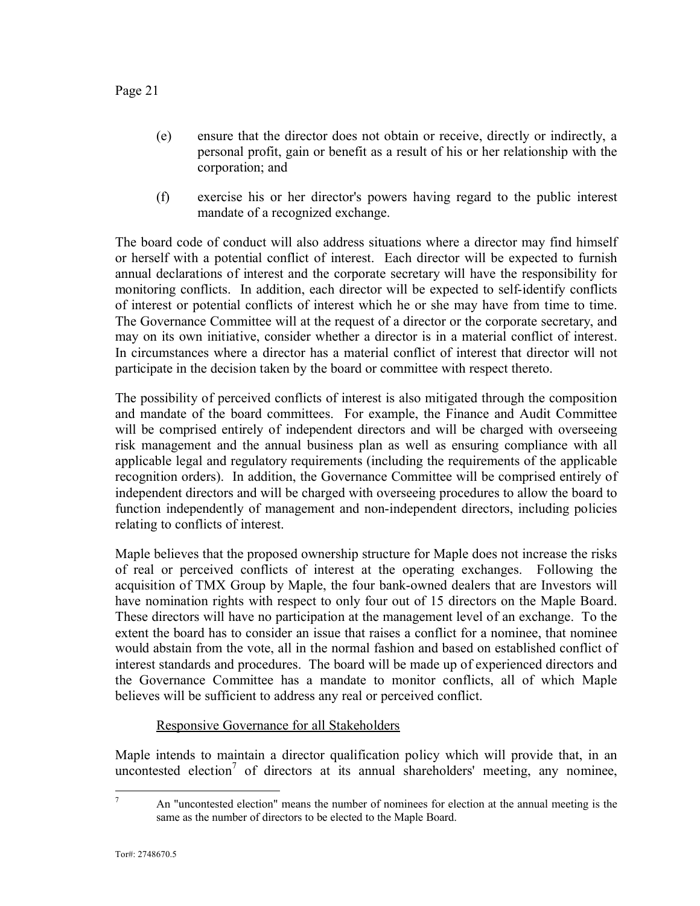(e) ensure that the director does not obtain or receive, directly or indirectly, a personal profit, gain or benefit as a result of his or her relationship with the corporation; and

(f) exercise his or her director's powers having regard to the public interest mandate of a recognized exchange.

The board code of conduct will also address situations where a director may find himself or herself with a potential conflict of interest. Each director will be expected to furnish annual declarations of interest and the corporate secretary will have the responsibility for monitoring conflicts. In addition, each director will be expected to self-identify conflicts of interest or potential conflicts of interest which he or she may have from time to time. The Governance Committee will at the request of a director or the corporate secretary, and may on its own initiative, consider whether a director is in a material conflict of interest. In circumstances where a director has a material conflict of interest that director will not participate in the decision taken by the board or committee with respect thereto.

The possibility of perceived conflicts of interest is also mitigated through the composition and mandate of the board committees. For example, the Finance and Audit Committee will be comprised entirely of independent directors and will be charged with overseeing risk management and the annual business plan as well as ensuring compliance with all applicable legal and regulatory requirements (including the requirements of the applicable recognition orders). In addition, the Governance Committee will be comprised entirely of independent directors and will be charged with overseeing procedures to allow the board to function independently of management and non-independent directors, including policies relating to conflicts of interest.

Maple believes that the proposed ownership structure for Maple does not increase the risks of real or perceived conflicts of interest at the operating exchanges. Following the acquisition of TMX Group by Maple, the four bank-owned dealers that are Investors will have nomination rights with respect to only four out of 15 directors on the Maple Board. These directors will have no participation at the management level of an exchange. To the extent the board has to consider an issue that raises a conflict for a nominee, that nominee would abstain from the vote, all in the normal fashion and based on established conflict of interest standards and procedures. The board will be made up of experienced directors and the Governance Committee has a mandate to monitor conflicts, all of which Maple believes will be sufficient to address any real or perceived conflict.

Responsive Governance for all Stakeholders

Maple intends to maintain a director qualification policy which will provide that, in an uncontested election[7] of directors at its annual shareholders' meeting, any nominee,

[7] An "uncontested election" means the number of nominees for election at the annual meeting is the same as the number of directors to be elected to the Maple Board.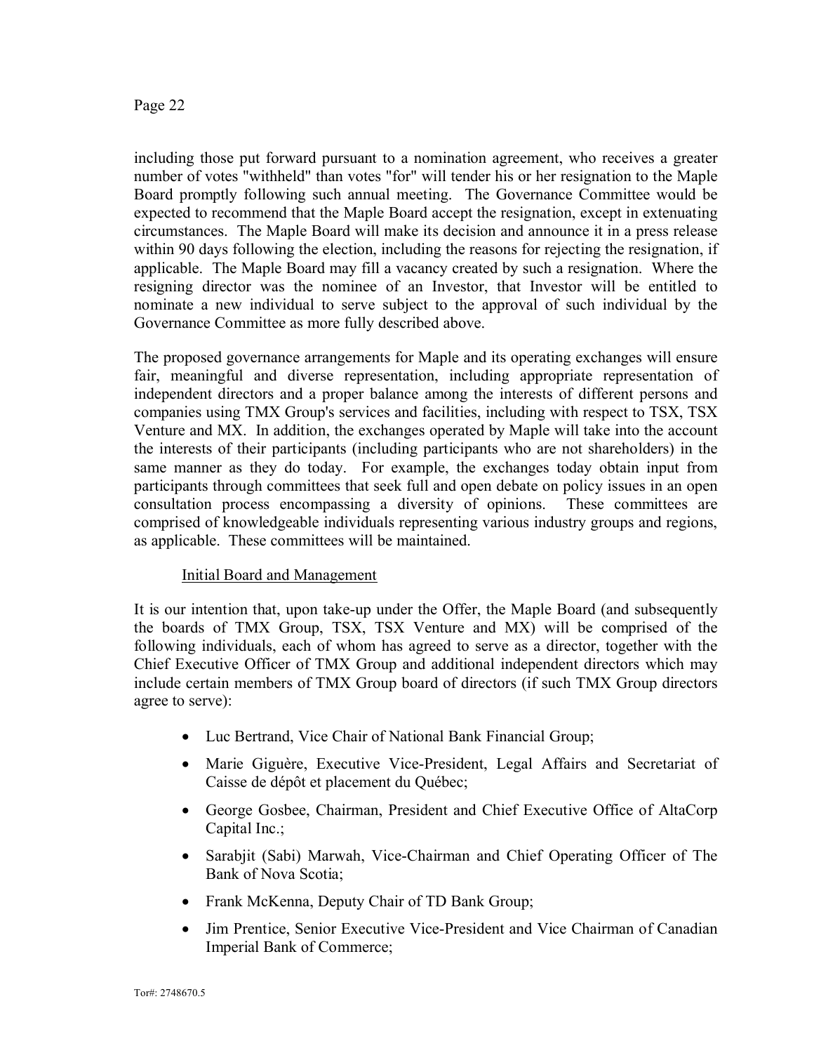including those put forward pursuant to a nomination agreement, who receives a greater number of votes "withheld" than votes "for" will tender his or her resignation to the Maple Board promptly following such annual meeting. The Governance Committee would be expected to recommend that the Maple Board accept the resignation, except in extenuating circumstances. The Maple Board will make its decision and announce it in a press release within 90 days following the election, including the reasons for rejecting the resignation, if applicable. The Maple Board may fill a vacancy created by such a resignation. Where the resigning director was the nominee of an Investor, that Investor will be entitled to nominate a new individual to serve subject to the approval of such individual by the Governance Committee as more fully described above.

The proposed governance arrangements for Maple and its operating exchanges will ensure fair, meaningful and diverse representation, including appropriate representation of independent directors and a proper balance among the interests of different persons and companies using TMX Group's services and facilities, including with respect to TSX, TSX Venture and MX. In addition, the exchanges operated by Maple will take into the account the interests of their participants (including participants who are not shareholders) in the same manner as they do today. For example, the exchanges today obtain input from participants through committees that seek full and open debate on policy issues in an open consultation process encompassing a diversity of opinions. These committees are comprised of knowledgeable individuals representing various industry groups and regions, as applicable. These committees will be maintained.

Initial Board and Management

It is our intention that, upon take-up under the Offer, the Maple Board (and subsequently the boards of TMX Group, TSX, TSX Venture and MX) will be comprised of the following individuals, each of whom has agreed to serve as a director, together with the Chief Executive Officer of TMX Group and additional independent directors which may include certain members of TMX Group board of directors (if such TMX Group directors agree to serve):

- Luc Bertrand, Vice Chair of National Bank Financial Group;
- Marie Giguère, Executive Vice-President, Legal Affairs and Secretariat of Caisse de dépôt et placement du Québec;
- George Gosbee, Chairman, President and Chief Executive Office of AltaCorp Capital Inc.;
- Sarabjit (Sabi) Marwah, Vice-Chairman and Chief Operating Officer of The Bank of Nova Scotia;
- Frank McKenna, Deputy Chair of TD Bank Group;
- Jim Prentice, Senior Executive Vice-President and Vice Chairman of Canadian Imperial Bank of Commerce;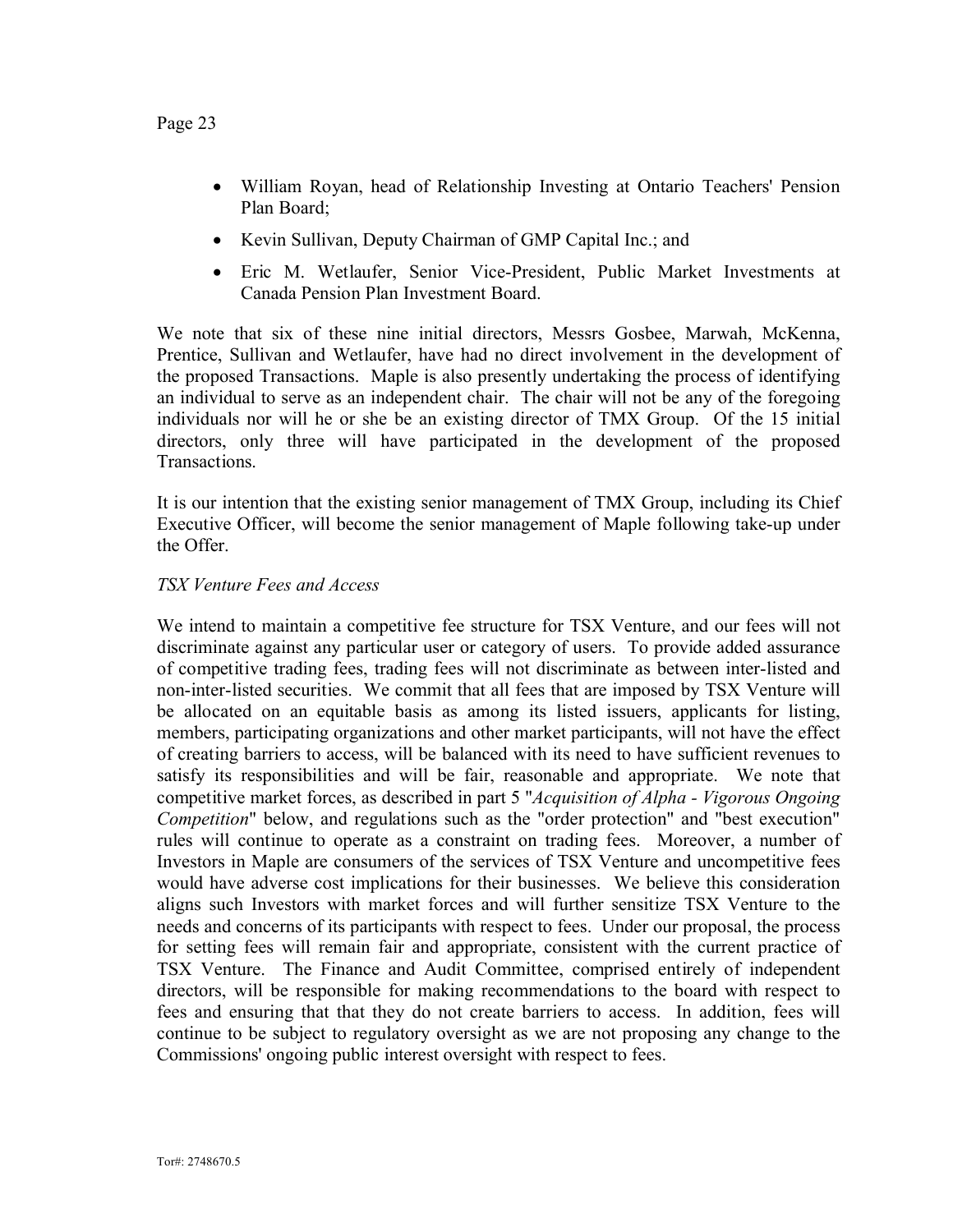- William Royan, head of Relationship Investing at Ontario Teachers' Pension Plan Board;
- Kevin Sullivan, Deputy Chairman of GMP Capital Inc.; and
- Eric M. Wetlaufer, Senior Vice-President, Public Market Investments at Canada Pension Plan Investment Board.

We note that six of these nine initial directors, Messrs Gosbee, Marwah, McKenna, Prentice, Sullivan and Wetlaufer, have had no direct involvement in the development of the proposed Transactions. Maple is also presently undertaking the process of identifying an individual to serve as an independent chair. The chair will not be any of the foregoing individuals nor will he or she be an existing director of TMX Group. Of the 15 initial directors, only three will have participated in the development of the proposed Transactions.

It is our intention that the existing senior management of TMX Group, including its Chief Executive Officer, will become the senior management of Maple following take-up under the Offer.

*TSX Venture Fees and Access*

We intend to maintain a competitive fee structure for TSX Venture, and our fees will not discriminate against any particular user or category of users. To provide added assurance of competitive trading fees, trading fees will not discriminate as between inter-listed and non-inter-listed securities. We commit that all fees that are imposed by TSX Venture will be allocated on an equitable basis as among its listed issuers, applicants for listing, members, participating organizations and other market participants, will not have the effect of creating barriers to access, will be balanced with its need to have sufficient revenues to satisfy its responsibilities and will be fair, reasonable and appropriate. We note that competitive market forces, as described in part 5 "*Acquisition of Alpha - Vigorous Ongoing Competition*" below, and regulations such as the "order protection" and "best execution" rules will continue to operate as a constraint on trading fees. Moreover, a number of Investors in Maple are consumers of the services of TSX Venture and uncompetitive fees would have adverse cost implications for their businesses. We believe this consideration aligns such Investors with market forces and will further sensitize TSX Venture to the needs and concerns of its participants with respect to fees. Under our proposal, the process for setting fees will remain fair and appropriate, consistent with the current practice of TSX Venture. The Finance and Audit Committee, comprised entirely of independent directors, will be responsible for making recommendations to the board with respect to fees and ensuring that that they do not create barriers to access. In addition, fees will continue to be subject to regulatory oversight as we are not proposing any change to the Commissions' ongoing public interest oversight with respect to fees.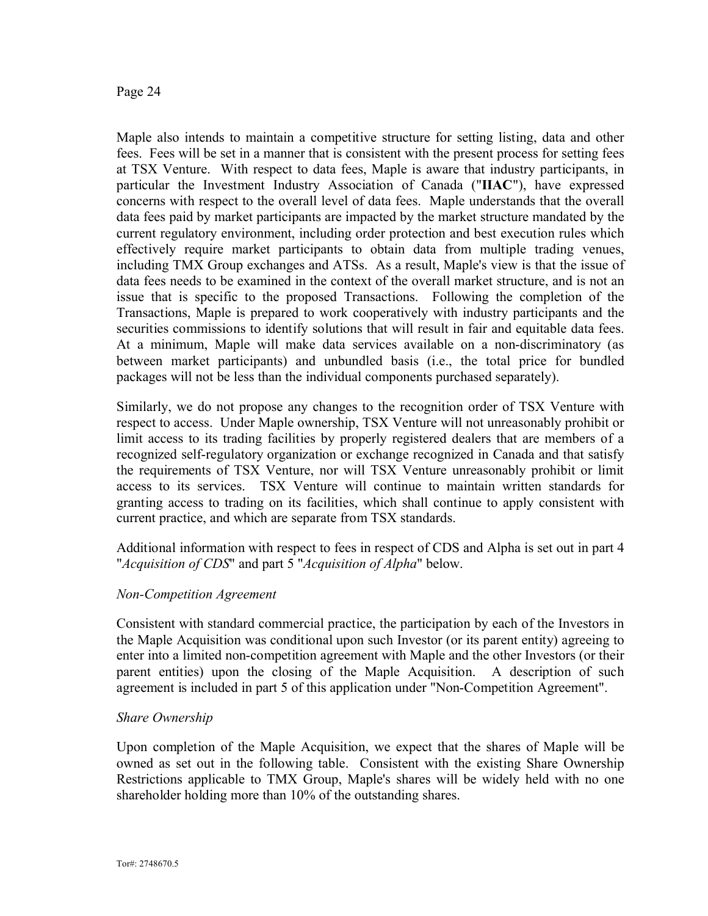Maple also intends to maintain a competitive structure for setting listing, data and other fees. Fees will be set in a manner that is consistent with the present process for setting fees at TSX Venture. With respect to data fees, Maple is aware that industry participants, in particular the Investment Industry Association of Canada ("**IIAC**"), have expressed concerns with respect to the overall level of data fees. Maple understands that the overall data fees paid by market participants are impacted by the market structure mandated by the current regulatory environment, including order protection and best execution rules which effectively require market participants to obtain data from multiple trading venues, including TMX Group exchanges and ATSs. As a result, Maple's view is that the issue of data fees needs to be examined in the context of the overall market structure, and is not an issue that is specific to the proposed Transactions. Following the completion of the Transactions, Maple is prepared to work cooperatively with industry participants and the securities commissions to identify solutions that will result in fair and equitable data fees. At a minimum, Maple will make data services available on a non-discriminatory (as between market participants) and unbundled basis (i.e., the total price for bundled packages will not be less than the individual components purchased separately).

Similarly, we do not propose any changes to the recognition order of TSX Venture with respect to access. Under Maple ownership, TSX Venture will not unreasonably prohibit or limit access to its trading facilities by properly registered dealers that are members of a recognized self-regulatory organization or exchange recognized in Canada and that satisfy the requirements of TSX Venture, nor will TSX Venture unreasonably prohibit or limit access to its services. TSX Venture will continue to maintain written standards for granting access to trading on its facilities, which shall continue to apply consistent with current practice, and which are separate from TSX standards.

Additional information with respect to fees in respect of CDS and Alpha is set out in part 4 "*Acquisition of CDS*" and part 5 "*Acquisition of Alpha*" below.

*Non-Competition Agreement*

Consistent with standard commercial practice, the participation by each of the Investors in the Maple Acquisition was conditional upon such Investor (or its parent entity) agreeing to enter into a limited non-competition agreement with Maple and the other Investors (or their parent entities) upon the closing of the Maple Acquisition. A description of such agreement is included in part 5 of this application under "Non-Competition Agreement".

*Share Ownership*

Upon completion of the Maple Acquisition, we expect that the shares of Maple will be owned as set out in the following table. Consistent with the existing Share Ownership Restrictions applicable to TMX Group, Maple's shares will be widely held with no one shareholder holding more than 10% of the outstanding shares.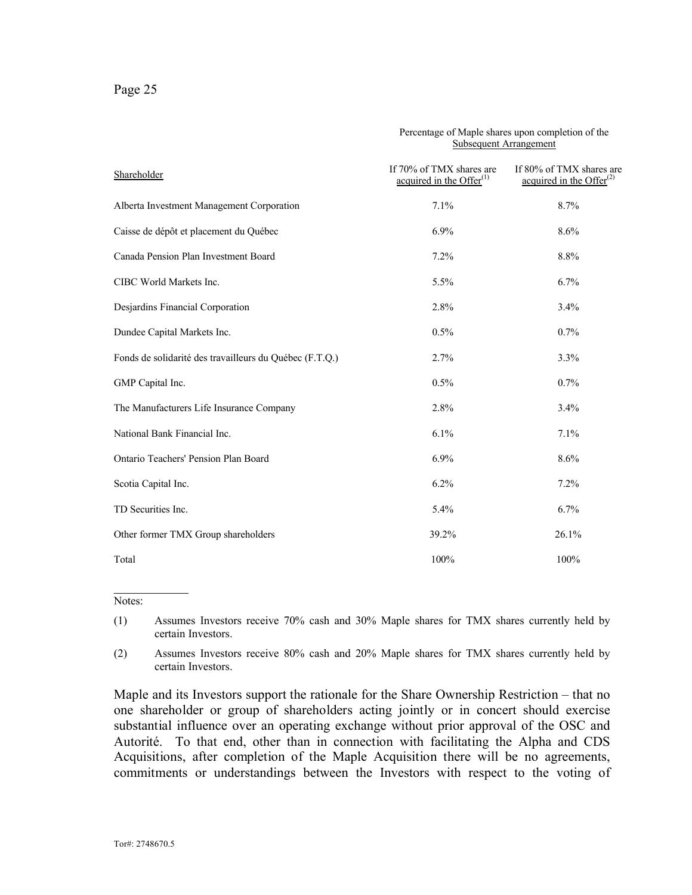| | Percentage of Maple shares upon completion of the Subsequent Arrangement | |
|---|---|---|
| Shareholder | If 70% of TMX shares are acquired in the Offer[(1)] | If 80% of TMX shares are acquired in the Offer[(2)] |
| Alberta Investment Management Corporation | 7.1% | 8.7% |
| Caisse de dépôt et placement du Québec | 6.9% | 8.6% |
| Canada Pension Plan Investment Board | 7.2% | 8.8% |
| CIBC World Markets Inc. | 5.5% | 6.7% |
| Desjardins Financial Corporation | 2.8% | 3.4% |
| Dundee Capital Markets Inc. | 0.5% | 0.7% |
| Fonds de solidarité des travailleurs du Québec (F.T.Q.) | 2.7% | 3.3% |
| GMP Capital Inc. | 0.5% | 0.7% |
| The Manufacturers Life Insurance Company | 2.8% | 3.4% |
| National Bank Financial Inc. | 6.1% | 7.1% |
| Ontario Teachers' Pension Plan Board | 6.9% | 8.6% |
| Scotia Capital Inc. | 6.2% | 7.2% |
| TD Securities Inc. | 5.4% | 6.7% |
| Other former TMX Group shareholders | 39.2% | 26.1% |
| Total | 100% | 100% |

Notes:

(1) Assumes Investors receive 70% cash and 30% Maple shares for TMX shares currently held by certain Investors.

(2) Assumes Investors receive 80% cash and 20% Maple shares for TMX shares currently held by certain Investors.

Maple and its Investors support the rationale for the Share Ownership Restriction – that no one shareholder or group of shareholders acting jointly or in concert should exercise substantial influence over an operating exchange without prior approval of the OSC and Autorité. To that end, other than in connection with facilitating the Alpha and CDS Acquisitions, after completion of the Maple Acquisition there will be no agreements, commitments or understandings between the Investors with respect to the voting of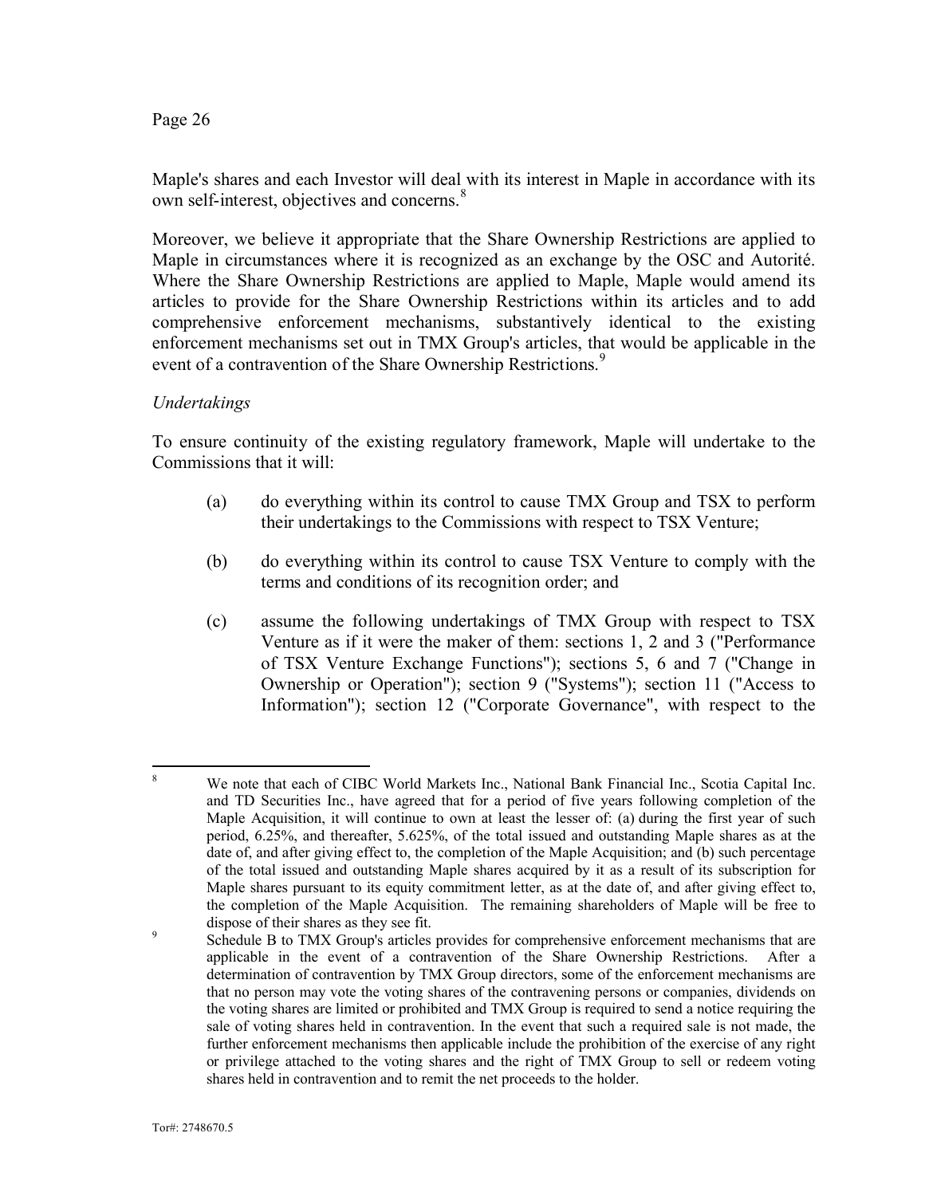Maple's shares and each Investor will deal with its interest in Maple in accordance with its own self-interest, objectives and concerns.[8]

Moreover, we believe it appropriate that the Share Ownership Restrictions are applied to Maple in circumstances where it is recognized as an exchange by the OSC and Autorité. Where the Share Ownership Restrictions are applied to Maple, Maple would amend its articles to provide for the Share Ownership Restrictions within its articles and to add comprehensive enforcement mechanisms, substantively identical to the existing enforcement mechanisms set out in TMX Group's articles, that would be applicable in the event of a contravention of the Share Ownership Restrictions.[9]

*Undertakings*

To ensure continuity of the existing regulatory framework, Maple will undertake to the Commissions that it will:

(a) do everything within its control to cause TMX Group and TSX to perform their undertakings to the Commissions with respect to TSX Venture;

(b) do everything within its control to cause TSX Venture to comply with the terms and conditions of its recognition order; and

(c) assume the following undertakings of TMX Group with respect to TSX Venture as if it were the maker of them: sections 1, 2 and 3 ("Performance of TSX Venture Exchange Functions"); sections 5, 6 and 7 ("Change in Ownership or Operation"); section 9 ("Systems"); section 11 ("Access to Information"); section 12 ("Corporate Governance", with respect to the

---

[8] We note that each of CIBC World Markets Inc., National Bank Financial Inc., Scotia Capital Inc. and TD Securities Inc., have agreed that for a period of five years following completion of the Maple Acquisition, it will continue to own at least the lesser of: (a) during the first year of such period, 6.25%, and thereafter, 5.625%, of the total issued and outstanding Maple shares as at the date of, and after giving effect to, the completion of the Maple Acquisition; and (b) such percentage of the total issued and outstanding Maple shares acquired by it as a result of its subscription for Maple shares pursuant to its equity commitment letter, as at the date of, and after giving effect to, the completion of the Maple Acquisition. The remaining shareholders of Maple will be free to dispose of their shares as they see fit.

[9] Schedule B to TMX Group's articles provides for comprehensive enforcement mechanisms that are applicable in the event of a contravention of the Share Ownership Restrictions. After a determination of contravention by TMX Group directors, some of the enforcement mechanisms are that no person may vote the voting shares of the contravening persons or companies, dividends on the voting shares are limited or prohibited and TMX Group is required to send a notice requiring the sale of voting shares held in contravention. In the event that such a required sale is not made, the further enforcement mechanisms then applicable include the prohibition of the exercise of any right or privilege attached to the voting shares and the right of TMX Group to sell or redeem voting shares held in contravention and to remit the net proceeds to the holder.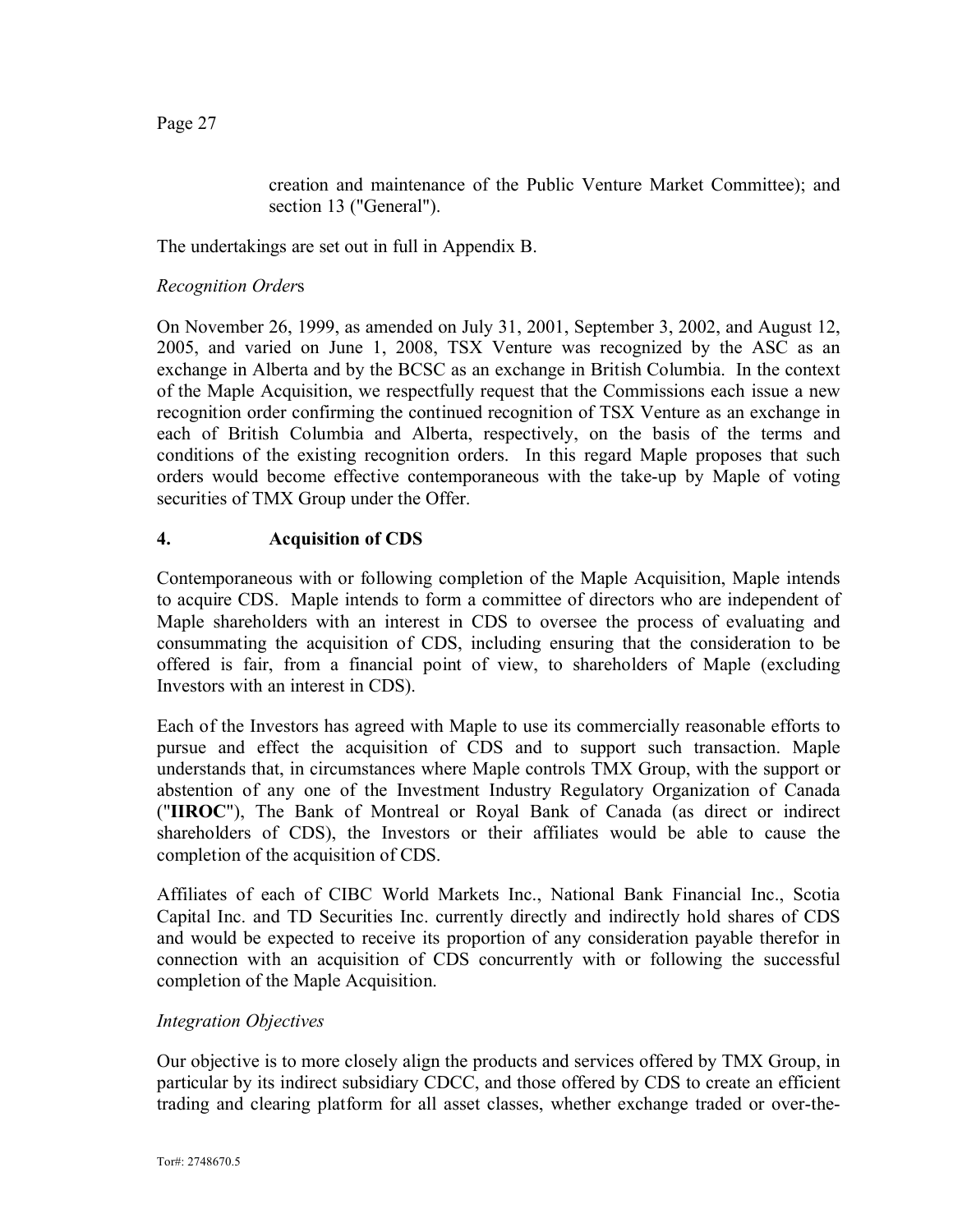creation and maintenance of the Public Venture Market Committee); and section 13 ("General").

The undertakings are set out in full in Appendix B.

*Recognition Orders*

On November 26, 1999, as amended on July 31, 2001, September 3, 2002, and August 12, 2005, and varied on June 1, 2008, TSX Venture was recognized by the ASC as an exchange in Alberta and by the BCSC as an exchange in British Columbia. In the context of the Maple Acquisition, we respectfully request that the Commissions each issue a new recognition order confirming the continued recognition of TSX Venture as an exchange in each of British Columbia and Alberta, respectively, on the basis of the terms and conditions of the existing recognition orders. In this regard Maple proposes that such orders would become effective contemporaneous with the take-up by Maple of voting securities of TMX Group under the Offer.

## 4. Acquisition of CDS

Contemporaneous with or following completion of the Maple Acquisition, Maple intends to acquire CDS. Maple intends to form a committee of directors who are independent of Maple shareholders with an interest in CDS to oversee the process of evaluating and consummating the acquisition of CDS, including ensuring that the consideration to be offered is fair, from a financial point of view, to shareholders of Maple (excluding Investors with an interest in CDS).

Each of the Investors has agreed with Maple to use its commercially reasonable efforts to pursue and effect the acquisition of CDS and to support such transaction. Maple understands that, in circumstances where Maple controls TMX Group, with the support or abstention of any one of the Investment Industry Regulatory Organization of Canada ("**IIROC**"), The Bank of Montreal or Royal Bank of Canada (as direct or indirect shareholders of CDS), the Investors or their affiliates would be able to cause the completion of the acquisition of CDS.

Affiliates of each of CIBC World Markets Inc., National Bank Financial Inc., Scotia Capital Inc. and TD Securities Inc. currently directly and indirectly hold shares of CDS and would be expected to receive its proportion of any consideration payable therefor in connection with an acquisition of CDS concurrently with or following the successful completion of the Maple Acquisition.

*Integration Objectives*

Our objective is to more closely align the products and services offered by TMX Group, in particular by its indirect subsidiary CDCC, and those offered by CDS to create an efficient trading and clearing platform for all asset classes, whether exchange traded or over-the-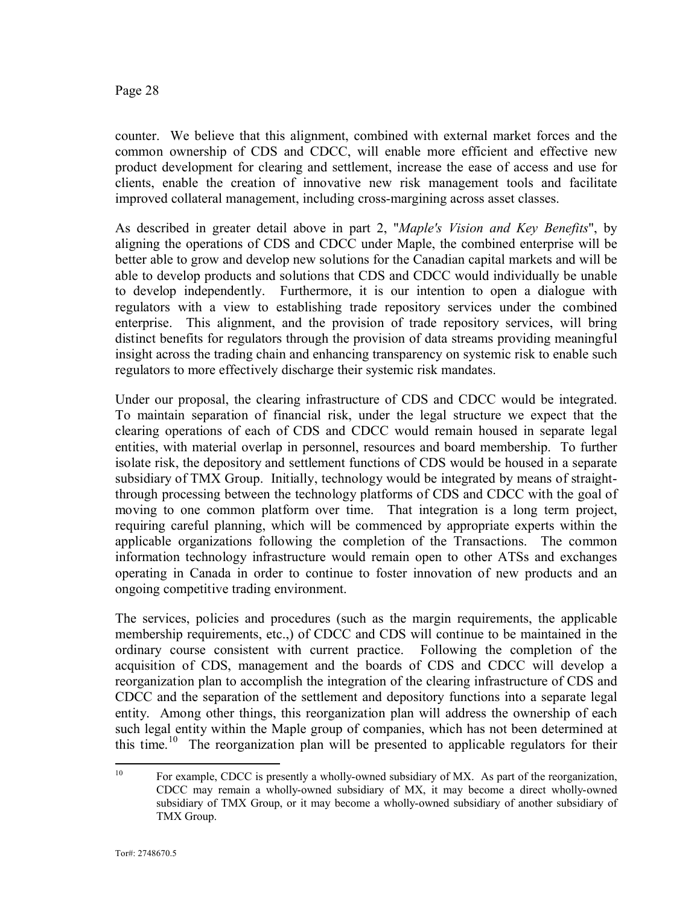counter. We believe that this alignment, combined with external market forces and the common ownership of CDS and CDCC, will enable more efficient and effective new product development for clearing and settlement, increase the ease of access and use for clients, enable the creation of innovative new risk management tools and facilitate improved collateral management, including cross-margining across asset classes.

As described in greater detail above in part 2, "*Maple's Vision and Key Benefits*", by aligning the operations of CDS and CDCC under Maple, the combined enterprise will be better able to grow and develop new solutions for the Canadian capital markets and will be able to develop products and solutions that CDS and CDCC would individually be unable to develop independently. Furthermore, it is our intention to open a dialogue with regulators with a view to establishing trade repository services under the combined enterprise. This alignment, and the provision of trade repository services, will bring distinct benefits for regulators through the provision of data streams providing meaningful insight across the trading chain and enhancing transparency on systemic risk to enable such regulators to more effectively discharge their systemic risk mandates.

Under our proposal, the clearing infrastructure of CDS and CDCC would be integrated. To maintain separation of financial risk, under the legal structure we expect that the clearing operations of each of CDS and CDCC would remain housed in separate legal entities, with material overlap in personnel, resources and board membership. To further isolate risk, the depository and settlement functions of CDS would be housed in a separate subsidiary of TMX Group. Initially, technology would be integrated by means of straight-through processing between the technology platforms of CDS and CDCC with the goal of moving to one common platform over time. That integration is a long term project, requiring careful planning, which will be commenced by appropriate experts within the applicable organizations following the completion of the Transactions. The common information technology infrastructure would remain open to other ATSs and exchanges operating in Canada in order to continue to foster innovation of new products and an ongoing competitive trading environment.

The services, policies and procedures (such as the margin requirements, the applicable membership requirements, etc.,) of CDCC and CDS will continue to be maintained in the ordinary course consistent with current practice. Following the completion of the acquisition of CDS, management and the boards of CDS and CDCC will develop a reorganization plan to accomplish the integration of the clearing infrastructure of CDS and CDCC and the separation of the settlement and depository functions into a separate legal entity. Among other things, this reorganization plan will address the ownership of each such legal entity within the Maple group of companies, which has not been determined at this time.[10] The reorganization plan will be presented to applicable regulators for their

[10] For example, CDCC is presently a wholly-owned subsidiary of MX. As part of the reorganization, CDCC may remain a wholly-owned subsidiary of MX, it may become a direct wholly-owned subsidiary of TMX Group, or it may become a wholly-owned subsidiary of another subsidiary of TMX Group.

Tor#: 2748670.5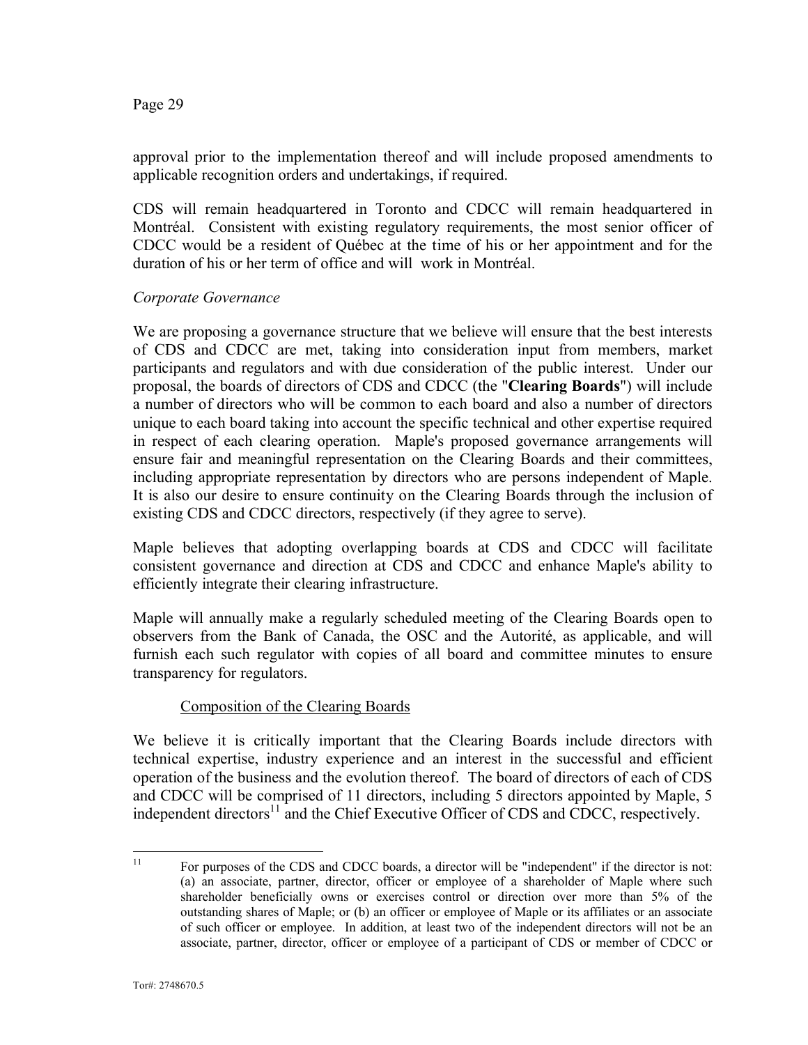approval prior to the implementation thereof and will include proposed amendments to applicable recognition orders and undertakings, if required.

CDS will remain headquartered in Toronto and CDCC will remain headquartered in Montréal. Consistent with existing regulatory requirements, the most senior officer of CDCC would be a resident of Québec at the time of his or her appointment and for the duration of his or her term of office and will work in Montréal.

*Corporate Governance*

We are proposing a governance structure that we believe will ensure that the best interests of CDS and CDCC are met, taking into consideration input from members, market participants and regulators and with due consideration of the public interest. Under our proposal, the boards of directors of CDS and CDCC (the "**Clearing Boards**") will include a number of directors who will be common to each board and also a number of directors unique to each board taking into account the specific technical and other expertise required in respect of each clearing operation. Maple's proposed governance arrangements will ensure fair and meaningful representation on the Clearing Boards and their committees, including appropriate representation by directors who are persons independent of Maple. It is also our desire to ensure continuity on the Clearing Boards through the inclusion of existing CDS and CDCC directors, respectively (if they agree to serve).

Maple believes that adopting overlapping boards at CDS and CDCC will facilitate consistent governance and direction at CDS and CDCC and enhance Maple's ability to efficiently integrate their clearing infrastructure.

Maple will annually make a regularly scheduled meeting of the Clearing Boards open to observers from the Bank of Canada, the OSC and the Autorité, as applicable, and will furnish each such regulator with copies of all board and committee minutes to ensure transparency for regulators.

Composition of the Clearing Boards

We believe it is critically important that the Clearing Boards include directors with technical expertise, industry experience and an interest in the successful and efficient operation of the business and the evolution thereof. The board of directors of each of CDS and CDCC will be comprised of 11 directors, including 5 directors appointed by Maple, 5 independent directors[11] and the Chief Executive Officer of CDS and CDCC, respectively.

---

[11] For purposes of the CDS and CDCC boards, a director will be "independent" if the director is not: (a) an associate, partner, director, officer or employee of a shareholder of Maple where such shareholder beneficially owns or exercises control or direction over more than 5% of the outstanding shares of Maple; or (b) an officer or employee of Maple or its affiliates or an associate of such officer or employee. In addition, at least two of the independent directors will not be an associate, partner, director, officer or employee of a participant of CDS or member of CDCC or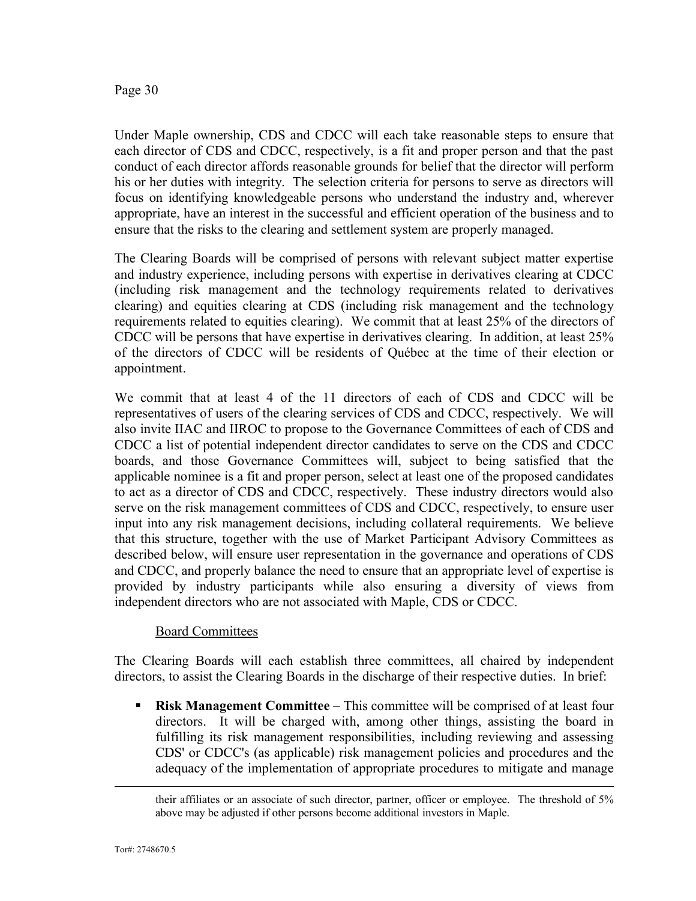Under Maple ownership, CDS and CDCC will each take reasonable steps to ensure that each director of CDS and CDCC, respectively, is a fit and proper person and that the past conduct of each director affords reasonable grounds for belief that the director will perform his or her duties with integrity. The selection criteria for persons to serve as directors will focus on identifying knowledgeable persons who understand the industry and, wherever appropriate, have an interest in the successful and efficient operation of the business and to ensure that the risks to the clearing and settlement system are properly managed.

The Clearing Boards will be comprised of persons with relevant subject matter expertise and industry experience, including persons with expertise in derivatives clearing at CDCC (including risk management and the technology requirements related to derivatives clearing) and equities clearing at CDS (including risk management and the technology requirements related to equities clearing). We commit that at least 25% of the directors of CDCC will be persons that have expertise in derivatives clearing. In addition, at least 25% of the directors of CDCC will be residents of Québec at the time of their election or appointment.

We commit that at least 4 of the 11 directors of each of CDS and CDCC will be representatives of users of the clearing services of CDS and CDCC, respectively. We will also invite IIAC and IIROC to propose to the Governance Committees of each of CDS and CDCC a list of potential independent director candidates to serve on the CDS and CDCC boards, and those Governance Committees will, subject to being satisfied that the applicable nominee is a fit and proper person, select at least one of the proposed candidates to act as a director of CDS and CDCC, respectively. These industry directors would also serve on the risk management committees of CDS and CDCC, respectively, to ensure user input into any risk management decisions, including collateral requirements. We believe that this structure, together with the use of Market Participant Advisory Committees as described below, will ensure user representation in the governance and operations of CDS and CDCC, and properly balance the need to ensure that an appropriate level of expertise is provided by industry participants while also ensuring a diversity of views from independent directors who are not associated with Maple, CDS or CDCC.

Board Committees

The Clearing Boards will each establish three committees, all chaired by independent directors, to assist the Clearing Boards in the discharge of their respective duties. In brief:

- **Risk Management Committee** – This committee will be comprised of at least four directors. It will be charged with, among other things, assisting the board in fulfilling its risk management responsibilities, including reviewing and assessing CDS' or CDCC's (as applicable) risk management policies and procedures and the adequacy of the implementation of appropriate procedures to mitigate and manage

their affiliates or an associate of such director, partner, officer or employee. The threshold of 5% above may be adjusted if other persons become additional investors in Maple.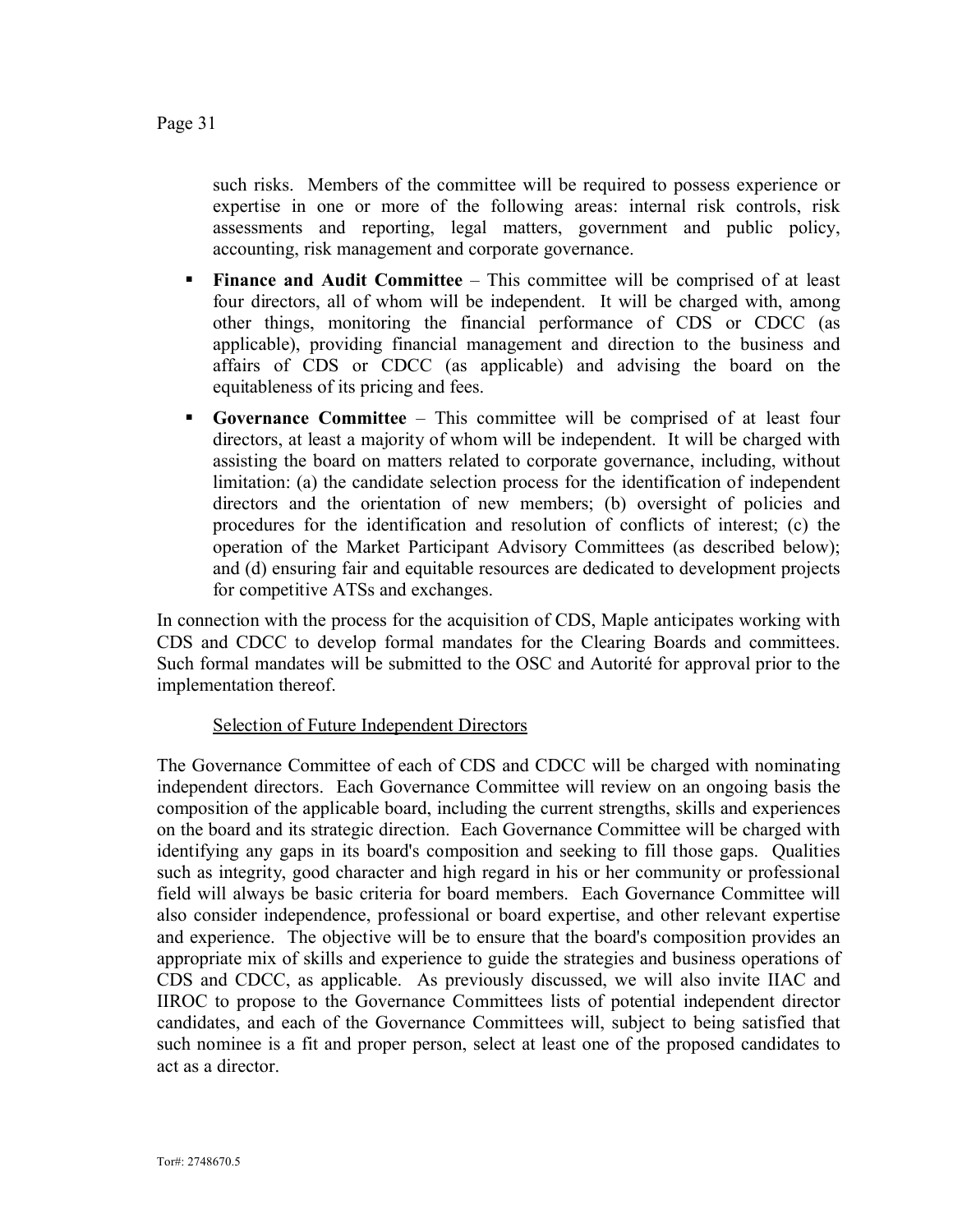such risks. Members of the committee will be required to possess experience or expertise in one or more of the following areas: internal risk controls, risk assessments and reporting, legal matters, government and public policy, accounting, risk management and corporate governance.

- **Finance and Audit Committee** – This committee will be comprised of at least four directors, all of whom will be independent. It will be charged with, among other things, monitoring the financial performance of CDS or CDCC (as applicable), providing financial management and direction to the business and affairs of CDS or CDCC (as applicable) and advising the board on the equitableness of its pricing and fees.
- **Governance Committee** – This committee will be comprised of at least four directors, at least a majority of whom will be independent. It will be charged with assisting the board on matters related to corporate governance, including, without limitation: (a) the candidate selection process for the identification of independent directors and the orientation of new members; (b) oversight of policies and procedures for the identification and resolution of conflicts of interest; (c) the operation of the Market Participant Advisory Committees (as described below); and (d) ensuring fair and equitable resources are dedicated to development projects for competitive ATSs and exchanges.

In connection with the process for the acquisition of CDS, Maple anticipates working with CDS and CDCC to develop formal mandates for the Clearing Boards and committees. Such formal mandates will be submitted to the OSC and Autorité for approval prior to the implementation thereof.

Selection of Future Independent Directors

The Governance Committee of each of CDS and CDCC will be charged with nominating independent directors. Each Governance Committee will review on an ongoing basis the composition of the applicable board, including the current strengths, skills and experiences on the board and its strategic direction. Each Governance Committee will be charged with identifying any gaps in its board's composition and seeking to fill those gaps. Qualities such as integrity, good character and high regard in his or her community or professional field will always be basic criteria for board members. Each Governance Committee will also consider independence, professional or board expertise, and other relevant expertise and experience. The objective will be to ensure that the board's composition provides an appropriate mix of skills and experience to guide the strategies and business operations of CDS and CDCC, as applicable. As previously discussed, we will also invite IIAC and IIROC to propose to the Governance Committees lists of potential independent director candidates, and each of the Governance Committees will, subject to being satisfied that such nominee is a fit and proper person, select at least one of the proposed candidates to act as a director.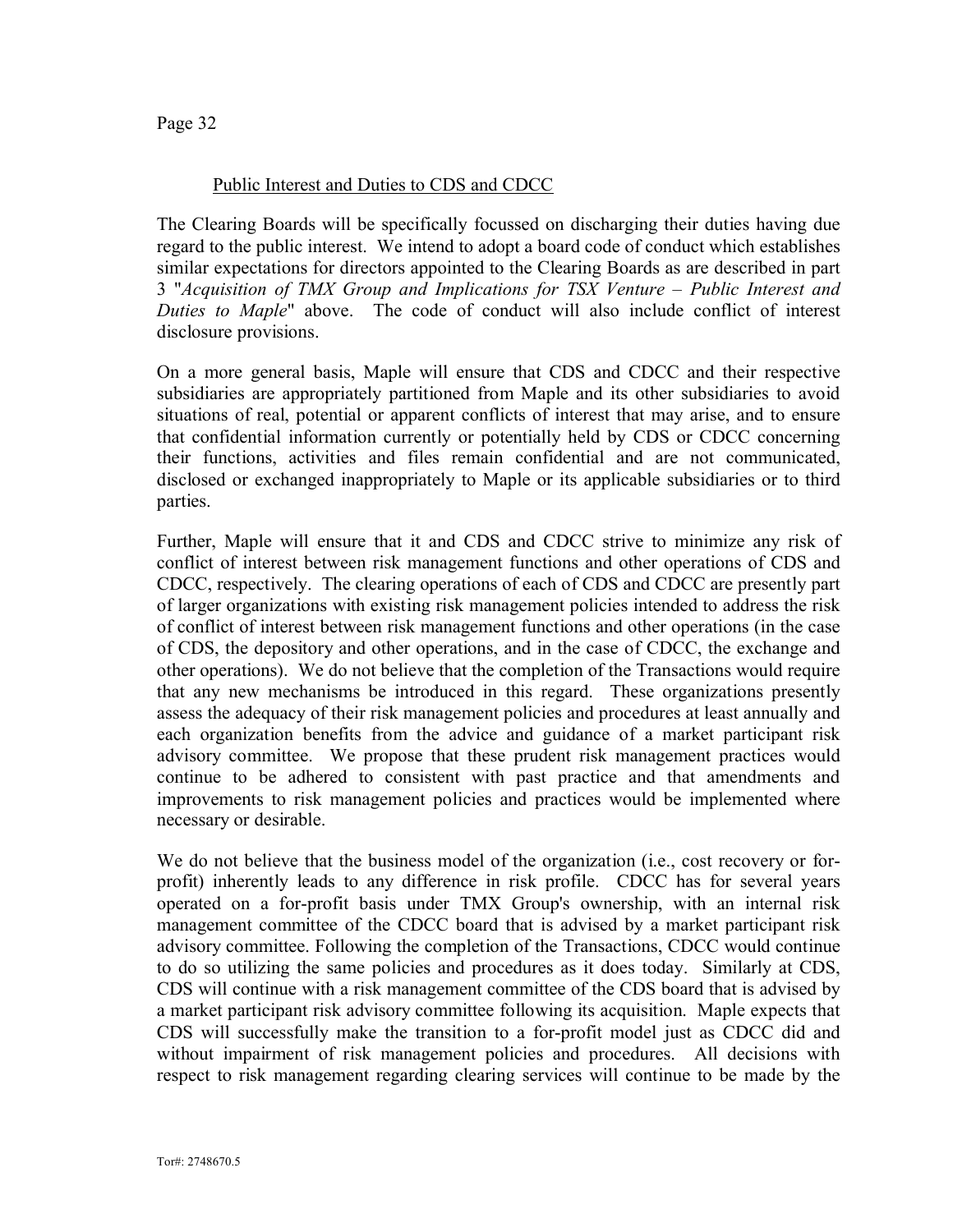## Public Interest and Duties to CDS and CDCC

The Clearing Boards will be specifically focussed on discharging their duties having due regard to the public interest. We intend to adopt a board code of conduct which establishes similar expectations for directors appointed to the Clearing Boards as are described in part 3 "*Acquisition of TMX Group and Implications for TSX Venture – Public Interest and Duties to Maple*" above. The code of conduct will also include conflict of interest disclosure provisions.

On a more general basis, Maple will ensure that CDS and CDCC and their respective subsidiaries are appropriately partitioned from Maple and its other subsidiaries to avoid situations of real, potential or apparent conflicts of interest that may arise, and to ensure that confidential information currently or potentially held by CDS or CDCC concerning their functions, activities and files remain confidential and are not communicated, disclosed or exchanged inappropriately to Maple or its applicable subsidiaries or to third parties.

Further, Maple will ensure that it and CDS and CDCC strive to minimize any risk of conflict of interest between risk management functions and other operations of CDS and CDCC, respectively. The clearing operations of each of CDS and CDCC are presently part of larger organizations with existing risk management policies intended to address the risk of conflict of interest between risk management functions and other operations (in the case of CDS, the depository and other operations, and in the case of CDCC, the exchange and other operations). We do not believe that the completion of the Transactions would require that any new mechanisms be introduced in this regard. These organizations presently assess the adequacy of their risk management policies and procedures at least annually and each organization benefits from the advice and guidance of a market participant risk advisory committee. We propose that these prudent risk management practices would continue to be adhered to consistent with past practice and that amendments and improvements to risk management policies and practices would be implemented where necessary or desirable.

We do not believe that the business model of the organization (i.e., cost recovery or for-profit) inherently leads to any difference in risk profile. CDCC has for several years operated on a for-profit basis under TMX Group's ownership, with an internal risk management committee of the CDCC board that is advised by a market participant risk advisory committee. Following the completion of the Transactions, CDCC would continue to do so utilizing the same policies and procedures as it does today. Similarly at CDS, CDS will continue with a risk management committee of the CDS board that is advised by a market participant risk advisory committee following its acquisition. Maple expects that CDS will successfully make the transition to a for-profit model just as CDCC did and without impairment of risk management policies and procedures. All decisions with respect to risk management regarding clearing services will continue to be made by the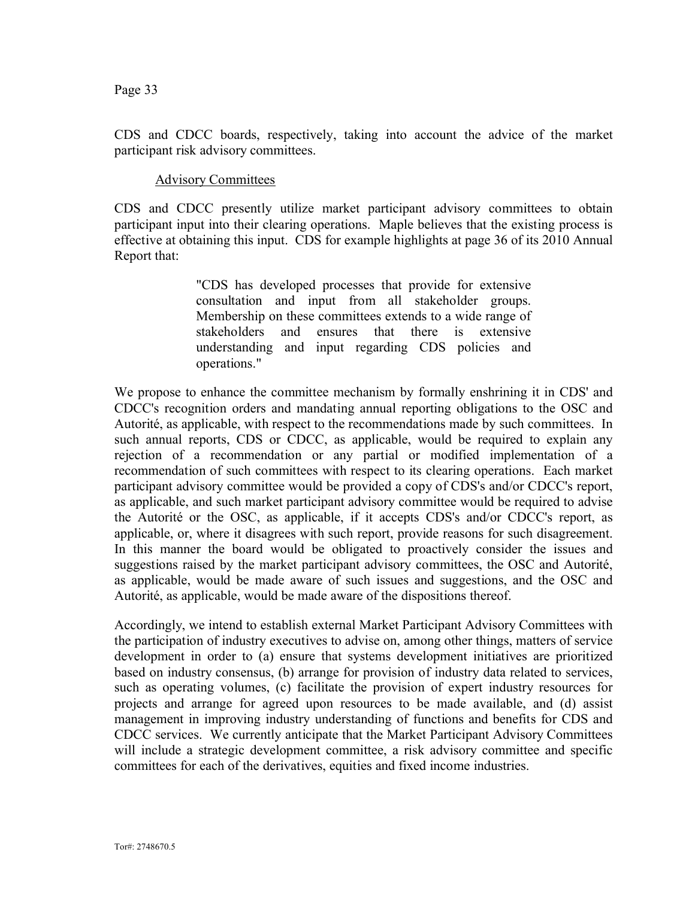CDS and CDCC boards, respectively, taking into account the advice of the market participant risk advisory committees.

Advisory Committees

CDS and CDCC presently utilize market participant advisory committees to obtain participant input into their clearing operations. Maple believes that the existing process is effective at obtaining this input. CDS for example highlights at page 36 of its 2010 Annual Report that:

> "CDS has developed processes that provide for extensive consultation and input from all stakeholder groups. Membership on these committees extends to a wide range of stakeholders and ensures that there is extensive understanding and input regarding CDS policies and operations."

We propose to enhance the committee mechanism by formally enshrining it in CDS' and CDCC's recognition orders and mandating annual reporting obligations to the OSC and Autorité, as applicable, with respect to the recommendations made by such committees. In such annual reports, CDS or CDCC, as applicable, would be required to explain any rejection of a recommendation or any partial or modified implementation of a recommendation of such committees with respect to its clearing operations. Each market participant advisory committee would be provided a copy of CDS's and/or CDCC's report, as applicable, and such market participant advisory committee would be required to advise the Autorité or the OSC, as applicable, if it accepts CDS's and/or CDCC's report, as applicable, or, where it disagrees with such report, provide reasons for such disagreement. In this manner the board would be obligated to proactively consider the issues and suggestions raised by the market participant advisory committees, the OSC and Autorité, as applicable, would be made aware of such issues and suggestions, and the OSC and Autorité, as applicable, would be made aware of the dispositions thereof.

Accordingly, we intend to establish external Market Participant Advisory Committees with the participation of industry executives to advise on, among other things, matters of service development in order to (a) ensure that systems development initiatives are prioritized based on industry consensus, (b) arrange for provision of industry data related to services, such as operating volumes, (c) facilitate the provision of expert industry resources for projects and arrange for agreed upon resources to be made available, and (d) assist management in improving industry understanding of functions and benefits for CDS and CDCC services. We currently anticipate that the Market Participant Advisory Committees will include a strategic development committee, a risk advisory committee and specific committees for each of the derivatives, equities and fixed income industries.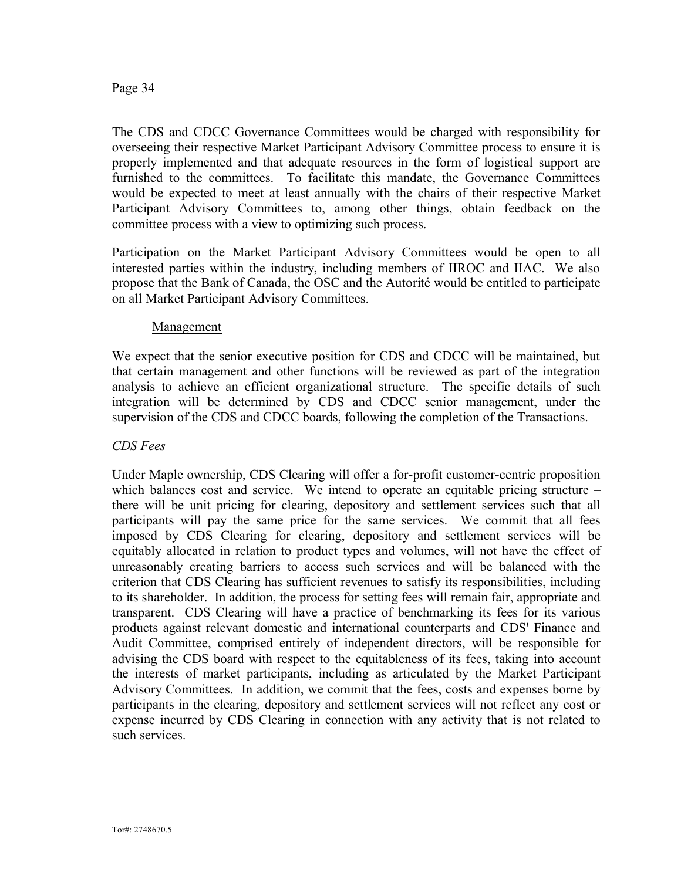The CDS and CDCC Governance Committees would be charged with responsibility for overseeing their respective Market Participant Advisory Committee process to ensure it is properly implemented and that adequate resources in the form of logistical support are furnished to the committees. To facilitate this mandate, the Governance Committees would be expected to meet at least annually with the chairs of their respective Market Participant Advisory Committees to, among other things, obtain feedback on the committee process with a view to optimizing such process.

Participation on the Market Participant Advisory Committees would be open to all interested parties within the industry, including members of IIROC and IIAC. We also propose that the Bank of Canada, the OSC and the Autorité would be entitled to participate on all Market Participant Advisory Committees.

Management

We expect that the senior executive position for CDS and CDCC will be maintained, but that certain management and other functions will be reviewed as part of the integration analysis to achieve an efficient organizational structure. The specific details of such integration will be determined by CDS and CDCC senior management, under the supervision of the CDS and CDCC boards, following the completion of the Transactions.

*CDS Fees*

Under Maple ownership, CDS Clearing will offer a for-profit customer-centric proposition which balances cost and service. We intend to operate an equitable pricing structure – there will be unit pricing for clearing, depository and settlement services such that all participants will pay the same price for the same services. We commit that all fees imposed by CDS Clearing for clearing, depository and settlement services will be equitably allocated in relation to product types and volumes, will not have the effect of unreasonably creating barriers to access such services and will be balanced with the criterion that CDS Clearing has sufficient revenues to satisfy its responsibilities, including to its shareholder. In addition, the process for setting fees will remain fair, appropriate and transparent. CDS Clearing will have a practice of benchmarking its fees for its various products against relevant domestic and international counterparts and CDS' Finance and Audit Committee, comprised entirely of independent directors, will be responsible for advising the CDS board with respect to the equitableness of its fees, taking into account the interests of market participants, including as articulated by the Market Participant Advisory Committees. In addition, we commit that the fees, costs and expenses borne by participants in the clearing, depository and settlement services will not reflect any cost or expense incurred by CDS Clearing in connection with any activity that is not related to such services.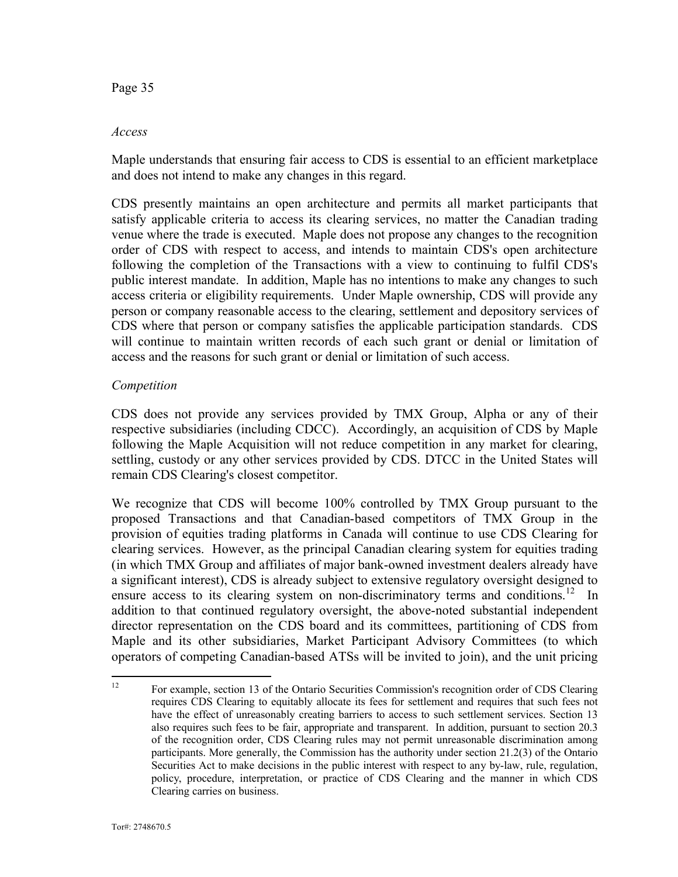*Access*

Maple understands that ensuring fair access to CDS is essential to an efficient marketplace and does not intend to make any changes in this regard.

CDS presently maintains an open architecture and permits all market participants that satisfy applicable criteria to access its clearing services, no matter the Canadian trading venue where the trade is executed. Maple does not propose any changes to the recognition order of CDS with respect to access, and intends to maintain CDS's open architecture following the completion of the Transactions with a view to continuing to fulfil CDS's public interest mandate. In addition, Maple has no intentions to make any changes to such access criteria or eligibility requirements. Under Maple ownership, CDS will provide any person or company reasonable access to the clearing, settlement and depository services of CDS where that person or company satisfies the applicable participation standards. CDS will continue to maintain written records of each such grant or denial or limitation of access and the reasons for such grant or denial or limitation of such access.

*Competition*

CDS does not provide any services provided by TMX Group, Alpha or any of their respective subsidiaries (including CDCC). Accordingly, an acquisition of CDS by Maple following the Maple Acquisition will not reduce competition in any market for clearing, settling, custody or any other services provided by CDS. DTCC in the United States will remain CDS Clearing's closest competitor.

We recognize that CDS will become 100% controlled by TMX Group pursuant to the proposed Transactions and that Canadian-based competitors of TMX Group in the provision of equities trading platforms in Canada will continue to use CDS Clearing for clearing services. However, as the principal Canadian clearing system for equities trading (in which TMX Group and affiliates of major bank-owned investment dealers already have a significant interest), CDS is already subject to extensive regulatory oversight designed to ensure access to its clearing system on non-discriminatory terms and conditions.[12] In addition to that continued regulatory oversight, the above-noted substantial independent director representation on the CDS board and its committees, partitioning of CDS from Maple and its other subsidiaries, Market Participant Advisory Committees (to which operators of competing Canadian-based ATSs will be invited to join), and the unit pricing

---

[12] For example, section 13 of the Ontario Securities Commission's recognition order of CDS Clearing requires CDS Clearing to equitably allocate its fees for settlement and requires that such fees not have the effect of unreasonably creating barriers to access to such settlement services. Section 13 also requires such fees to be fair, appropriate and transparent. In addition, pursuant to section 20.3 of the recognition order, CDS Clearing rules may not permit unreasonable discrimination among participants. More generally, the Commission has the authority under section 21.2(3) of the Ontario Securities Act to make decisions in the public interest with respect to any by-law, rule, regulation, policy, procedure, interpretation, or practice of CDS Clearing and the manner in which CDS Clearing carries on business.

Tor#: 2748670.5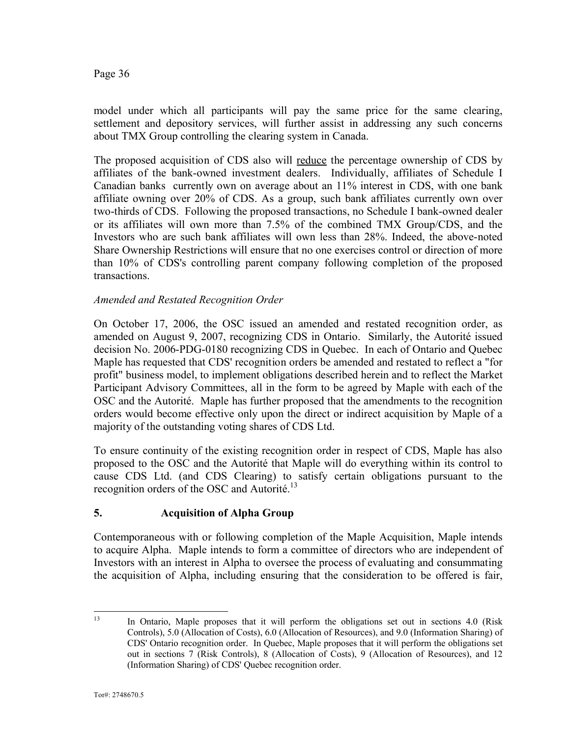model under which all participants will pay the same price for the same clearing, settlement and depository services, will further assist in addressing any such concerns about TMX Group controlling the clearing system in Canada.

The proposed acquisition of CDS also will reduce the percentage ownership of CDS by affiliates of the bank-owned investment dealers. Individually, affiliates of Schedule I Canadian banks currently own on average about an 11% interest in CDS, with one bank affiliate owning over 20% of CDS. As a group, such bank affiliates currently own over two-thirds of CDS. Following the proposed transactions, no Schedule I bank-owned dealer or its affiliates will own more than 7.5% of the combined TMX Group/CDS, and the Investors who are such bank affiliates will own less than 28%. Indeed, the above-noted Share Ownership Restrictions will ensure that no one exercises control or direction of more than 10% of CDS's controlling parent company following completion of the proposed transactions.

*Amended and Restated Recognition Order*

On October 17, 2006, the OSC issued an amended and restated recognition order, as amended on August 9, 2007, recognizing CDS in Ontario. Similarly, the Autorité issued decision No. 2006-PDG-0180 recognizing CDS in Quebec. In each of Ontario and Quebec Maple has requested that CDS' recognition orders be amended and restated to reflect a "for profit" business model, to implement obligations described herein and to reflect the Market Participant Advisory Committees, all in the form to be agreed by Maple with each of the OSC and the Autorité. Maple has further proposed that the amendments to the recognition orders would become effective only upon the direct or indirect acquisition by Maple of a majority of the outstanding voting shares of CDS Ltd.

To ensure continuity of the existing recognition order in respect of CDS, Maple has also proposed to the OSC and the Autorité that Maple will do everything within its control to cause CDS Ltd. (and CDS Clearing) to satisfy certain obligations pursuant to the recognition orders of the OSC and Autorité.[13]

## 5. Acquisition of Alpha Group

Contemporaneous with or following completion of the Maple Acquisition, Maple intends to acquire Alpha. Maple intends to form a committee of directors who are independent of Investors with an interest in Alpha to oversee the process of evaluating and consummating the acquisition of Alpha, including ensuring that the consideration to be offered is fair,

---

[13] In Ontario, Maple proposes that it will perform the obligations set out in sections 4.0 (Risk Controls), 5.0 (Allocation of Costs), 6.0 (Allocation of Resources), and 9.0 (Information Sharing) of CDS' Ontario recognition order. In Quebec, Maple proposes that it will perform the obligations set out in sections 7 (Risk Controls), 8 (Allocation of Costs), 9 (Allocation of Resources), and 12 (Information Sharing) of CDS' Quebec recognition order.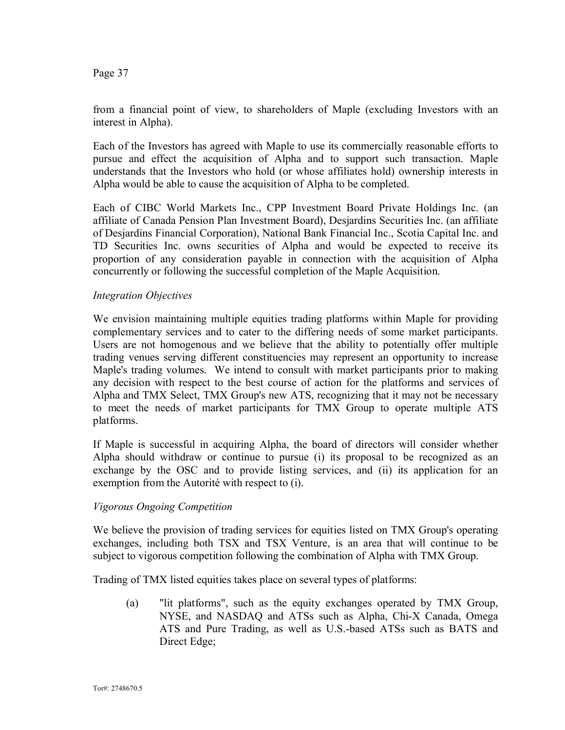from a financial point of view, to shareholders of Maple (excluding Investors with an interest in Alpha).

Each of the Investors has agreed with Maple to use its commercially reasonable efforts to pursue and effect the acquisition of Alpha and to support such transaction. Maple understands that the Investors who hold (or whose affiliates hold) ownership interests in Alpha would be able to cause the acquisition of Alpha to be completed.

Each of CIBC World Markets Inc., CPP Investment Board Private Holdings Inc. (an affiliate of Canada Pension Plan Investment Board), Desjardins Securities Inc. (an affiliate of Desjardins Financial Corporation), National Bank Financial Inc., Scotia Capital Inc. and TD Securities Inc. owns securities of Alpha and would be expected to receive its proportion of any consideration payable in connection with the acquisition of Alpha concurrently or following the successful completion of the Maple Acquisition.

*Integration Objectives*

We envision maintaining multiple equities trading platforms within Maple for providing complementary services and to cater to the differing needs of some market participants. Users are not homogenous and we believe that the ability to potentially offer multiple trading venues serving different constituencies may represent an opportunity to increase Maple's trading volumes. We intend to consult with market participants prior to making any decision with respect to the best course of action for the platforms and services of Alpha and TMX Select, TMX Group's new ATS, recognizing that it may not be necessary to meet the needs of market participants for TMX Group to operate multiple ATS platforms.

If Maple is successful in acquiring Alpha, the board of directors will consider whether Alpha should withdraw or continue to pursue (i) its proposal to be recognized as an exchange by the OSC and to provide listing services, and (ii) its application for an exemption from the Autorité with respect to (i).

*Vigorous Ongoing Competition*

We believe the provision of trading services for equities listed on TMX Group's operating exchanges, including both TSX and TSX Venture, is an area that will continue to be subject to vigorous competition following the combination of Alpha with TMX Group.

Trading of TMX listed equities takes place on several types of platforms:

(a) "lit platforms", such as the equity exchanges operated by TMX Group, NYSE, and NASDAQ and ATSs such as Alpha, Chi-X Canada, Omega ATS and Pure Trading, as well as U.S.-based ATSs such as BATS and Direct Edge;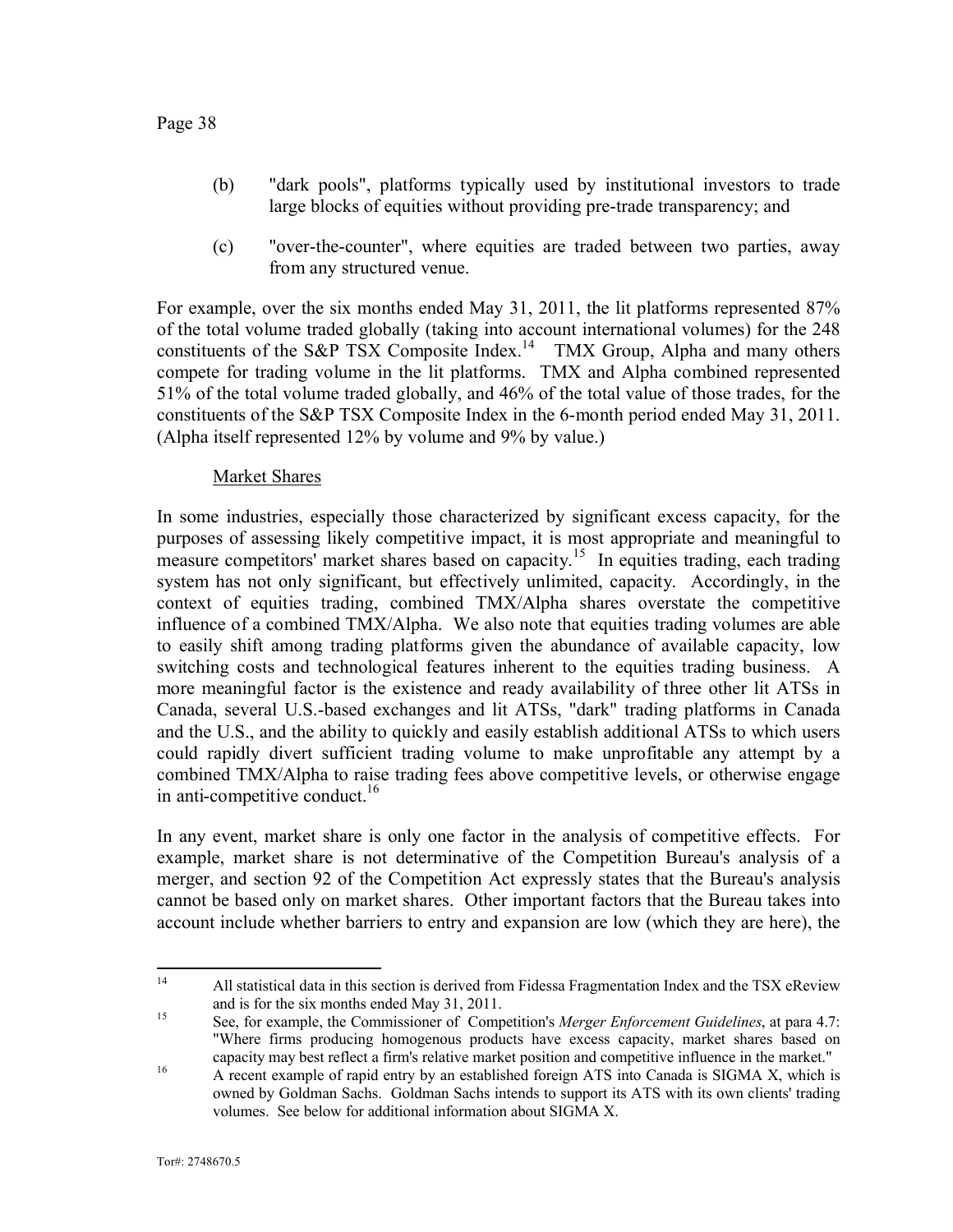(b) "dark pools", platforms typically used by institutional investors to trade large blocks of equities without providing pre-trade transparency; and

(c) "over-the-counter", where equities are traded between two parties, away from any structured venue.

For example, over the six months ended May 31, 2011, the lit platforms represented 87% of the total volume traded globally (taking into account international volumes) for the 248 constituents of the S&P TSX Composite Index.[14] TMX Group, Alpha and many others compete for trading volume in the lit platforms. TMX and Alpha combined represented 51% of the total volume traded globally, and 46% of the total value of those trades, for the constituents of the S&P TSX Composite Index in the 6-month period ended May 31, 2011. (Alpha itself represented 12% by volume and 9% by value.)

Market Shares

In some industries, especially those characterized by significant excess capacity, for the purposes of assessing likely competitive impact, it is most appropriate and meaningful to measure competitors' market shares based on capacity.[15] In equities trading, each trading system has not only significant, but effectively unlimited, capacity. Accordingly, in the context of equities trading, combined TMX/Alpha shares overstate the competitive influence of a combined TMX/Alpha. We also note that equities trading volumes are able to easily shift among trading platforms given the abundance of available capacity, low switching costs and technological features inherent to the equities trading business. A more meaningful factor is the existence and ready availability of three other lit ATSs in Canada, several U.S.-based exchanges and lit ATSs, "dark" trading platforms in Canada and the U.S., and the ability to quickly and easily establish additional ATSs to which users could rapidly divert sufficient trading volume to make unprofitable any attempt by a combined TMX/Alpha to raise trading fees above competitive levels, or otherwise engage in anti-competitive conduct.[16]

In any event, market share is only one factor in the analysis of competitive effects. For example, market share is not determinative of the Competition Bureau's analysis of a merger, and section 92 of the Competition Act expressly states that the Bureau's analysis cannot be based only on market shares. Other important factors that the Bureau takes into account include whether barriers to entry and expansion are low (which they are here), the

---

[14] All statistical data in this section is derived from Fidessa Fragmentation Index and the TSX eReview and is for the six months ended May 31, 2011.

[15] See, for example, the Commissioner of Competition's *Merger Enforcement Guidelines*, at para 4.7: "Where firms producing homogenous products have excess capacity, market shares based on capacity may best reflect a firm's relative market position and competitive influence in the market."

[16] A recent example of rapid entry by an established foreign ATS into Canada is SIGMA X, which is owned by Goldman Sachs. Goldman Sachs intends to support its ATS with its own clients' trading volumes. See below for additional information about SIGMA X.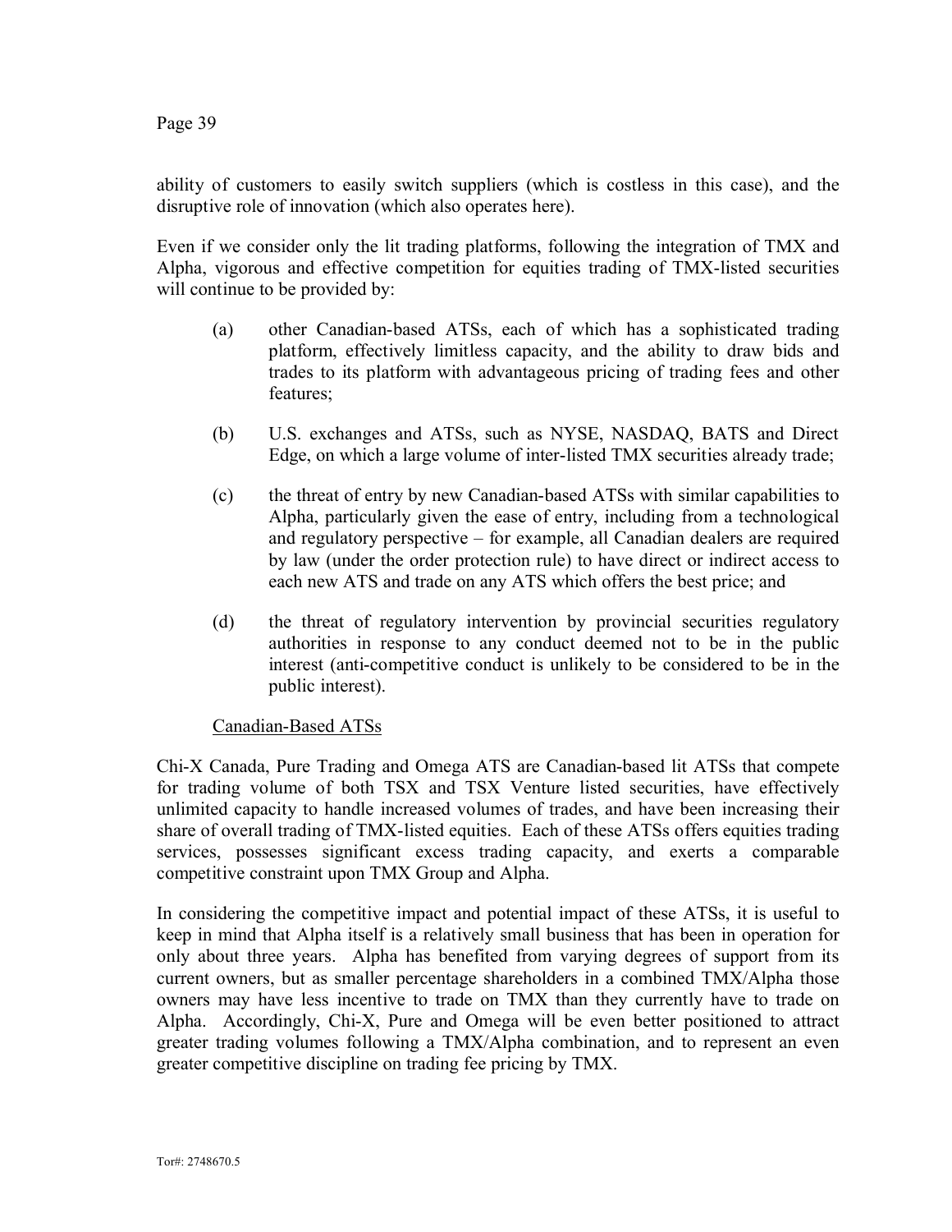ability of customers to easily switch suppliers (which is costless in this case), and the disruptive role of innovation (which also operates here).

Even if we consider only the lit trading platforms, following the integration of TMX and Alpha, vigorous and effective competition for equities trading of TMX-listed securities will continue to be provided by:

(a) other Canadian-based ATSs, each of which has a sophisticated trading platform, effectively limitless capacity, and the ability to draw bids and trades to its platform with advantageous pricing of trading fees and other features;

(b) U.S. exchanges and ATSs, such as NYSE, NASDAQ, BATS and Direct Edge, on which a large volume of inter-listed TMX securities already trade;

(c) the threat of entry by new Canadian-based ATSs with similar capabilities to Alpha, particularly given the ease of entry, including from a technological and regulatory perspective – for example, all Canadian dealers are required by law (under the order protection rule) to have direct or indirect access to each new ATS and trade on any ATS which offers the best price; and

(d) the threat of regulatory intervention by provincial securities regulatory authorities in response to any conduct deemed not to be in the public interest (anti-competitive conduct is unlikely to be considered to be in the public interest).

Canadian-Based ATSs

Chi-X Canada, Pure Trading and Omega ATS are Canadian-based lit ATSs that compete for trading volume of both TSX and TSX Venture listed securities, have effectively unlimited capacity to handle increased volumes of trades, and have been increasing their share of overall trading of TMX-listed equities. Each of these ATSs offers equities trading services, possesses significant excess trading capacity, and exerts a comparable competitive constraint upon TMX Group and Alpha.

In considering the competitive impact and potential impact of these ATSs, it is useful to keep in mind that Alpha itself is a relatively small business that has been in operation for only about three years. Alpha has benefited from varying degrees of support from its current owners, but as smaller percentage shareholders in a combined TMX/Alpha those owners may have less incentive to trade on TMX than they currently have to trade on Alpha. Accordingly, Chi-X, Pure and Omega will be even better positioned to attract greater trading volumes following a TMX/Alpha combination, and to represent an even greater competitive discipline on trading fee pricing by TMX.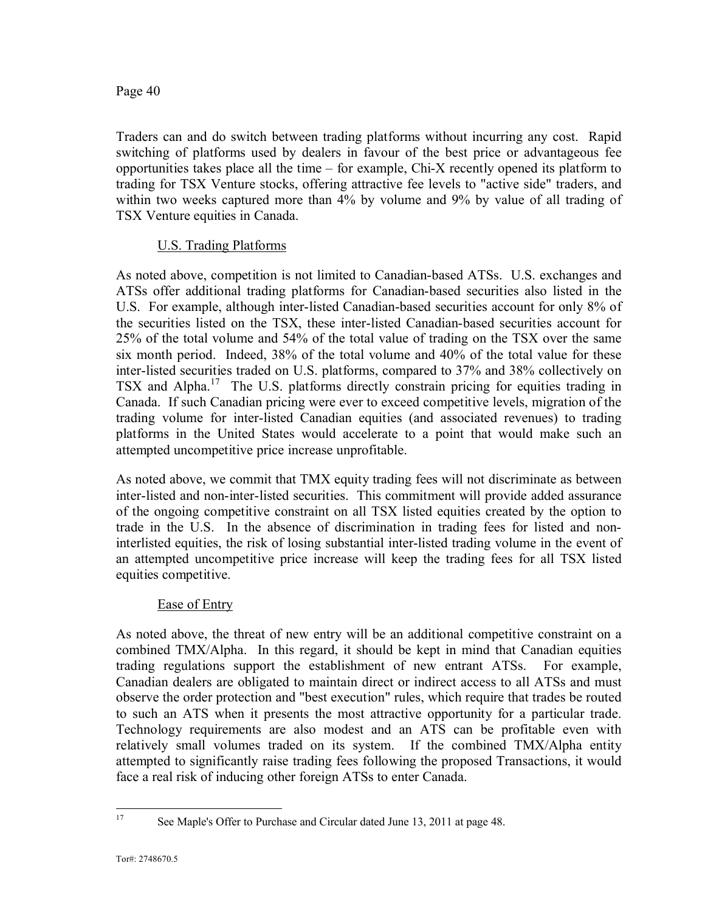Traders can and do switch between trading platforms without incurring any cost. Rapid switching of platforms used by dealers in favour of the best price or advantageous fee opportunities takes place all the time – for example, Chi-X recently opened its platform to trading for TSX Venture stocks, offering attractive fee levels to "active side" traders, and within two weeks captured more than 4% by volume and 9% by value of all trading of TSX Venture equities in Canada.

U.S. Trading Platforms

As noted above, competition is not limited to Canadian-based ATSs. U.S. exchanges and ATSs offer additional trading platforms for Canadian-based securities also listed in the U.S. For example, although inter-listed Canadian-based securities account for only 8% of the securities listed on the TSX, these inter-listed Canadian-based securities account for 25% of the total volume and 54% of the total value of trading on the TSX over the same six month period. Indeed, 38% of the total volume and 40% of the total value for these inter-listed securities traded on U.S. platforms, compared to 37% and 38% collectively on TSX and Alpha.[17] The U.S. platforms directly constrain pricing for equities trading in Canada. If such Canadian pricing were ever to exceed competitive levels, migration of the trading volume for inter-listed Canadian equities (and associated revenues) to trading platforms in the United States would accelerate to a point that would make such an attempted uncompetitive price increase unprofitable.

As noted above, we commit that TMX equity trading fees will not discriminate as between inter-listed and non-inter-listed securities. This commitment will provide added assurance of the ongoing competitive constraint on all TSX listed equities created by the option to trade in the U.S. In the absence of discrimination in trading fees for listed and non-interlisted equities, the risk of losing substantial inter-listed trading volume in the event of an attempted uncompetitive price increase will keep the trading fees for all TSX listed equities competitive.

Ease of Entry

As noted above, the threat of new entry will be an additional competitive constraint on a combined TMX/Alpha. In this regard, it should be kept in mind that Canadian equities trading regulations support the establishment of new entrant ATSs. For example, Canadian dealers are obligated to maintain direct or indirect access to all ATSs and must observe the order protection and "best execution" rules, which require that trades be routed to such an ATS when it presents the most attractive opportunity for a particular trade. Technology requirements are also modest and an ATS can be profitable even with relatively small volumes traded on its system. If the combined TMX/Alpha entity attempted to significantly raise trading fees following the proposed Transactions, it would face a real risk of inducing other foreign ATSs to enter Canada.

---

[17] See Maple's Offer to Purchase and Circular dated June 13, 2011 at page 48.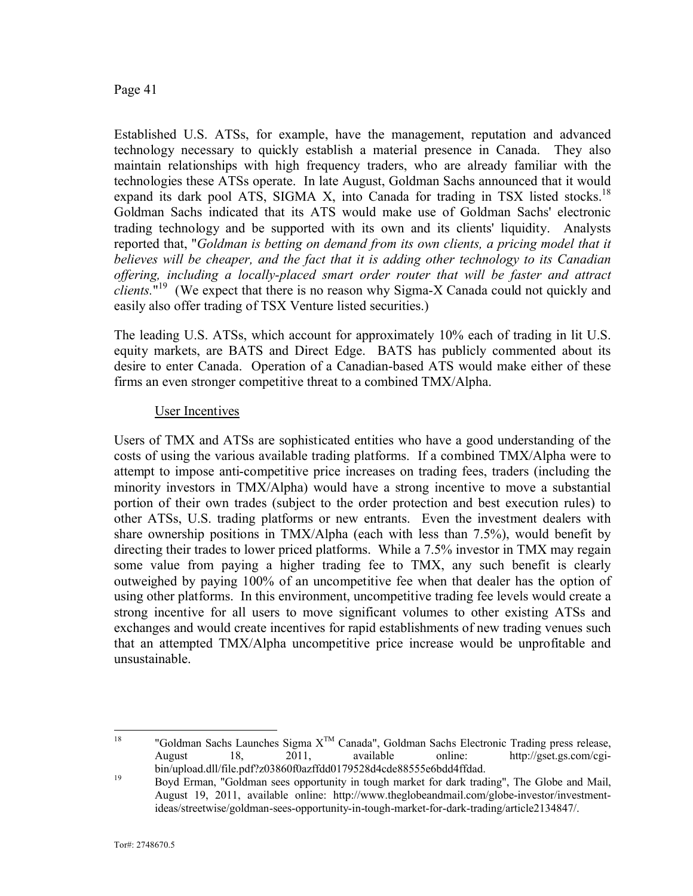Established U.S. ATSs, for example, have the management, reputation and advanced technology necessary to quickly establish a material presence in Canada. They also maintain relationships with high frequency traders, who are already familiar with the technologies these ATSs operate. In late August, Goldman Sachs announced that it would expand its dark pool ATS, SIGMA X, into Canada for trading in TSX listed stocks.[18] Goldman Sachs indicated that its ATS would make use of Goldman Sachs' electronic trading technology and be supported with its own and its clients' liquidity. Analysts reported that, "*Goldman is betting on demand from its own clients, a pricing model that it believes will be cheaper, and the fact that it is adding other technology to its Canadian offering, including a locally-placed smart order router that will be faster and attract clients.*"[19] (We expect that there is no reason why Sigma-X Canada could not quickly and easily also offer trading of TSX Venture listed securities.)

The leading U.S. ATSs, which account for approximately 10% each of trading in lit U.S. equity markets, are BATS and Direct Edge. BATS has publicly commented about its desire to enter Canada. Operation of a Canadian-based ATS would make either of these firms an even stronger competitive threat to a combined TMX/Alpha.

User Incentives

Users of TMX and ATSs are sophisticated entities who have a good understanding of the costs of using the various available trading platforms. If a combined TMX/Alpha were to attempt to impose anti-competitive price increases on trading fees, traders (including the minority investors in TMX/Alpha) would have a strong incentive to move a substantial portion of their own trades (subject to the order protection and best execution rules) to other ATSs, U.S. trading platforms or new entrants. Even the investment dealers with share ownership positions in TMX/Alpha (each with less than 7.5%), would benefit by directing their trades to lower priced platforms. While a 7.5% investor in TMX may regain some value from paying a higher trading fee to TMX, any such benefit is clearly outweighed by paying 100% of an uncompetitive fee when that dealer has the option of using other platforms. In this environment, uncompetitive trading fee levels would create a strong incentive for all users to move significant volumes to other existing ATSs and exchanges and would create incentives for rapid establishments of new trading venues such that an attempted TMX/Alpha uncompetitive price increase would be unprofitable and unsustainable.

---

[18] "Goldman Sachs Launches Sigma X™ Canada", Goldman Sachs Electronic Trading press release, August 18, 2011, available online: http://gset.gs.com/cgi-bin/upload.dll/file.pdf?z03860f0azffdd0179528d4cde88555e6bdd4ffdad.

[19] Boyd Erman, "Goldman sees opportunity in tough market for dark trading", The Globe and Mail, August 19, 2011, available online: http://www.theglobeandmail.com/globe-investor/investment-ideas/streetwise/goldman-sees-opportunity-in-tough-market-for-dark-trading/article2134847/.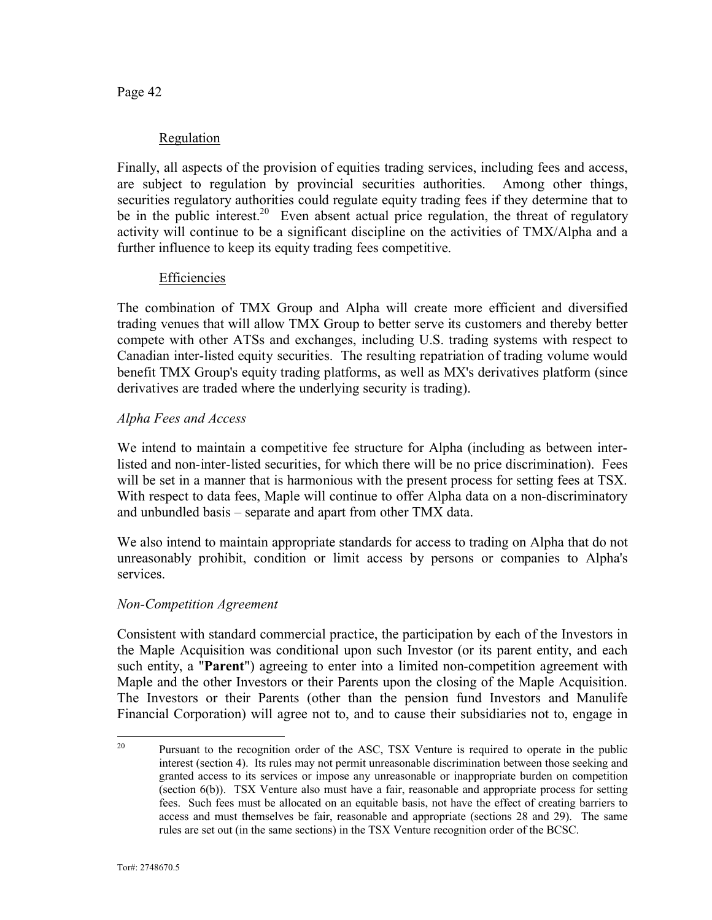Regulation

Finally, all aspects of the provision of equities trading services, including fees and access, are subject to regulation by provincial securities authorities. Among other things, securities regulatory authorities could regulate equity trading fees if they determine that to be in the public interest.[20] Even absent actual price regulation, the threat of regulatory activity will continue to be a significant discipline on the activities of TMX/Alpha and a further influence to keep its equity trading fees competitive.

Efficiencies

The combination of TMX Group and Alpha will create more efficient and diversified trading venues that will allow TMX Group to better serve its customers and thereby better compete with other ATSs and exchanges, including U.S. trading systems with respect to Canadian inter-listed equity securities. The resulting repatriation of trading volume would benefit TMX Group's equity trading platforms, as well as MX's derivatives platform (since derivatives are traded where the underlying security is trading).

*Alpha Fees and Access*

We intend to maintain a competitive fee structure for Alpha (including as between inter-listed and non-inter-listed securities, for which there will be no price discrimination). Fees will be set in a manner that is harmonious with the present process for setting fees at TSX. With respect to data fees, Maple will continue to offer Alpha data on a non-discriminatory and unbundled basis – separate and apart from other TMX data.

We also intend to maintain appropriate standards for access to trading on Alpha that do not unreasonably prohibit, condition or limit access by persons or companies to Alpha's services.

*Non-Competition Agreement*

Consistent with standard commercial practice, the participation by each of the Investors in the Maple Acquisition was conditional upon such Investor (or its parent entity, and each such entity, a "**Parent**") agreeing to enter into a limited non-competition agreement with Maple and the other Investors or their Parents upon the closing of the Maple Acquisition. The Investors or their Parents (other than the pension fund Investors and Manulife Financial Corporation) will agree not to, and to cause their subsidiaries not to, engage in

[20] Pursuant to the recognition order of the ASC, TSX Venture is required to operate in the public interest (section 4). Its rules may not permit unreasonable discrimination between those seeking and granted access to its services or impose any unreasonable or inappropriate burden on competition (section 6(b)). TSX Venture also must have a fair, reasonable and appropriate process for setting fees. Such fees must be allocated on an equitable basis, not have the effect of creating barriers to access and must themselves be fair, reasonable and appropriate (sections 28 and 29). The same rules are set out (in the same sections) in the TSX Venture recognition order of the BCSC.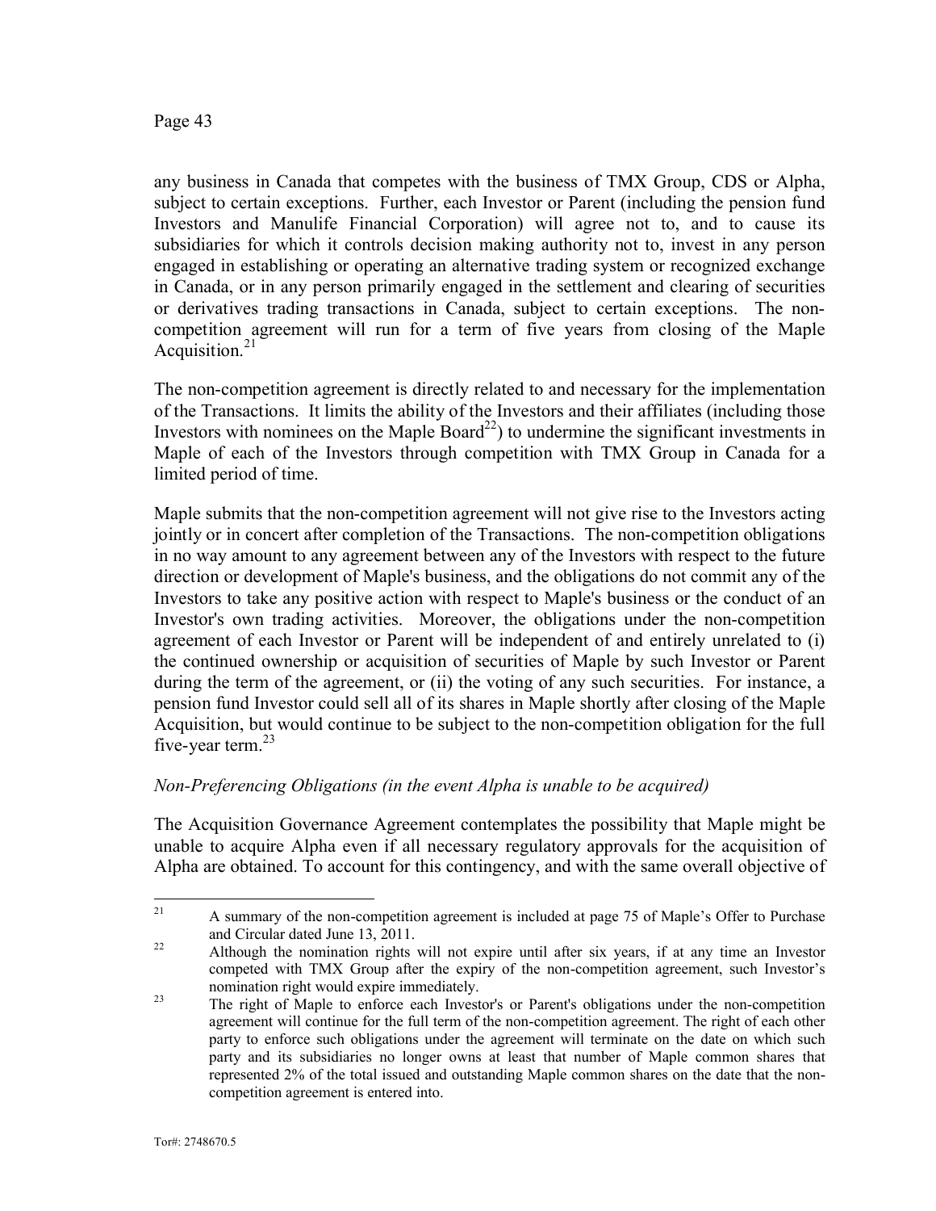any business in Canada that competes with the business of TMX Group, CDS or Alpha, subject to certain exceptions. Further, each Investor or Parent (including the pension fund Investors and Manulife Financial Corporation) will agree not to, and to cause its subsidiaries for which it controls decision making authority not to, invest in any person engaged in establishing or operating an alternative trading system or recognized exchange in Canada, or in any person primarily engaged in the settlement and clearing of securities or derivatives trading transactions in Canada, subject to certain exceptions. The non-competition agreement will run for a term of five years from closing of the Maple Acquisition.[21]

The non-competition agreement is directly related to and necessary for the implementation of the Transactions. It limits the ability of the Investors and their affiliates (including those Investors with nominees on the Maple Board[22]) to undermine the significant investments in Maple of each of the Investors through competition with TMX Group in Canada for a limited period of time.

Maple submits that the non-competition agreement will not give rise to the Investors acting jointly or in concert after completion of the Transactions. The non-competition obligations in no way amount to any agreement between any of the Investors with respect to the future direction or development of Maple's business, and the obligations do not commit any of the Investors to take any positive action with respect to Maple's business or the conduct of an Investor's own trading activities. Moreover, the obligations under the non-competition agreement of each Investor or Parent will be independent of and entirely unrelated to (i) the continued ownership or acquisition of securities of Maple by such Investor or Parent during the term of the agreement, or (ii) the voting of any such securities. For instance, a pension fund Investor could sell all of its shares in Maple shortly after closing of the Maple Acquisition, but would continue to be subject to the non-competition obligation for the full five-year term.[23]

*Non-Preferencing Obligations (in the event Alpha is unable to be acquired)*

The Acquisition Governance Agreement contemplates the possibility that Maple might be unable to acquire Alpha even if all necessary regulatory approvals for the acquisition of Alpha are obtained. To account for this contingency, and with the same overall objective of

---

[21] A summary of the non-competition agreement is included at page 75 of Maple's Offer to Purchase and Circular dated June 13, 2011.

[22] Although the nomination rights will not expire until after six years, if at any time an Investor competed with TMX Group after the expiry of the non-competition agreement, such Investor's nomination right would expire immediately.

[23] The right of Maple to enforce each Investor's or Parent's obligations under the non-competition agreement will continue for the full term of the non-competition agreement. The right of each other party to enforce such obligations under the agreement will terminate on the date on which such party and its subsidiaries no longer owns at least that number of Maple common shares that represented 2% of the total issued and outstanding Maple common shares on the date that the non-competition agreement is entered into.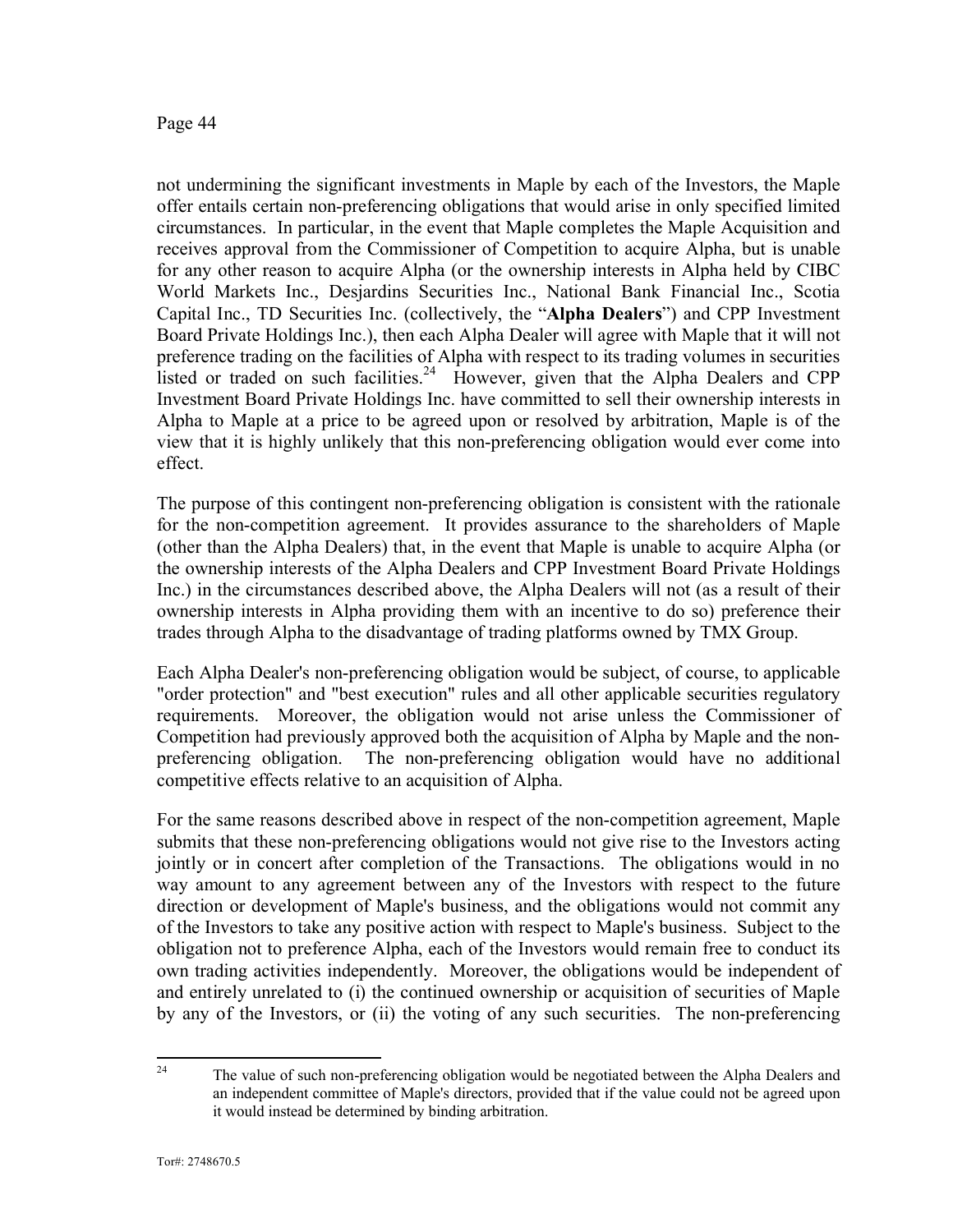not undermining the significant investments in Maple by each of the Investors, the Maple offer entails certain non-preferencing obligations that would arise in only specified limited circumstances. In particular, in the event that Maple completes the Maple Acquisition and receives approval from the Commissioner of Competition to acquire Alpha, but is unable for any other reason to acquire Alpha (or the ownership interests in Alpha held by CIBC World Markets Inc., Desjardins Securities Inc., National Bank Financial Inc., Scotia Capital Inc., TD Securities Inc. (collectively, the "**Alpha Dealers**") and CPP Investment Board Private Holdings Inc.), then each Alpha Dealer will agree with Maple that it will not preference trading on the facilities of Alpha with respect to its trading volumes in securities listed or traded on such facilities.[24] However, given that the Alpha Dealers and CPP Investment Board Private Holdings Inc. have committed to sell their ownership interests in Alpha to Maple at a price to be agreed upon or resolved by arbitration, Maple is of the view that it is highly unlikely that this non-preferencing obligation would ever come into effect.

The purpose of this contingent non-preferencing obligation is consistent with the rationale for the non-competition agreement. It provides assurance to the shareholders of Maple (other than the Alpha Dealers) that, in the event that Maple is unable to acquire Alpha (or the ownership interests of the Alpha Dealers and CPP Investment Board Private Holdings Inc.) in the circumstances described above, the Alpha Dealers will not (as a result of their ownership interests in Alpha providing them with an incentive to do so) preference their trades through Alpha to the disadvantage of trading platforms owned by TMX Group.

Each Alpha Dealer's non-preferencing obligation would be subject, of course, to applicable "order protection" and "best execution" rules and all other applicable securities regulatory requirements. Moreover, the obligation would not arise unless the Commissioner of Competition had previously approved both the acquisition of Alpha by Maple and the non-preferencing obligation. The non-preferencing obligation would have no additional competitive effects relative to an acquisition of Alpha.

For the same reasons described above in respect of the non-competition agreement, Maple submits that these non-preferencing obligations would not give rise to the Investors acting jointly or in concert after completion of the Transactions. The obligations would in no way amount to any agreement between any of the Investors with respect to the future direction or development of Maple's business, and the obligations would not commit any of the Investors to take any positive action with respect to Maple's business. Subject to the obligation not to preference Alpha, each of the Investors would remain free to conduct its own trading activities independently. Moreover, the obligations would be independent of and entirely unrelated to (i) the continued ownership or acquisition of securities of Maple by any of the Investors, or (ii) the voting of any such securities. The non-preferencing

[24] The value of such non-preferencing obligation would be negotiated between the Alpha Dealers and an independent committee of Maple's directors, provided that if the value could not be agreed upon it would instead be determined by binding arbitration.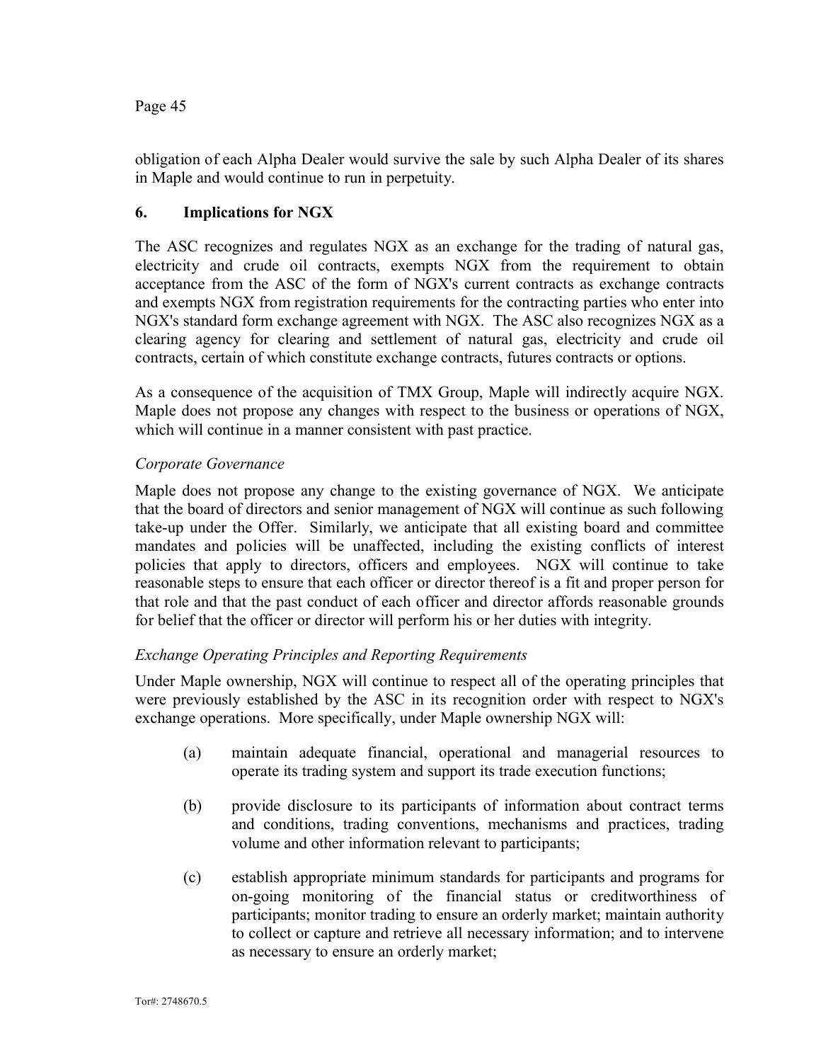obligation of each Alpha Dealer would survive the sale by such Alpha Dealer of its shares in Maple and would continue to run in perpetuity.

## 6. Implications for NGX

The ASC recognizes and regulates NGX as an exchange for the trading of natural gas, electricity and crude oil contracts, exempts NGX from the requirement to obtain acceptance from the ASC of the form of NGX's current contracts as exchange contracts and exempts NGX from registration requirements for the contracting parties who enter into NGX's standard form exchange agreement with NGX. The ASC also recognizes NGX as a clearing agency for clearing and settlement of natural gas, electricity and crude oil contracts, certain of which constitute exchange contracts, futures contracts or options.

As a consequence of the acquisition of TMX Group, Maple will indirectly acquire NGX. Maple does not propose any changes with respect to the business or operations of NGX, which will continue in a manner consistent with past practice.

*Corporate Governance*

Maple does not propose any change to the existing governance of NGX. We anticipate that the board of directors and senior management of NGX will continue as such following take-up under the Offer. Similarly, we anticipate that all existing board and committee mandates and policies will be unaffected, including the existing conflicts of interest policies that apply to directors, officers and employees. NGX will continue to take reasonable steps to ensure that each officer or director thereof is a fit and proper person for that role and that the past conduct of each officer and director affords reasonable grounds for belief that the officer or director will perform his or her duties with integrity.

*Exchange Operating Principles and Reporting Requirements*

Under Maple ownership, NGX will continue to respect all of the operating principles that were previously established by the ASC in its recognition order with respect to NGX's exchange operations. More specifically, under Maple ownership NGX will:

(a) maintain adequate financial, operational and managerial resources to operate its trading system and support its trade execution functions;

(b) provide disclosure to its participants of information about contract terms and conditions, trading conventions, mechanisms and practices, trading volume and other information relevant to participants;

(c) establish appropriate minimum standards for participants and programs for on-going monitoring of the financial status or creditworthiness of participants; monitor trading to ensure an orderly market; maintain authority to collect or capture and retrieve all necessary information; and to intervene as necessary to ensure an orderly market;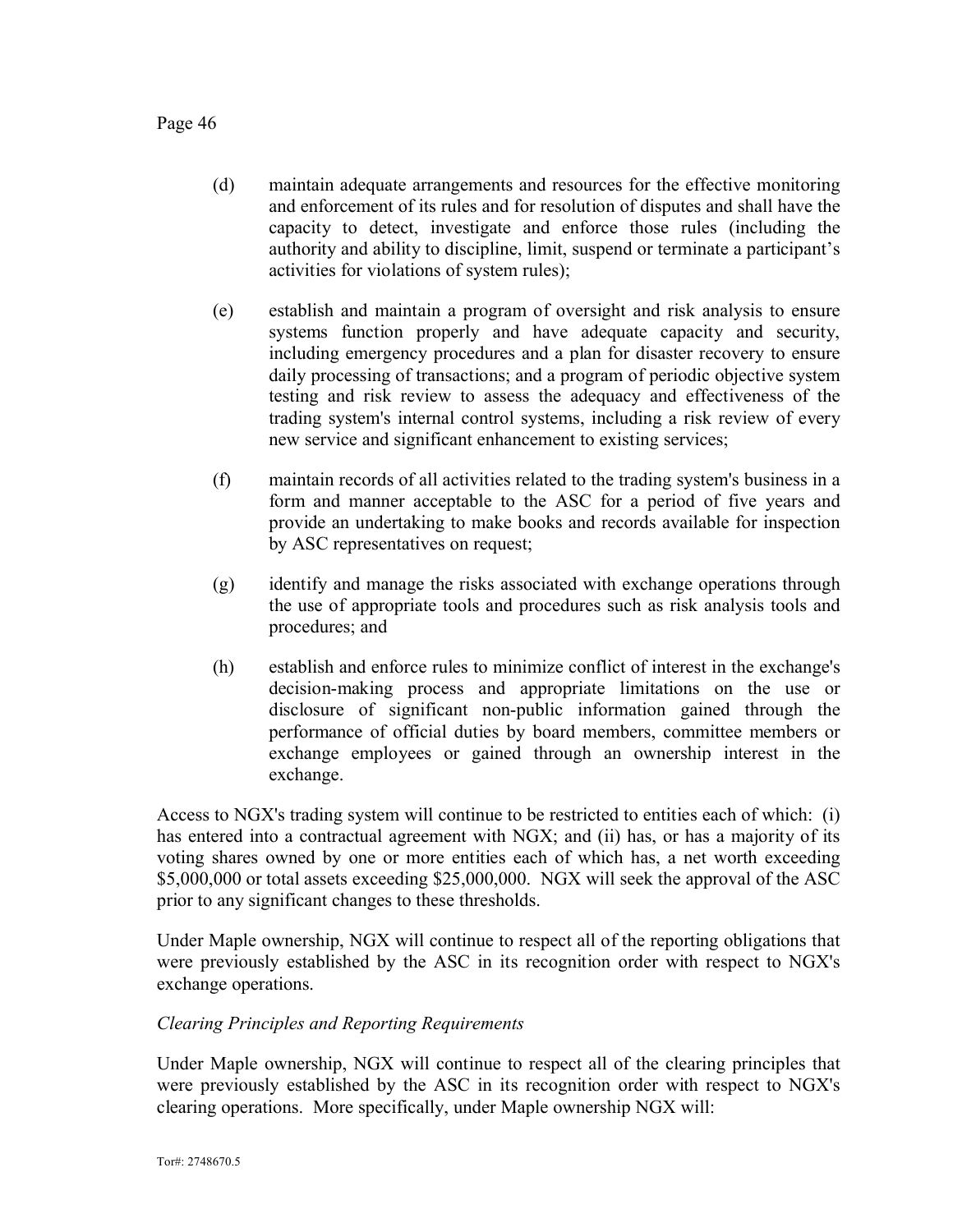(d) maintain adequate arrangements and resources for the effective monitoring and enforcement of its rules and for resolution of disputes and shall have the capacity to detect, investigate and enforce those rules (including the authority and ability to discipline, limit, suspend or terminate a participant's activities for violations of system rules);

(e) establish and maintain a program of oversight and risk analysis to ensure systems function properly and have adequate capacity and security, including emergency procedures and a plan for disaster recovery to ensure daily processing of transactions; and a program of periodic objective system testing and risk review to assess the adequacy and effectiveness of the trading system's internal control systems, including a risk review of every new service and significant enhancement to existing services;

(f) maintain records of all activities related to the trading system's business in a form and manner acceptable to the ASC for a period of five years and provide an undertaking to make books and records available for inspection by ASC representatives on request;

(g) identify and manage the risks associated with exchange operations through the use of appropriate tools and procedures such as risk analysis tools and procedures; and

(h) establish and enforce rules to minimize conflict of interest in the exchange's decision-making process and appropriate limitations on the use or disclosure of significant non-public information gained through the performance of official duties by board members, committee members or exchange employees or gained through an ownership interest in the exchange.

Access to NGX's trading system will continue to be restricted to entities each of which: (i) has entered into a contractual agreement with NGX; and (ii) has, or has a majority of its voting shares owned by one or more entities each of which has, a net worth exceeding $5,000,000 or total assets exceeding $25,000,000. NGX will seek the approval of the ASC prior to any significant changes to these thresholds.

Under Maple ownership, NGX will continue to respect all of the reporting obligations that were previously established by the ASC in its recognition order with respect to NGX's exchange operations.

*Clearing Principles and Reporting Requirements*

Under Maple ownership, NGX will continue to respect all of the clearing principles that were previously established by the ASC in its recognition order with respect to NGX's clearing operations. More specifically, under Maple ownership NGX will: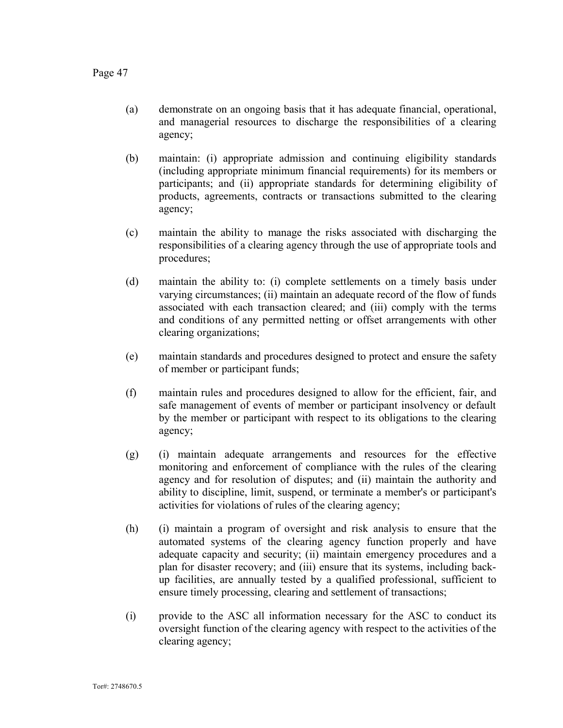(a) demonstrate on an ongoing basis that it has adequate financial, operational, and managerial resources to discharge the responsibilities of a clearing agency;

(b) maintain: (i) appropriate admission and continuing eligibility standards (including appropriate minimum financial requirements) for its members or participants; and (ii) appropriate standards for determining eligibility of products, agreements, contracts or transactions submitted to the clearing agency;

(c) maintain the ability to manage the risks associated with discharging the responsibilities of a clearing agency through the use of appropriate tools and procedures;

(d) maintain the ability to: (i) complete settlements on a timely basis under varying circumstances; (ii) maintain an adequate record of the flow of funds associated with each transaction cleared; and (iii) comply with the terms and conditions of any permitted netting or offset arrangements with other clearing organizations;

(e) maintain standards and procedures designed to protect and ensure the safety of member or participant funds;

(f) maintain rules and procedures designed to allow for the efficient, fair, and safe management of events of member or participant insolvency or default by the member or participant with respect to its obligations to the clearing agency;

(g) (i) maintain adequate arrangements and resources for the effective monitoring and enforcement of compliance with the rules of the clearing agency and for resolution of disputes; and (ii) maintain the authority and ability to discipline, limit, suspend, or terminate a member's or participant's activities for violations of rules of the clearing agency;

(h) (i) maintain a program of oversight and risk analysis to ensure that the automated systems of the clearing agency function properly and have adequate capacity and security; (ii) maintain emergency procedures and a plan for disaster recovery; and (iii) ensure that its systems, including back-up facilities, are annually tested by a qualified professional, sufficient to ensure timely processing, clearing and settlement of transactions;

(i) provide to the ASC all information necessary for the ASC to conduct its oversight function of the clearing agency with respect to the activities of the clearing agency;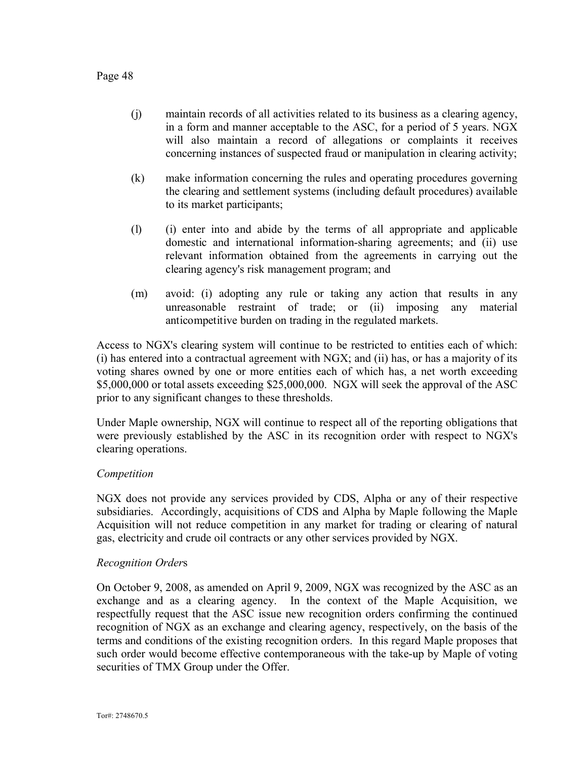(j) maintain records of all activities related to its business as a clearing agency, in a form and manner acceptable to the ASC, for a period of 5 years. NGX will also maintain a record of allegations or complaints it receives concerning instances of suspected fraud or manipulation in clearing activity;

(k) make information concerning the rules and operating procedures governing the clearing and settlement systems (including default procedures) available to its market participants;

(l) (i) enter into and abide by the terms of all appropriate and applicable domestic and international information-sharing agreements; and (ii) use relevant information obtained from the agreements in carrying out the clearing agency's risk management program; and

(m) avoid: (i) adopting any rule or taking any action that results in any unreasonable restraint of trade; or (ii) imposing any material anticompetitive burden on trading in the regulated markets.

Access to NGX's clearing system will continue to be restricted to entities each of which: (i) has entered into a contractual agreement with NGX; and (ii) has, or has a majority of its voting shares owned by one or more entities each of which has, a net worth exceeding $5,000,000 or total assets exceeding $25,000,000. NGX will seek the approval of the ASC prior to any significant changes to these thresholds.

Under Maple ownership, NGX will continue to respect all of the reporting obligations that were previously established by the ASC in its recognition order with respect to NGX's clearing operations.

*Competition*

NGX does not provide any services provided by CDS, Alpha or any of their respective subsidiaries. Accordingly, acquisitions of CDS and Alpha by Maple following the Maple Acquisition will not reduce competition in any market for trading or clearing of natural gas, electricity and crude oil contracts or any other services provided by NGX.

*Recognition Orders*

On October 9, 2008, as amended on April 9, 2009, NGX was recognized by the ASC as an exchange and as a clearing agency. In the context of the Maple Acquisition, we respectfully request that the ASC issue new recognition orders confirming the continued recognition of NGX as an exchange and clearing agency, respectively, on the basis of the terms and conditions of the existing recognition orders. In this regard Maple proposes that such order would become effective contemporaneous with the take-up by Maple of voting securities of TMX Group under the Offer.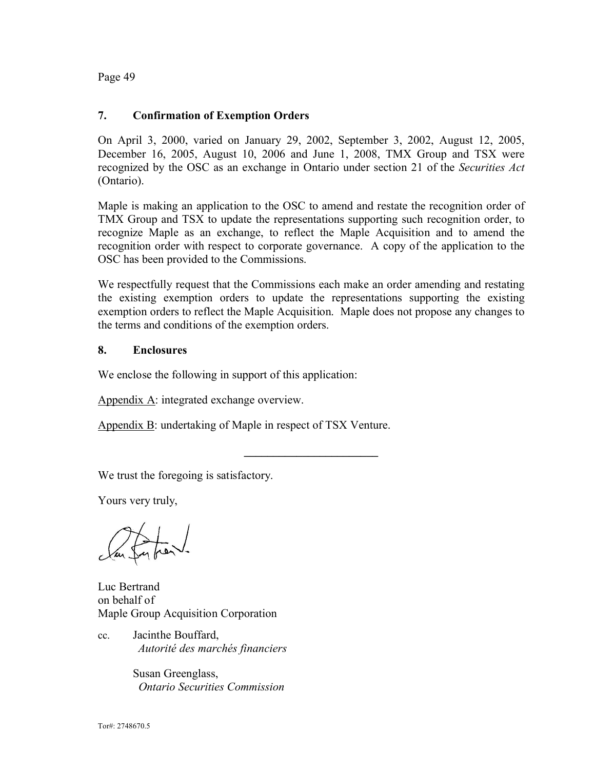## 7. Confirmation of Exemption Orders

On April 3, 2000, varied on January 29, 2002, September 3, 2002, August 12, 2005, December 16, 2005, August 10, 2006 and June 1, 2008, TMX Group and TSX were recognized by the OSC as an exchange in Ontario under section 21 of the *Securities Act* (Ontario).

Maple is making an application to the OSC to amend and restate the recognition order of TMX Group and TSX to update the representations supporting such recognition order, to recognize Maple as an exchange, to reflect the Maple Acquisition and to amend the recognition order with respect to corporate governance. A copy of the application to the OSC has been provided to the Commissions.

We respectfully request that the Commissions each make an order amending and restating the existing exemption orders to update the representations supporting the existing exemption orders to reflect the Maple Acquisition. Maple does not propose any changes to the terms and conditions of the exemption orders.

## 8. Enclosures

We enclose the following in support of this application:

Appendix A: integrated exchange overview.

Appendix B: undertaking of Maple in respect of TSX Venture.

---

We trust the foregoing is satisfactory.

Yours very truly,

Luc Bertrand
on behalf of
Maple Group Acquisition Corporation

cc. Jacinthe Bouffard,
*Autorité des marchés financiers*

Susan Greenglass,
*Ontario Securities Commission*

Tor#: 2748670.5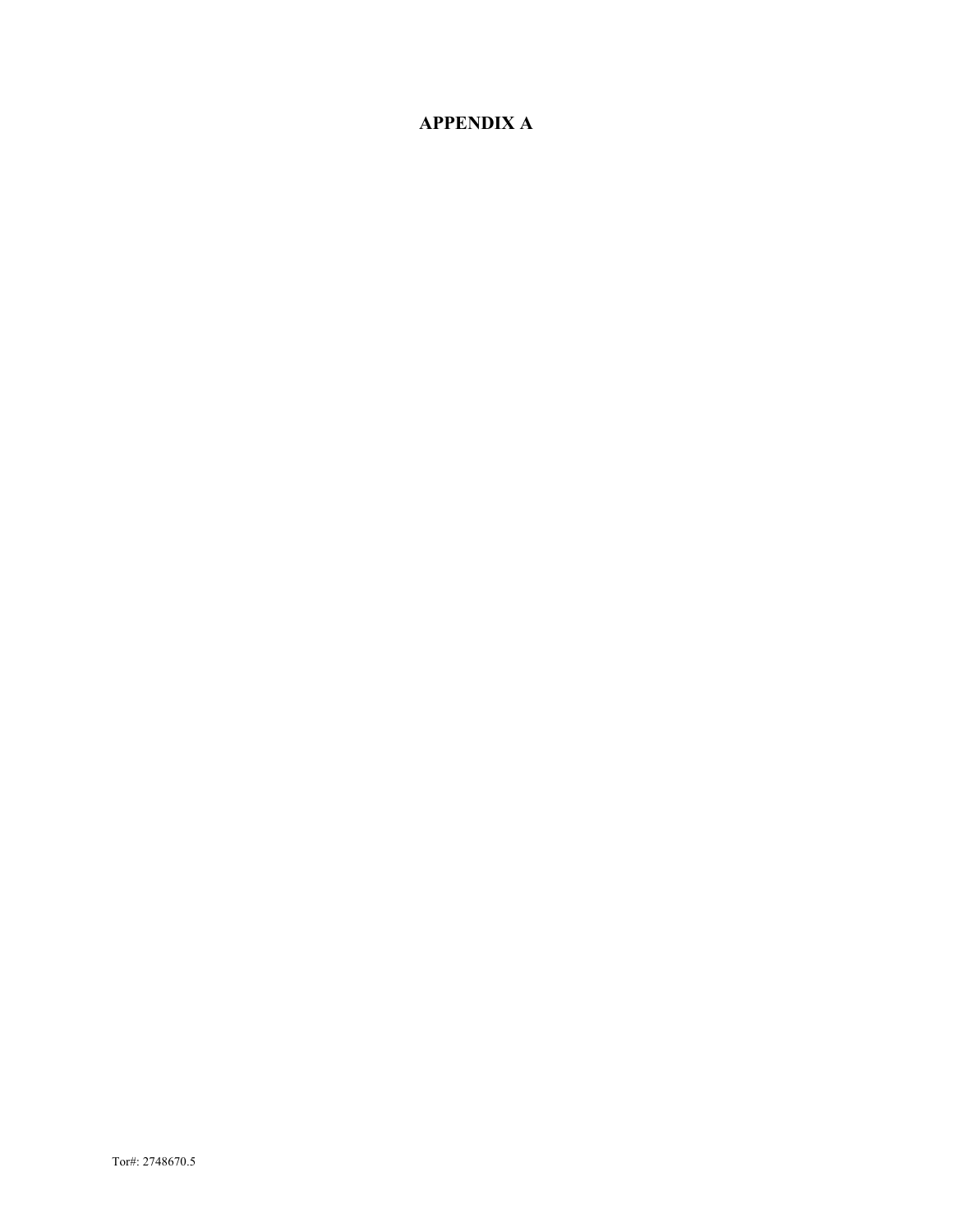# APPENDIX A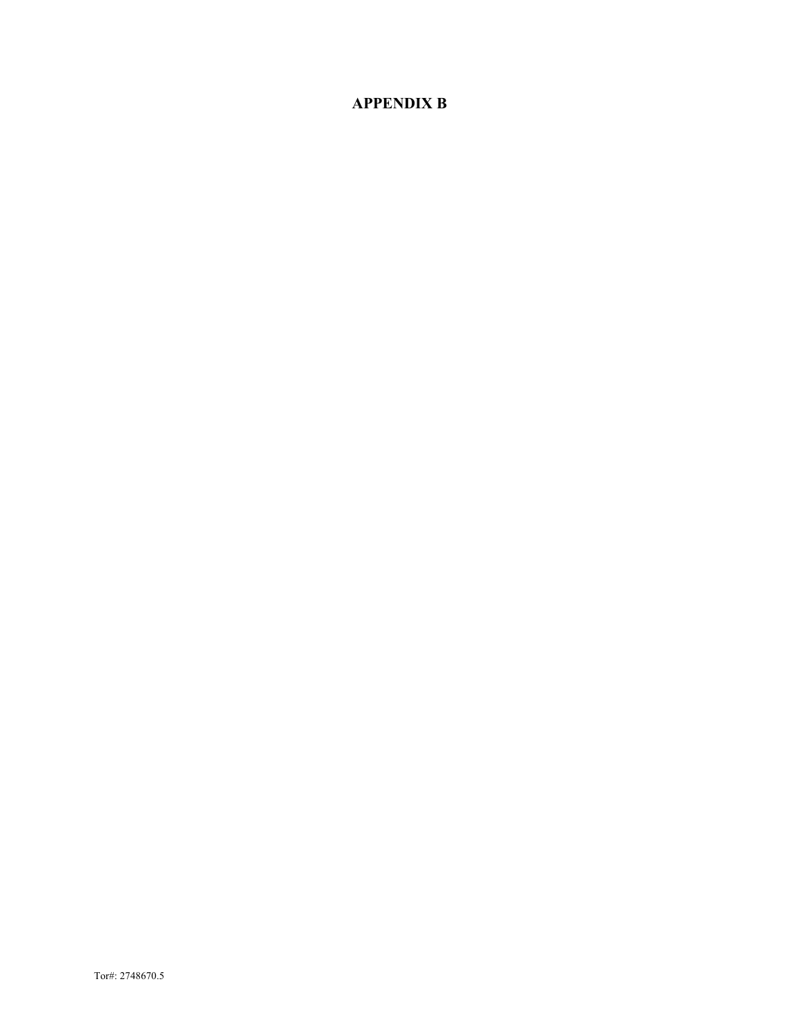# APPENDIX B

Tor#: 2748670.5